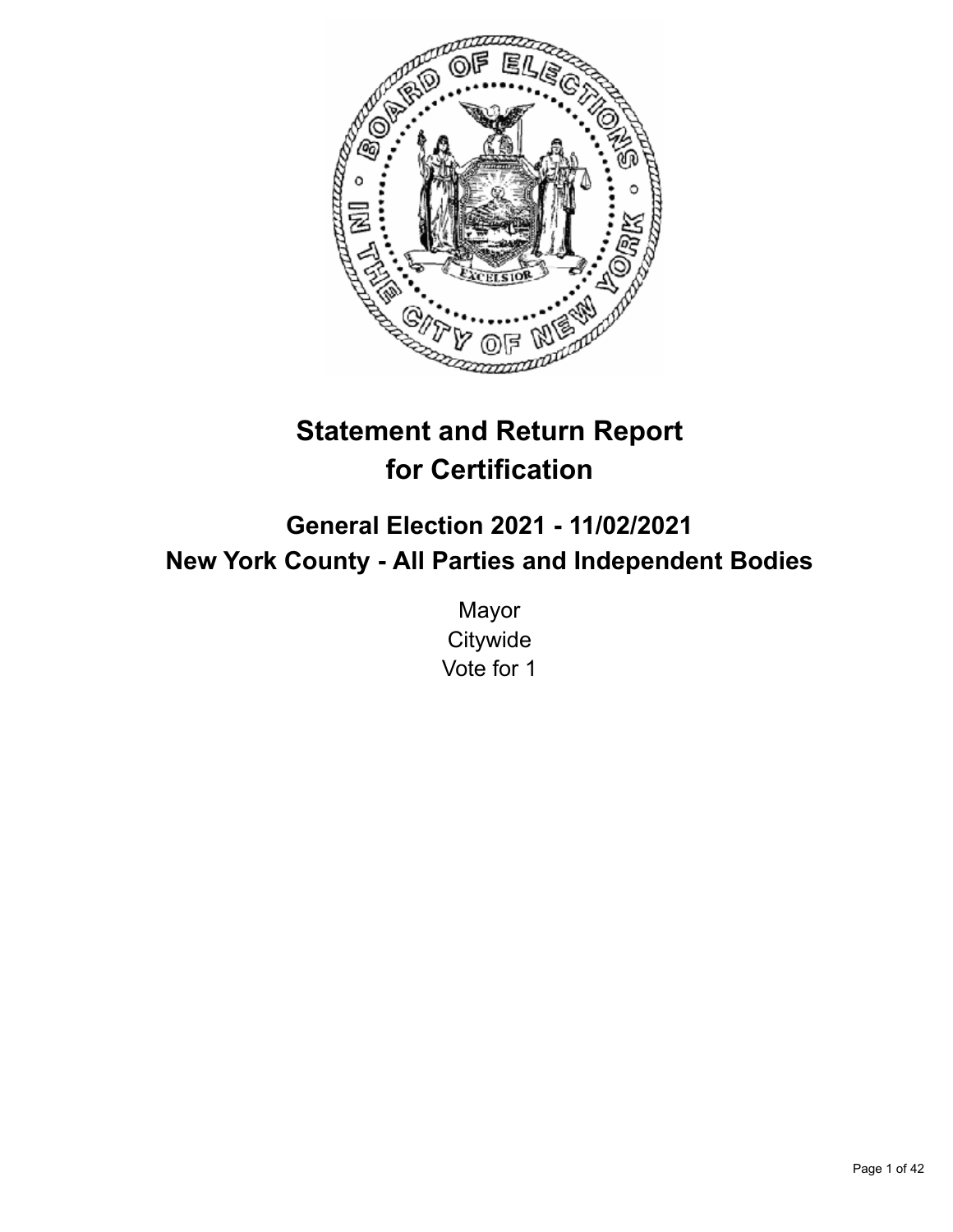# Statement and Return Report for Certification

## General Election 2021 - 11/02/2021
## New York County - All Parties and Independent Bodies

Mayor
Citywide
Vote for 1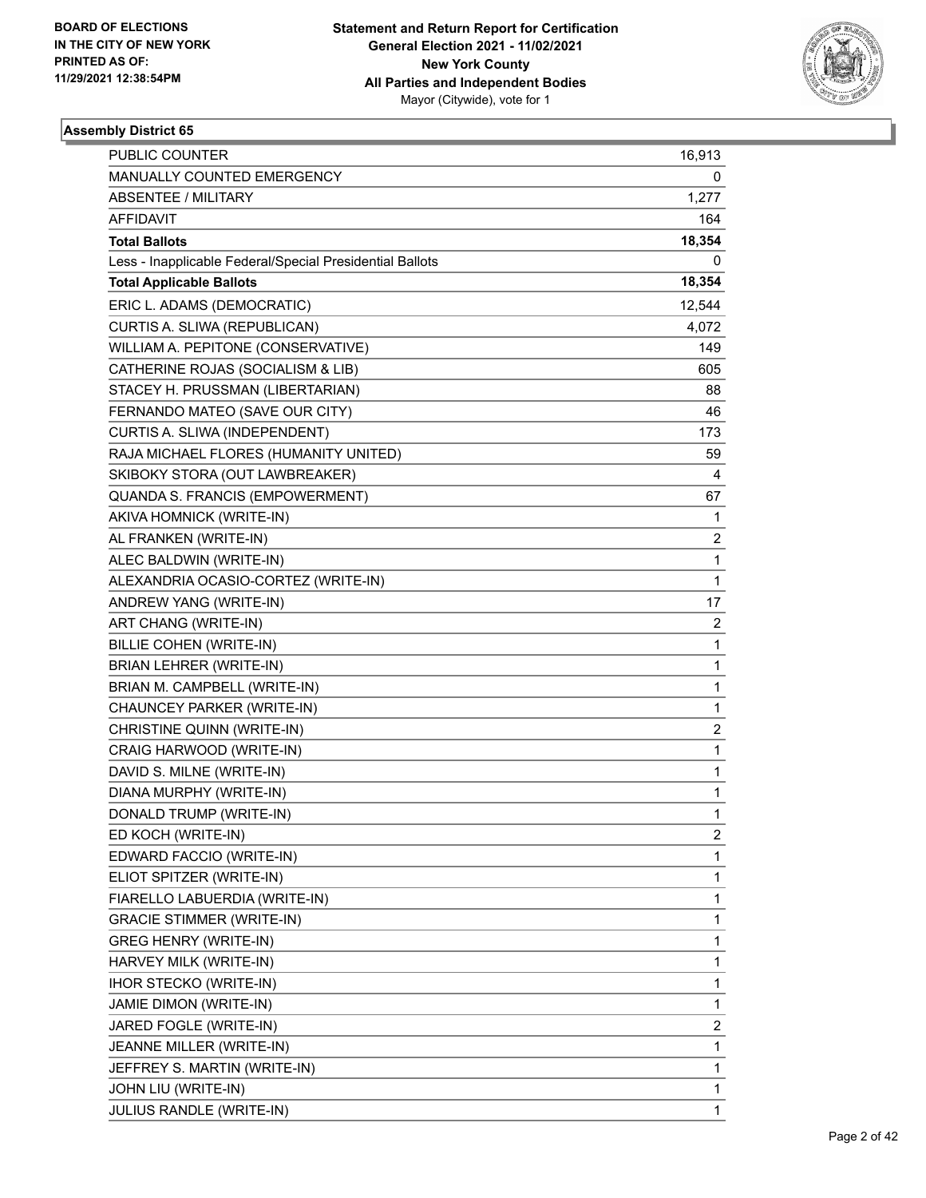**BOARD OF ELECTIONS IN THE CITY OF NEW YORK**
**PRINTED AS OF: 11/29/2021 12:38:54PM**

**Statement and Return Report for Certification**
**General Election 2021 - 11/02/2021**
**New York County**
**All Parties and Independent Bodies**
Mayor (Citywide), vote for 1

## Assembly District 65

| | |
|---|---|
| PUBLIC COUNTER | 16,913 |
| MANUALLY COUNTED EMERGENCY | 0 |
| ABSENTEE / MILITARY | 1,277 |
| AFFIDAVIT | 164 |
| **Total Ballots** | **18,354** |
| Less - Inapplicable Federal/Special Presidential Ballots | 0 |
| **Total Applicable Ballots** | **18,354** |
| ERIC L. ADAMS (DEMOCRATIC) | 12,544 |
| CURTIS A. SLIWA (REPUBLICAN) | 4,072 |
| WILLIAM A. PEPITONE (CONSERVATIVE) | 149 |
| CATHERINE ROJAS (SOCIALISM & LIB) | 605 |
| STACEY H. PRUSSMAN (LIBERTARIAN) | 88 |
| FERNANDO MATEO (SAVE OUR CITY) | 46 |
| CURTIS A. SLIWA (INDEPENDENT) | 173 |
| RAJA MICHAEL FLORES (HUMANITY UNITED) | 59 |
| SKIBOKY STORA (OUT LAWBREAKER) | 4 |
| QUANDA S. FRANCIS (EMPOWERMENT) | 67 |
| AKIVA HOMNICK (WRITE-IN) | 1 |
| AL FRANKEN (WRITE-IN) | 2 |
| ALEC BALDWIN (WRITE-IN) | 1 |
| ALEXANDRIA OCASIO-CORTEZ (WRITE-IN) | 1 |
| ANDREW YANG (WRITE-IN) | 17 |
| ART CHANG (WRITE-IN) | 2 |
| BILLIE COHEN (WRITE-IN) | 1 |
| BRIAN LEHRER (WRITE-IN) | 1 |
| BRIAN M. CAMPBELL (WRITE-IN) | 1 |
| CHAUNCEY PARKER (WRITE-IN) | 1 |
| CHRISTINE QUINN (WRITE-IN) | 2 |
| CRAIG HARWOOD (WRITE-IN) | 1 |
| DAVID S. MILNE (WRITE-IN) | 1 |
| DIANA MURPHY (WRITE-IN) | 1 |
| DONALD TRUMP (WRITE-IN) | 1 |
| ED KOCH (WRITE-IN) | 2 |
| EDWARD FACCIO (WRITE-IN) | 1 |
| ELIOT SPITZER (WRITE-IN) | 1 |
| FIARELLO LABUERDIA (WRITE-IN) | 1 |
| GRACIE STIMMER (WRITE-IN) | 1 |
| GREG HENRY (WRITE-IN) | 1 |
| HARVEY MILK (WRITE-IN) | 1 |
| IHOR STECKO (WRITE-IN) | 1 |
| JAMIE DIMON (WRITE-IN) | 1 |
| JARED FOGLE (WRITE-IN) | 2 |
| JEANNE MILLER (WRITE-IN) | 1 |
| JEFFREY S. MARTIN (WRITE-IN) | 1 |
| JOHN LIU (WRITE-IN) | 1 |
| JULIUS RANDLE (WRITE-IN) | 1 |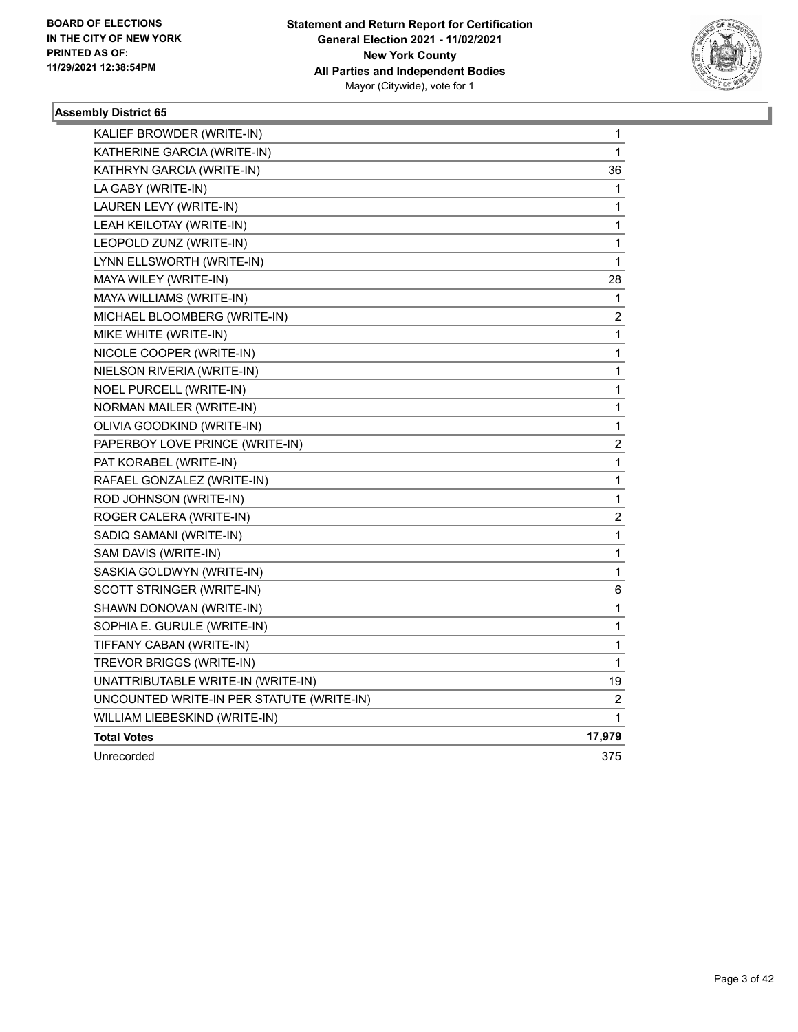**Assembly District 65**

| | |
|---|---|
| KALIEF BROWDER (WRITE-IN) | 1 |
| KATHERINE GARCIA (WRITE-IN) | 1 |
| KATHRYN GARCIA (WRITE-IN) | 36 |
| LA GABY (WRITE-IN) | 1 |
| LAUREN LEVY (WRITE-IN) | 1 |
| LEAH KEILOTAY (WRITE-IN) | 1 |
| LEOPOLD ZUNZ (WRITE-IN) | 1 |
| LYNN ELLSWORTH (WRITE-IN) | 1 |
| MAYA WILEY (WRITE-IN) | 28 |
| MAYA WILLIAMS (WRITE-IN) | 1 |
| MICHAEL BLOOMBERG (WRITE-IN) | 2 |
| MIKE WHITE (WRITE-IN) | 1 |
| NICOLE COOPER (WRITE-IN) | 1 |
| NIELSON RIVERIA (WRITE-IN) | 1 |
| NOEL PURCELL (WRITE-IN) | 1 |
| NORMAN MAILER (WRITE-IN) | 1 |
| OLIVIA GOODKIND (WRITE-IN) | 1 |
| PAPERBOY LOVE PRINCE (WRITE-IN) | 2 |
| PAT KORABEL (WRITE-IN) | 1 |
| RAFAEL GONZALEZ (WRITE-IN) | 1 |
| ROD JOHNSON (WRITE-IN) | 1 |
| ROGER CALERA (WRITE-IN) | 2 |
| SADIQ SAMANI (WRITE-IN) | 1 |
| SAM DAVIS (WRITE-IN) | 1 |
| SASKIA GOLDWYN (WRITE-IN) | 1 |
| SCOTT STRINGER (WRITE-IN) | 6 |
| SHAWN DONOVAN (WRITE-IN) | 1 |
| SOPHIA E. GURULE (WRITE-IN) | 1 |
| TIFFANY CABAN (WRITE-IN) | 1 |
| TREVOR BRIGGS (WRITE-IN) | 1 |
| UNATTRIBUTABLE WRITE-IN (WRITE-IN) | 19 |
| UNCOUNTED WRITE-IN PER STATUTE (WRITE-IN) | 2 |
| WILLIAM LIEBESKIND (WRITE-IN) | 1 |
| **Total Votes** | **17,979** |
| Unrecorded | 375 |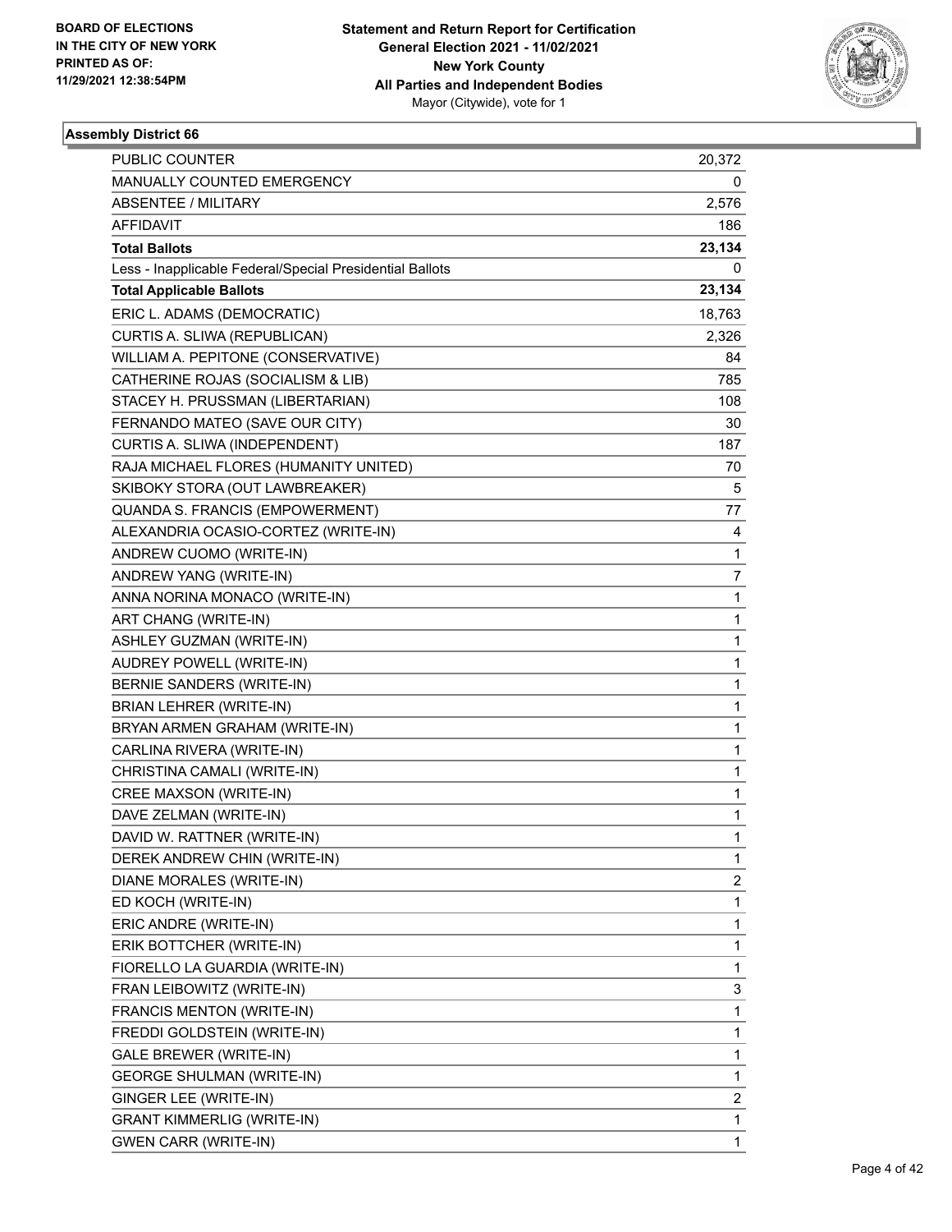BOARD OF ELECTIONS
IN THE CITY OF NEW YORK
PRINTED AS OF:
11/29/2021 12:38:54PM

**Statement and Return Report for Certification**
**General Election 2021 - 11/02/2021**
**New York County**
**All Parties and Independent Bodies**
Mayor (Citywide), vote for 1

## Assembly District 66

| | |
|---|---|
| PUBLIC COUNTER | 20,372 |
| MANUALLY COUNTED EMERGENCY | 0 |
| ABSENTEE / MILITARY | 2,576 |
| AFFIDAVIT | 186 |
| **Total Ballots** | **23,134** |
| Less - Inapplicable Federal/Special Presidential Ballots | 0 |
| **Total Applicable Ballots** | **23,134** |
| ERIC L. ADAMS (DEMOCRATIC) | 18,763 |
| CURTIS A. SLIWA (REPUBLICAN) | 2,326 |
| WILLIAM A. PEPITONE (CONSERVATIVE) | 84 |
| CATHERINE ROJAS (SOCIALISM & LIB) | 785 |
| STACEY H. PRUSSMAN (LIBERTARIAN) | 108 |
| FERNANDO MATEO (SAVE OUR CITY) | 30 |
| CURTIS A. SLIWA (INDEPENDENT) | 187 |
| RAJA MICHAEL FLORES (HUMANITY UNITED) | 70 |
| SKIBOKY STORA (OUT LAWBREAKER) | 5 |
| QUANDA S. FRANCIS (EMPOWERMENT) | 77 |
| ALEXANDRIA OCASIO-CORTEZ (WRITE-IN) | 4 |
| ANDREW CUOMO (WRITE-IN) | 1 |
| ANDREW YANG (WRITE-IN) | 7 |
| ANNA NORINA MONACO (WRITE-IN) | 1 |
| ART CHANG (WRITE-IN) | 1 |
| ASHLEY GUZMAN (WRITE-IN) | 1 |
| AUDREY POWELL (WRITE-IN) | 1 |
| BERNIE SANDERS (WRITE-IN) | 1 |
| BRIAN LEHRER (WRITE-IN) | 1 |
| BRYAN ARMEN GRAHAM (WRITE-IN) | 1 |
| CARLINA RIVERA (WRITE-IN) | 1 |
| CHRISTINA CAMALI (WRITE-IN) | 1 |
| CREE MAXSON (WRITE-IN) | 1 |
| DAVE ZELMAN (WRITE-IN) | 1 |
| DAVID W. RATTNER (WRITE-IN) | 1 |
| DEREK ANDREW CHIN (WRITE-IN) | 1 |
| DIANE MORALES (WRITE-IN) | 2 |
| ED KOCH (WRITE-IN) | 1 |
| ERIC ANDRE (WRITE-IN) | 1 |
| ERIK BOTTCHER (WRITE-IN) | 1 |
| FIORELLO LA GUARDIA (WRITE-IN) | 1 |
| FRAN LEIBOWITZ (WRITE-IN) | 3 |
| FRANCIS MENTON (WRITE-IN) | 1 |
| FREDDI GOLDSTEIN (WRITE-IN) | 1 |
| GALE BREWER (WRITE-IN) | 1 |
| GEORGE SHULMAN (WRITE-IN) | 1 |
| GINGER LEE (WRITE-IN) | 2 |
| GRANT KIMMERLIG (WRITE-IN) | 1 |
| GWEN CARR (WRITE-IN) | 1 |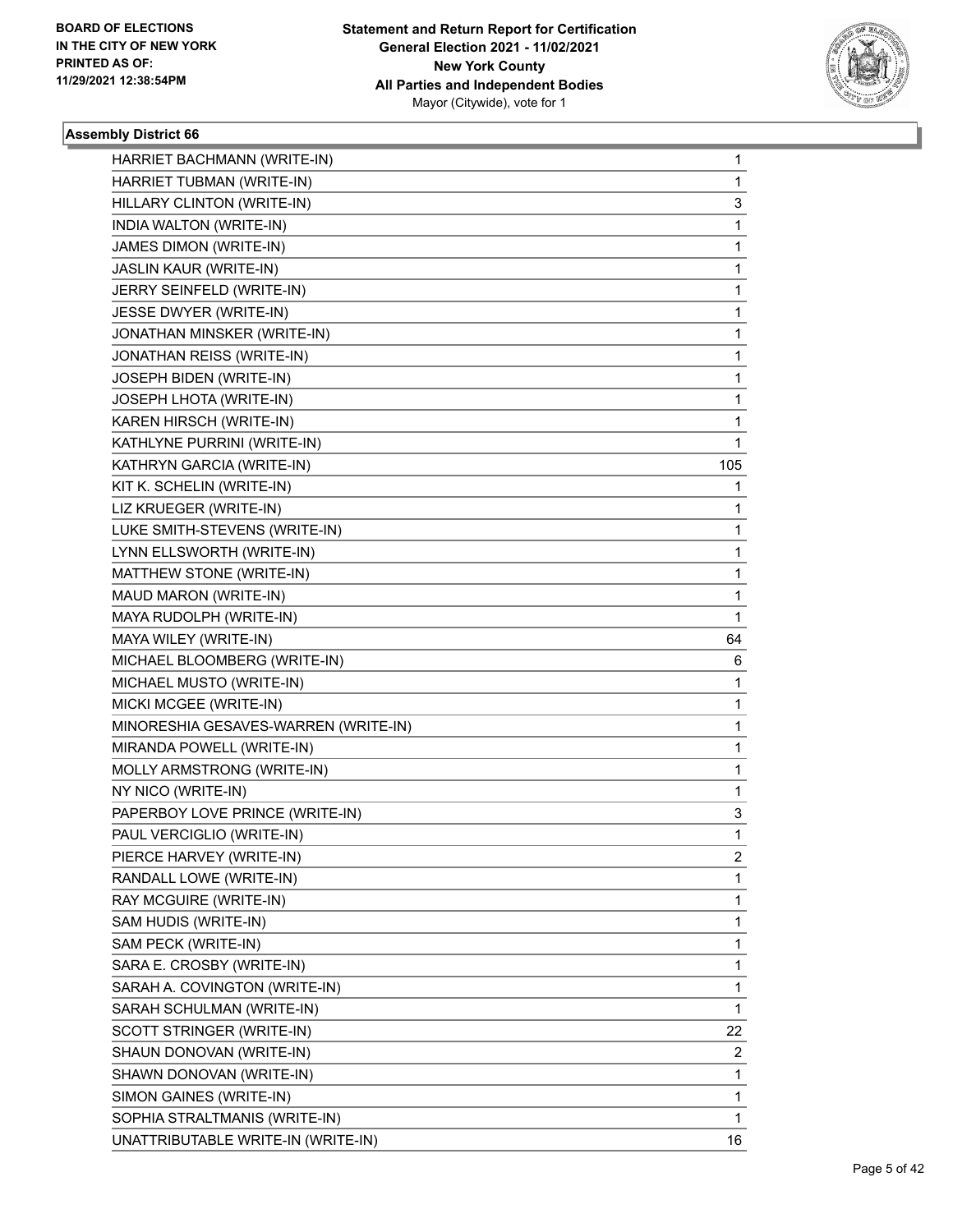## Assembly District 66

| Candidate | Votes |
|---|---|
| HARRIET BACHMANN (WRITE-IN) | 1 |
| HARRIET TUBMAN (WRITE-IN) | 1 |
| HILLARY CLINTON (WRITE-IN) | 3 |
| INDIA WALTON (WRITE-IN) | 1 |
| JAMES DIMON (WRITE-IN) | 1 |
| JASLIN KAUR (WRITE-IN) | 1 |
| JERRY SEINFELD (WRITE-IN) | 1 |
| JESSE DWYER (WRITE-IN) | 1 |
| JONATHAN MINSKER (WRITE-IN) | 1 |
| JONATHAN REISS (WRITE-IN) | 1 |
| JOSEPH BIDEN (WRITE-IN) | 1 |
| JOSEPH LHOTA (WRITE-IN) | 1 |
| KAREN HIRSCH (WRITE-IN) | 1 |
| KATHLYNE PURRINI (WRITE-IN) | 1 |
| KATHRYN GARCIA (WRITE-IN) | 105 |
| KIT K. SCHELIN (WRITE-IN) | 1 |
| LIZ KRUEGER (WRITE-IN) | 1 |
| LUKE SMITH-STEVENS (WRITE-IN) | 1 |
| LYNN ELLSWORTH (WRITE-IN) | 1 |
| MATTHEW STONE (WRITE-IN) | 1 |
| MAUD MARON (WRITE-IN) | 1 |
| MAYA RUDOLPH (WRITE-IN) | 1 |
| MAYA WILEY (WRITE-IN) | 64 |
| MICHAEL BLOOMBERG (WRITE-IN) | 6 |
| MICHAEL MUSTO (WRITE-IN) | 1 |
| MICKI MCGEE (WRITE-IN) | 1 |
| MINORESHIA GESAVES-WARREN (WRITE-IN) | 1 |
| MIRANDA POWELL (WRITE-IN) | 1 |
| MOLLY ARMSTRONG (WRITE-IN) | 1 |
| NY NICO (WRITE-IN) | 1 |
| PAPERBOY LOVE PRINCE (WRITE-IN) | 3 |
| PAUL VERCIGLIO (WRITE-IN) | 1 |
| PIERCE HARVEY (WRITE-IN) | 2 |
| RANDALL LOWE (WRITE-IN) | 1 |
| RAY MCGUIRE (WRITE-IN) | 1 |
| SAM HUDIS (WRITE-IN) | 1 |
| SAM PECK (WRITE-IN) | 1 |
| SARA E. CROSBY (WRITE-IN) | 1 |
| SARAH A. COVINGTON (WRITE-IN) | 1 |
| SARAH SCHULMAN (WRITE-IN) | 1 |
| SCOTT STRINGER (WRITE-IN) | 22 |
| SHAUN DONOVAN (WRITE-IN) | 2 |
| SHAWN DONOVAN (WRITE-IN) | 1 |
| SIMON GAINES (WRITE-IN) | 1 |
| SOPHIA STRALTMANIS (WRITE-IN) | 1 |
| UNATTRIBUTABLE WRITE-IN (WRITE-IN) | 16 |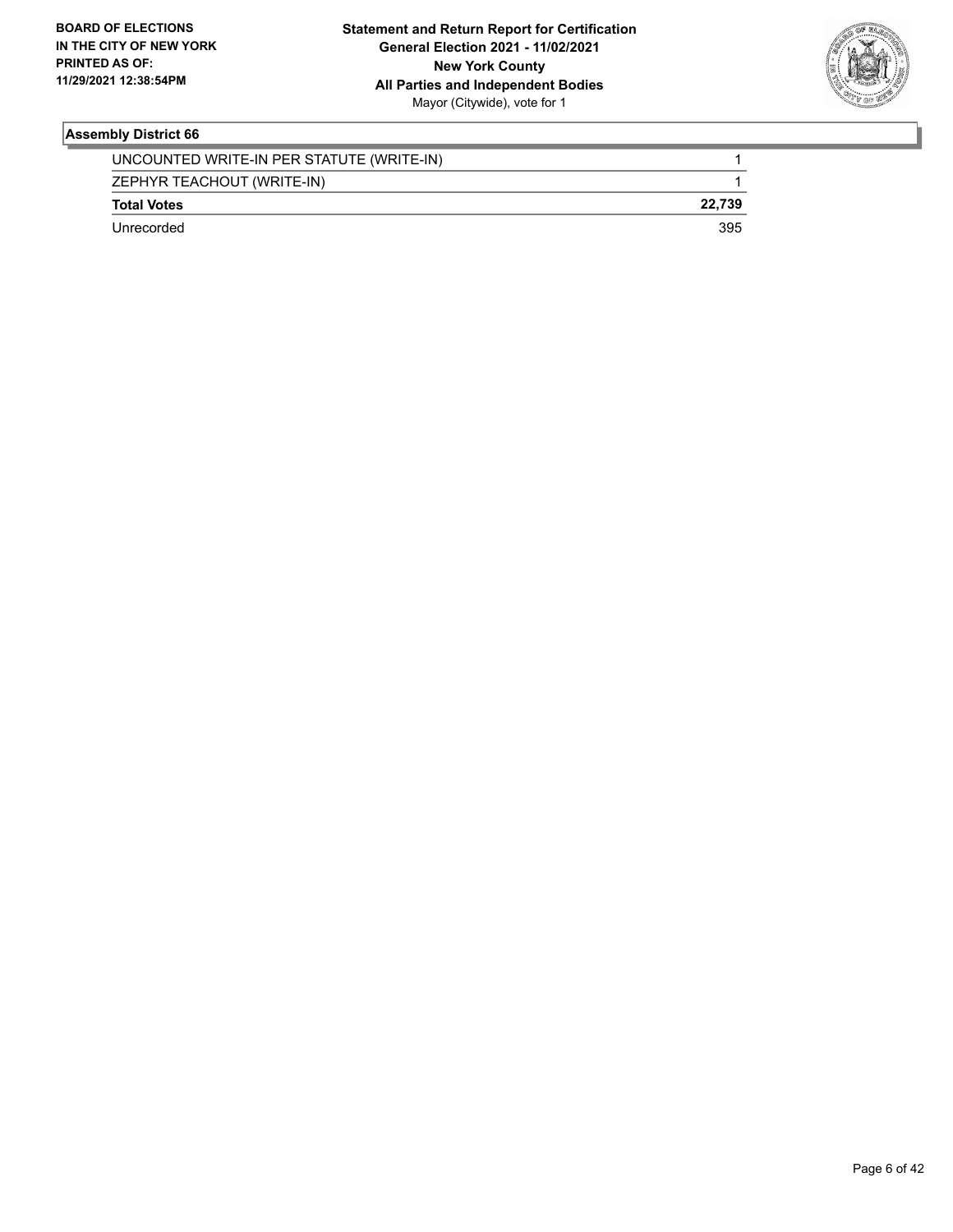## Assembly District 66

| | |
|---|---|
| UNCOUNTED WRITE-IN PER STATUTE (WRITE-IN) | 1 |
| ZEPHYR TEACHOUT (WRITE-IN) | 1 |
| **Total Votes** | **22,739** |
| Unrecorded | 395 |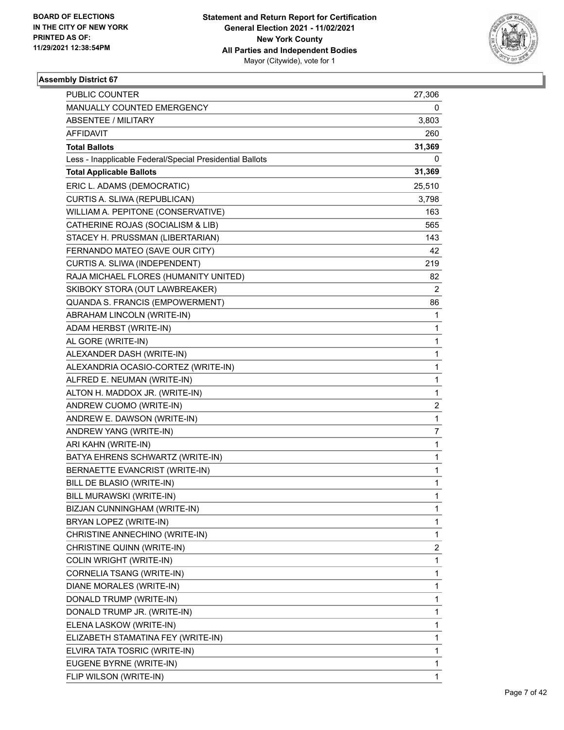BOARD OF ELECTIONS
IN THE CITY OF NEW YORK
PRINTED AS OF:
11/29/2021 12:38:54PM

**Statement and Return Report for Certification**
**General Election 2021 - 11/02/2021**
**New York County**
**All Parties and Independent Bodies**
Mayor (Citywide), vote for 1

## Assembly District 67

| | |
|---|---|
| PUBLIC COUNTER | 27,306 |
| MANUALLY COUNTED EMERGENCY | 0 |
| ABSENTEE / MILITARY | 3,803 |
| AFFIDAVIT | 260 |
| **Total Ballots** | **31,369** |
| Less - Inapplicable Federal/Special Presidential Ballots | 0 |
| **Total Applicable Ballots** | **31,369** |
| ERIC L. ADAMS (DEMOCRATIC) | 25,510 |
| CURTIS A. SLIWA (REPUBLICAN) | 3,798 |
| WILLIAM A. PEPITONE (CONSERVATIVE) | 163 |
| CATHERINE ROJAS (SOCIALISM & LIB) | 565 |
| STACEY H. PRUSSMAN (LIBERTARIAN) | 143 |
| FERNANDO MATEO (SAVE OUR CITY) | 42 |
| CURTIS A. SLIWA (INDEPENDENT) | 219 |
| RAJA MICHAEL FLORES (HUMANITY UNITED) | 82 |
| SKIBOKY STORA (OUT LAWBREAKER) | 2 |
| QUANDA S. FRANCIS (EMPOWERMENT) | 86 |
| ABRAHAM LINCOLN (WRITE-IN) | 1 |
| ADAM HERBST (WRITE-IN) | 1 |
| AL GORE (WRITE-IN) | 1 |
| ALEXANDER DASH (WRITE-IN) | 1 |
| ALEXANDRIA OCASIO-CORTEZ (WRITE-IN) | 1 |
| ALFRED E. NEUMAN (WRITE-IN) | 1 |
| ALTON H. MADDOX JR. (WRITE-IN) | 1 |
| ANDREW CUOMO (WRITE-IN) | 2 |
| ANDREW E. DAWSON (WRITE-IN) | 1 |
| ANDREW YANG (WRITE-IN) | 7 |
| ARI KAHN (WRITE-IN) | 1 |
| BATYA EHRENS SCHWARTZ (WRITE-IN) | 1 |
| BERNAETTE EVANCRIST (WRITE-IN) | 1 |
| BILL DE BLASIO (WRITE-IN) | 1 |
| BILL MURAWSKI (WRITE-IN) | 1 |
| BIZJAN CUNNINGHAM (WRITE-IN) | 1 |
| BRYAN LOPEZ (WRITE-IN) | 1 |
| CHRISTINE ANNECHINO (WRITE-IN) | 1 |
| CHRISTINE QUINN (WRITE-IN) | 2 |
| COLIN WRIGHT (WRITE-IN) | 1 |
| CORNELIA TSANG (WRITE-IN) | 1 |
| DIANE MORALES (WRITE-IN) | 1 |
| DONALD TRUMP (WRITE-IN) | 1 |
| DONALD TRUMP JR. (WRITE-IN) | 1 |
| ELENA LASKOW (WRITE-IN) | 1 |
| ELIZABETH STAMATINA FEY (WRITE-IN) | 1 |
| ELVIRA TATA TOSRIC (WRITE-IN) | 1 |
| EUGENE BYRNE (WRITE-IN) | 1 |
| FLIP WILSON (WRITE-IN) | 1 |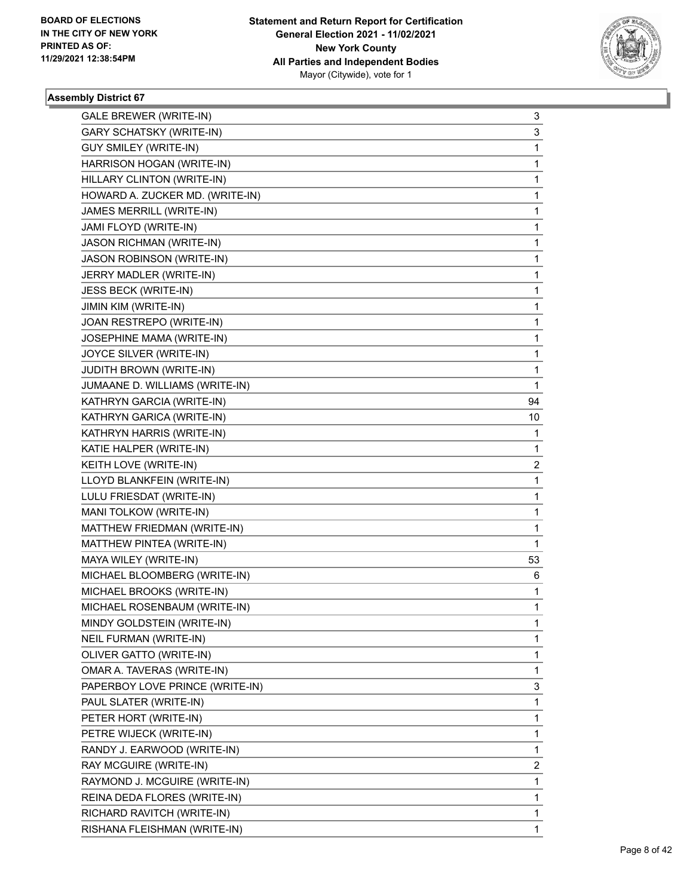## Assembly District 67

| | |
|---|---|
| GALE BREWER (WRITE-IN) | 3 |
| GARY SCHATSKY (WRITE-IN) | 3 |
| GUY SMILEY (WRITE-IN) | 1 |
| HARRISON HOGAN (WRITE-IN) | 1 |
| HILLARY CLINTON (WRITE-IN) | 1 |
| HOWARD A. ZUCKER MD. (WRITE-IN) | 1 |
| JAMES MERRILL (WRITE-IN) | 1 |
| JAMI FLOYD (WRITE-IN) | 1 |
| JASON RICHMAN (WRITE-IN) | 1 |
| JASON ROBINSON (WRITE-IN) | 1 |
| JERRY MADLER (WRITE-IN) | 1 |
| JESS BECK (WRITE-IN) | 1 |
| JIMIN KIM (WRITE-IN) | 1 |
| JOAN RESTREPO (WRITE-IN) | 1 |
| JOSEPHINE MAMA (WRITE-IN) | 1 |
| JOYCE SILVER (WRITE-IN) | 1 |
| JUDITH BROWN (WRITE-IN) | 1 |
| JUMAANE D. WILLIAMS (WRITE-IN) | 1 |
| KATHRYN GARCIA (WRITE-IN) | 94 |
| KATHRYN GARICA (WRITE-IN) | 10 |
| KATHRYN HARRIS (WRITE-IN) | 1 |
| KATIE HALPER (WRITE-IN) | 1 |
| KEITH LOVE (WRITE-IN) | 2 |
| LLOYD BLANKFEIN (WRITE-IN) | 1 |
| LULU FRIESDAT (WRITE-IN) | 1 |
| MANI TOLKOW (WRITE-IN) | 1 |
| MATTHEW FRIEDMAN (WRITE-IN) | 1 |
| MATTHEW PINTEA (WRITE-IN) | 1 |
| MAYA WILEY (WRITE-IN) | 53 |
| MICHAEL BLOOMBERG (WRITE-IN) | 6 |
| MICHAEL BROOKS (WRITE-IN) | 1 |
| MICHAEL ROSENBAUM (WRITE-IN) | 1 |
| MINDY GOLDSTEIN (WRITE-IN) | 1 |
| NEIL FURMAN (WRITE-IN) | 1 |
| OLIVER GATTO (WRITE-IN) | 1 |
| OMAR A. TAVERAS (WRITE-IN) | 1 |
| PAPERBOY LOVE PRINCE (WRITE-IN) | 3 |
| PAUL SLATER (WRITE-IN) | 1 |
| PETER HORT (WRITE-IN) | 1 |
| PETRE WIJECK (WRITE-IN) | 1 |
| RANDY J. EARWOOD (WRITE-IN) | 1 |
| RAY MCGUIRE (WRITE-IN) | 2 |
| RAYMOND J. MCGUIRE (WRITE-IN) | 1 |
| REINA DEDA FLORES (WRITE-IN) | 1 |
| RICHARD RAVITCH (WRITE-IN) | 1 |
| RISHANA FLEISHMAN (WRITE-IN) | 1 |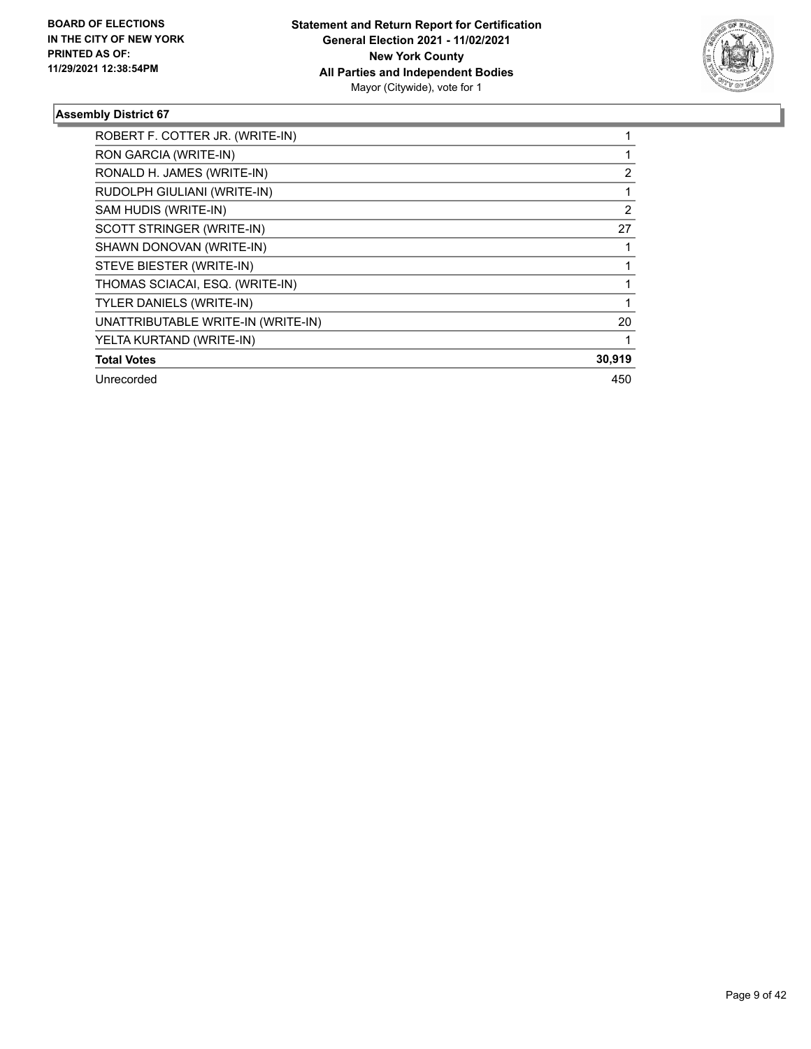**BOARD OF ELECTIONS IN THE CITY OF NEW YORK PRINTED AS OF: 11/29/2021 12:38:54PM**

**Statement and Return Report for Certification General Election 2021 - 11/02/2021 New York County All Parties and Independent Bodies**
Mayor (Citywide), vote for 1

### Assembly District 67

| | |
|---|---|
| ROBERT F. COTTER JR. (WRITE-IN) | 1 |
| RON GARCIA (WRITE-IN) | 1 |
| RONALD H. JAMES (WRITE-IN) | 2 |
| RUDOLPH GIULIANI (WRITE-IN) | 1 |
| SAM HUDIS (WRITE-IN) | 2 |
| SCOTT STRINGER (WRITE-IN) | 27 |
| SHAWN DONOVAN (WRITE-IN) | 1 |
| STEVE BIESTER (WRITE-IN) | 1 |
| THOMAS SCIACAI, ESQ. (WRITE-IN) | 1 |
| TYLER DANIELS (WRITE-IN) | 1 |
| UNATTRIBUTABLE WRITE-IN (WRITE-IN) | 20 |
| YELTA KURTAND (WRITE-IN) | 1 |
| **Total Votes** | **30,919** |
| Unrecorded | 450 |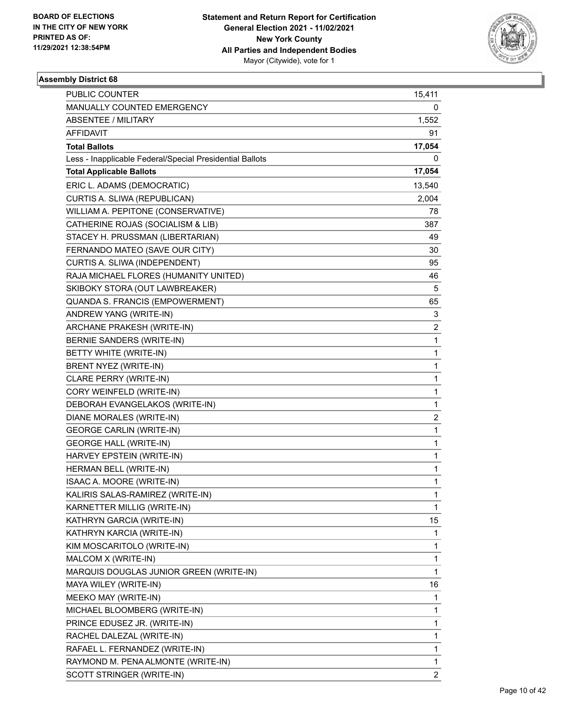BOARD OF ELECTIONS
IN THE CITY OF NEW YORK
PRINTED AS OF:
11/29/2021 12:38:54PM

**Statement and Return Report for Certification**
**General Election 2021 - 11/02/2021**
**New York County**
**All Parties and Independent Bodies**
Mayor (Citywide), vote for 1

### Assembly District 68

| | |
|---|---|
| PUBLIC COUNTER | 15,411 |
| MANUALLY COUNTED EMERGENCY | 0 |
| ABSENTEE / MILITARY | 1,552 |
| AFFIDAVIT | 91 |
| **Total Ballots** | **17,054** |
| Less - Inapplicable Federal/Special Presidential Ballots | 0 |
| **Total Applicable Ballots** | **17,054** |
| ERIC L. ADAMS (DEMOCRATIC) | 13,540 |
| CURTIS A. SLIWA (REPUBLICAN) | 2,004 |
| WILLIAM A. PEPITONE (CONSERVATIVE) | 78 |
| CATHERINE ROJAS (SOCIALISM & LIB) | 387 |
| STACEY H. PRUSSMAN (LIBERTARIAN) | 49 |
| FERNANDO MATEO (SAVE OUR CITY) | 30 |
| CURTIS A. SLIWA (INDEPENDENT) | 95 |
| RAJA MICHAEL FLORES (HUMANITY UNITED) | 46 |
| SKIBOKY STORA (OUT LAWBREAKER) | 5 |
| QUANDA S. FRANCIS (EMPOWERMENT) | 65 |
| ANDREW YANG (WRITE-IN) | 3 |
| ARCHANE PRAKESH (WRITE-IN) | 2 |
| BERNIE SANDERS (WRITE-IN) | 1 |
| BETTY WHITE (WRITE-IN) | 1 |
| BRENT NYEZ (WRITE-IN) | 1 |
| CLARE PERRY (WRITE-IN) | 1 |
| CORY WEINFELD (WRITE-IN) | 1 |
| DEBORAH EVANGELAKOS (WRITE-IN) | 1 |
| DIANE MORALES (WRITE-IN) | 2 |
| GEORGE CARLIN (WRITE-IN) | 1 |
| GEORGE HALL (WRITE-IN) | 1 |
| HARVEY EPSTEIN (WRITE-IN) | 1 |
| HERMAN BELL (WRITE-IN) | 1 |
| ISAAC A. MOORE (WRITE-IN) | 1 |
| KALIRIS SALAS-RAMIREZ (WRITE-IN) | 1 |
| KARNETTER MILLIG (WRITE-IN) | 1 |
| KATHRYN GARCIA (WRITE-IN) | 15 |
| KATHRYN KARCIA (WRITE-IN) | 1 |
| KIM MOSCARITOLO (WRITE-IN) | 1 |
| MALCOM X (WRITE-IN) | 1 |
| MARQUIS DOUGLAS JUNIOR GREEN (WRITE-IN) | 1 |
| MAYA WILEY (WRITE-IN) | 16 |
| MEEKO MAY (WRITE-IN) | 1 |
| MICHAEL BLOOMBERG (WRITE-IN) | 1 |
| PRINCE EDUSEZ JR. (WRITE-IN) | 1 |
| RACHEL DALEZAL (WRITE-IN) | 1 |
| RAFAEL L. FERNANDEZ (WRITE-IN) | 1 |
| RAYMOND M. PENA ALMONTE (WRITE-IN) | 1 |
| SCOTT STRINGER (WRITE-IN) | 2 |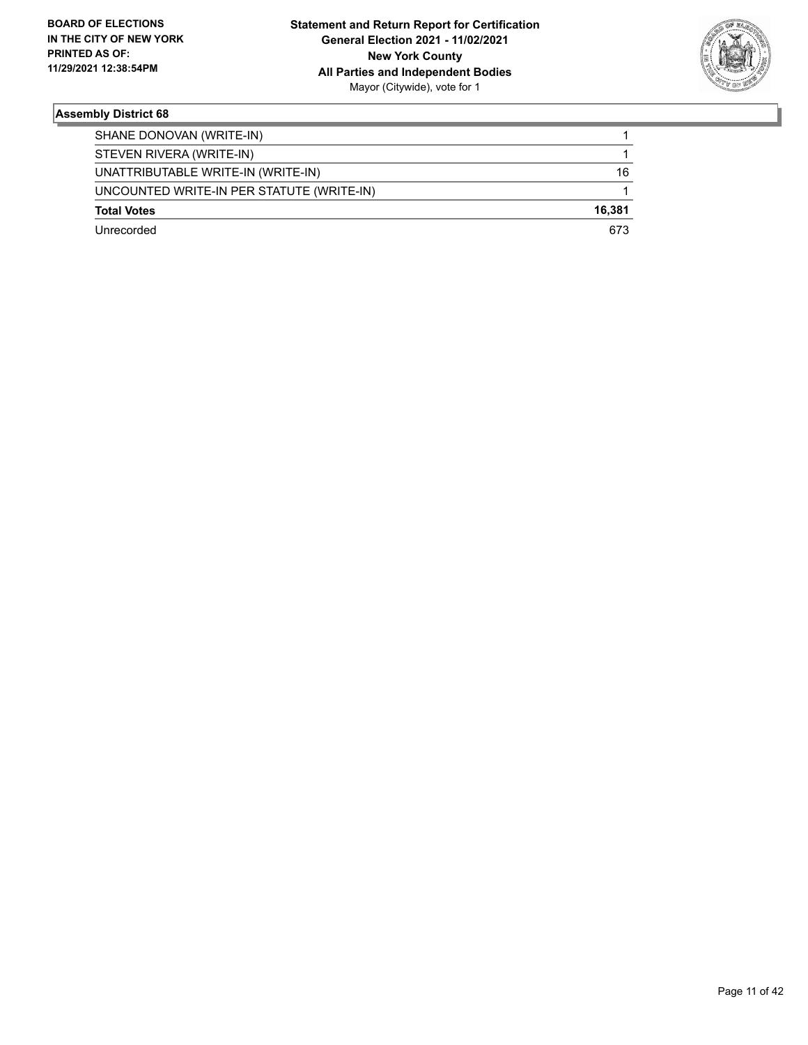**BOARD OF ELECTIONS IN THE CITY OF NEW YORK PRINTED AS OF: 11/29/2021 12:38:54PM**

**Statement and Return Report for Certification General Election 2021 - 11/02/2021 New York County All Parties and Independent Bodies**
Mayor (Citywide), vote for 1

## Assembly District 68

| | |
|---|---|
| SHANE DONOVAN (WRITE-IN) | 1 |
| STEVEN RIVERA (WRITE-IN) | 1 |
| UNATTRIBUTABLE WRITE-IN (WRITE-IN) | 16 |
| UNCOUNTED WRITE-IN PER STATUTE (WRITE-IN) | 1 |
| **Total Votes** | **16,381** |
| Unrecorded | 673 |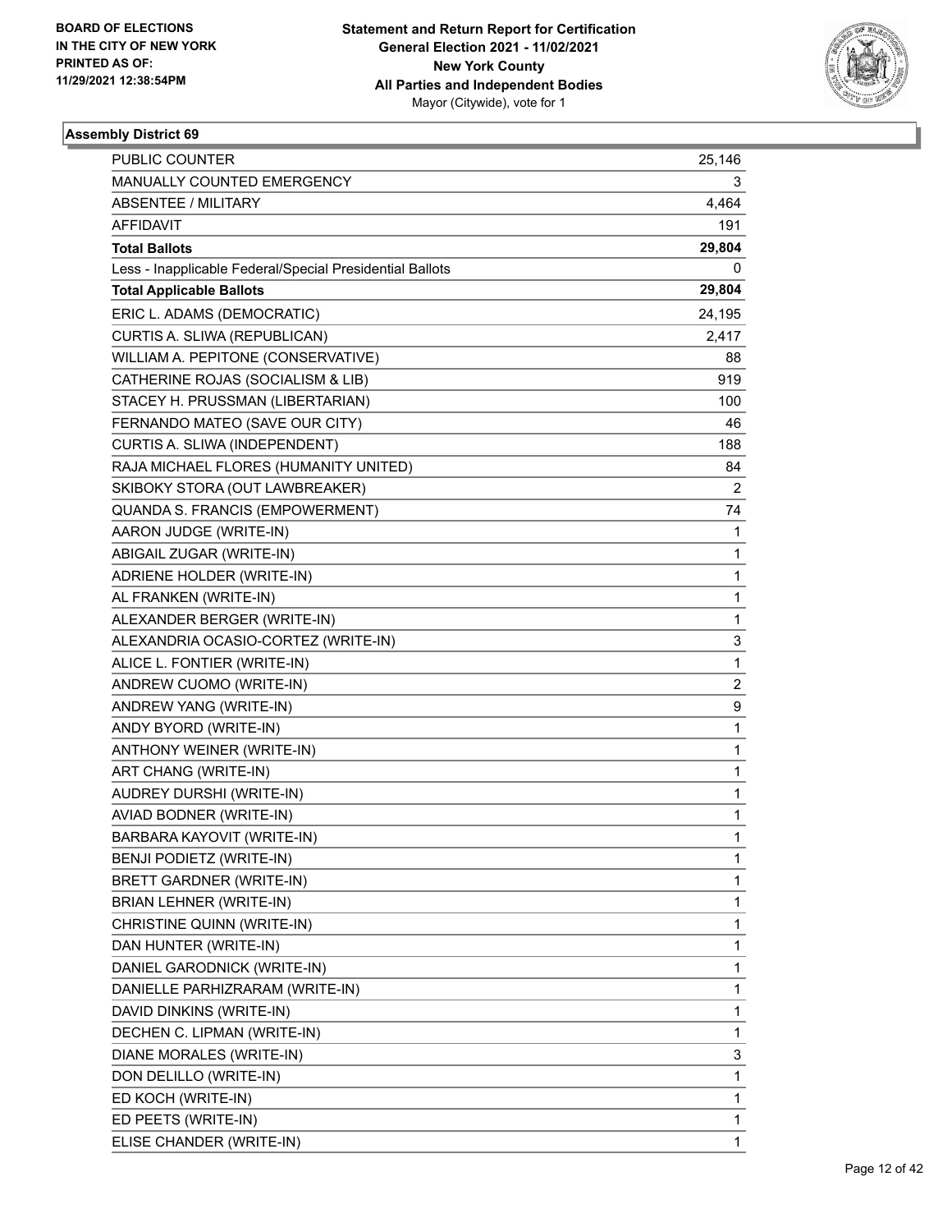**BOARD OF ELECTIONS IN THE CITY OF NEW YORK PRINTED AS OF: 11/29/2021 12:38:54PM**

**Statement and Return Report for Certification General Election 2021 - 11/02/2021 New York County All Parties and Independent Bodies** Mayor (Citywide), vote for 1

### Assembly District 69

| | |
|---|---|
| PUBLIC COUNTER | 25,146 |
| MANUALLY COUNTED EMERGENCY | 3 |
| ABSENTEE / MILITARY | 4,464 |
| AFFIDAVIT | 191 |
| **Total Ballots** | **29,804** |
| Less - Inapplicable Federal/Special Presidential Ballots | 0 |
| **Total Applicable Ballots** | **29,804** |
| ERIC L. ADAMS (DEMOCRATIC) | 24,195 |
| CURTIS A. SLIWA (REPUBLICAN) | 2,417 |
| WILLIAM A. PEPITONE (CONSERVATIVE) | 88 |
| CATHERINE ROJAS (SOCIALISM & LIB) | 919 |
| STACEY H. PRUSSMAN (LIBERTARIAN) | 100 |
| FERNANDO MATEO (SAVE OUR CITY) | 46 |
| CURTIS A. SLIWA (INDEPENDENT) | 188 |
| RAJA MICHAEL FLORES (HUMANITY UNITED) | 84 |
| SKIBOKY STORA (OUT LAWBREAKER) | 2 |
| QUANDA S. FRANCIS (EMPOWERMENT) | 74 |
| AARON JUDGE (WRITE-IN) | 1 |
| ABIGAIL ZUGAR (WRITE-IN) | 1 |
| ADRIENE HOLDER (WRITE-IN) | 1 |
| AL FRANKEN (WRITE-IN) | 1 |
| ALEXANDER BERGER (WRITE-IN) | 1 |
| ALEXANDRIA OCASIO-CORTEZ (WRITE-IN) | 3 |
| ALICE L. FONTIER (WRITE-IN) | 1 |
| ANDREW CUOMO (WRITE-IN) | 2 |
| ANDREW YANG (WRITE-IN) | 9 |
| ANDY BYORD (WRITE-IN) | 1 |
| ANTHONY WEINER (WRITE-IN) | 1 |
| ART CHANG (WRITE-IN) | 1 |
| AUDREY DURSHI (WRITE-IN) | 1 |
| AVIAD BODNER (WRITE-IN) | 1 |
| BARBARA KAYOVIT (WRITE-IN) | 1 |
| BENJI PODIETZ (WRITE-IN) | 1 |
| BRETT GARDNER (WRITE-IN) | 1 |
| BRIAN LEHNER (WRITE-IN) | 1 |
| CHRISTINE QUINN (WRITE-IN) | 1 |
| DAN HUNTER (WRITE-IN) | 1 |
| DANIEL GARODNICK (WRITE-IN) | 1 |
| DANIELLE PARHIZRARAM (WRITE-IN) | 1 |
| DAVID DINKINS (WRITE-IN) | 1 |
| DECHEN C. LIPMAN (WRITE-IN) | 1 |
| DIANE MORALES (WRITE-IN) | 3 |
| DON DELILLO (WRITE-IN) | 1 |
| ED KOCH (WRITE-IN) | 1 |
| ED PEETS (WRITE-IN) | 1 |
| ELISE CHANDER (WRITE-IN) | 1 |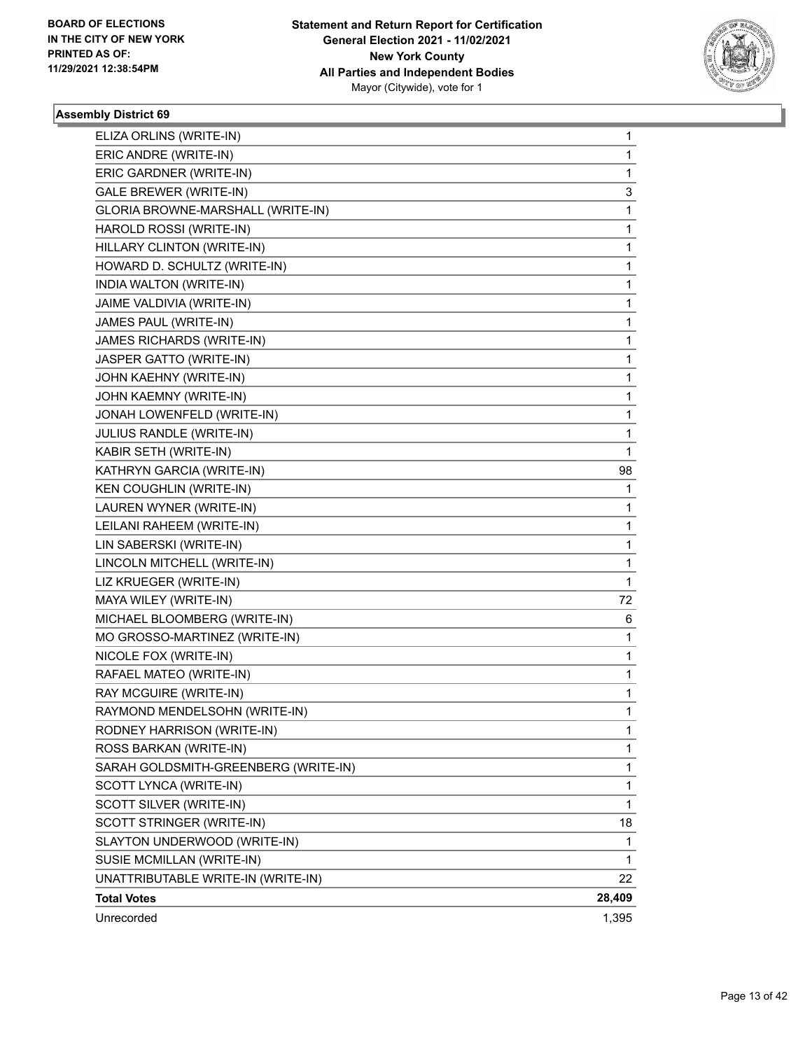## Assembly District 69

| Candidate | Votes |
|---|---|
| ELIZA ORLINS (WRITE-IN) | 1 |
| ERIC ANDRE (WRITE-IN) | 1 |
| ERIC GARDNER (WRITE-IN) | 1 |
| GALE BREWER (WRITE-IN) | 3 |
| GLORIA BROWNE-MARSHALL (WRITE-IN) | 1 |
| HAROLD ROSSI (WRITE-IN) | 1 |
| HILLARY CLINTON (WRITE-IN) | 1 |
| HOWARD D. SCHULTZ (WRITE-IN) | 1 |
| INDIA WALTON (WRITE-IN) | 1 |
| JAIME VALDIVIA (WRITE-IN) | 1 |
| JAMES PAUL (WRITE-IN) | 1 |
| JAMES RICHARDS (WRITE-IN) | 1 |
| JASPER GATTO (WRITE-IN) | 1 |
| JOHN KAEHNY (WRITE-IN) | 1 |
| JOHN KAEMNY (WRITE-IN) | 1 |
| JONAH LOWENFELD (WRITE-IN) | 1 |
| JULIUS RANDLE (WRITE-IN) | 1 |
| KABIR SETH (WRITE-IN) | 1 |
| KATHRYN GARCIA (WRITE-IN) | 98 |
| KEN COUGHLIN (WRITE-IN) | 1 |
| LAUREN WYNER (WRITE-IN) | 1 |
| LEILANI RAHEEM (WRITE-IN) | 1 |
| LIN SABERSKI (WRITE-IN) | 1 |
| LINCOLN MITCHELL (WRITE-IN) | 1 |
| LIZ KRUEGER (WRITE-IN) | 1 |
| MAYA WILEY (WRITE-IN) | 72 |
| MICHAEL BLOOMBERG (WRITE-IN) | 6 |
| MO GROSSO-MARTINEZ (WRITE-IN) | 1 |
| NICOLE FOX (WRITE-IN) | 1 |
| RAFAEL MATEO (WRITE-IN) | 1 |
| RAY MCGUIRE (WRITE-IN) | 1 |
| RAYMOND MENDELSOHN (WRITE-IN) | 1 |
| RODNEY HARRISON (WRITE-IN) | 1 |
| ROSS BARKAN (WRITE-IN) | 1 |
| SARAH GOLDSMITH-GREENBERG (WRITE-IN) | 1 |
| SCOTT LYNCA (WRITE-IN) | 1 |
| SCOTT SILVER (WRITE-IN) | 1 |
| SCOTT STRINGER (WRITE-IN) | 18 |
| SLAYTON UNDERWOOD (WRITE-IN) | 1 |
| SUSIE MCMILLAN (WRITE-IN) | 1 |
| UNATTRIBUTABLE WRITE-IN (WRITE-IN) | 22 |
| **Total Votes** | **28,409** |
| Unrecorded | 1,395 |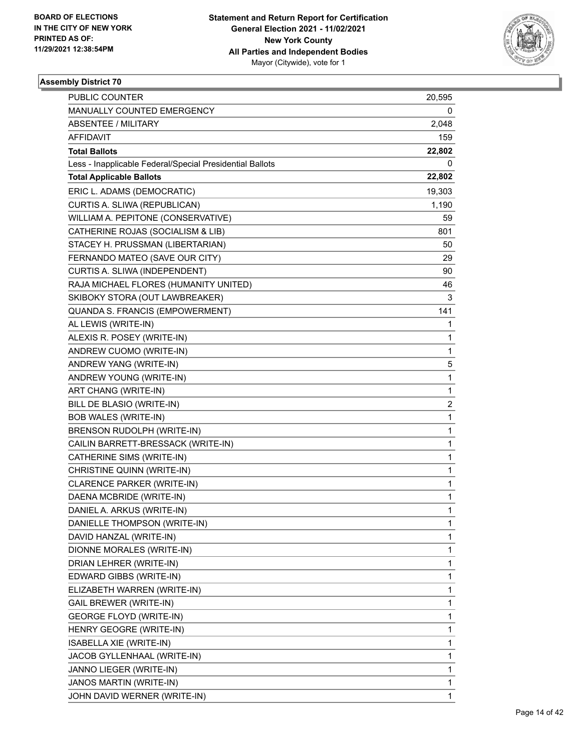**BOARD OF ELECTIONS IN THE CITY OF NEW YORK PRINTED AS OF: 11/29/2021 12:38:54PM**

**Statement and Return Report for Certification**
**General Election 2021 - 11/02/2021**
**New York County**
**All Parties and Independent Bodies**
Mayor (Citywide), vote for 1

## Assembly District 70

| | |
|---|---|
| PUBLIC COUNTER | 20,595 |
| MANUALLY COUNTED EMERGENCY | 0 |
| ABSENTEE / MILITARY | 2,048 |
| AFFIDAVIT | 159 |
| **Total Ballots** | **22,802** |
| Less - Inapplicable Federal/Special Presidential Ballots | 0 |
| **Total Applicable Ballots** | **22,802** |
| ERIC L. ADAMS (DEMOCRATIC) | 19,303 |
| CURTIS A. SLIWA (REPUBLICAN) | 1,190 |
| WILLIAM A. PEPITONE (CONSERVATIVE) | 59 |
| CATHERINE ROJAS (SOCIALISM & LIB) | 801 |
| STACEY H. PRUSSMAN (LIBERTARIAN) | 50 |
| FERNANDO MATEO (SAVE OUR CITY) | 29 |
| CURTIS A. SLIWA (INDEPENDENT) | 90 |
| RAJA MICHAEL FLORES (HUMANITY UNITED) | 46 |
| SKIBOKY STORA (OUT LAWBREAKER) | 3 |
| QUANDA S. FRANCIS (EMPOWERMENT) | 141 |
| AL LEWIS (WRITE-IN) | 1 |
| ALEXIS R. POSEY (WRITE-IN) | 1 |
| ANDREW CUOMO (WRITE-IN) | 1 |
| ANDREW YANG (WRITE-IN) | 5 |
| ANDREW YOUNG (WRITE-IN) | 1 |
| ART CHANG (WRITE-IN) | 1 |
| BILL DE BLASIO (WRITE-IN) | 2 |
| BOB WALES (WRITE-IN) | 1 |
| BRENSON RUDOLPH (WRITE-IN) | 1 |
| CAILIN BARRETT-BRESSACK (WRITE-IN) | 1 |
| CATHERINE SIMS (WRITE-IN) | 1 |
| CHRISTINE QUINN (WRITE-IN) | 1 |
| CLARENCE PARKER (WRITE-IN) | 1 |
| DAENA MCBRIDE (WRITE-IN) | 1 |
| DANIEL A. ARKUS (WRITE-IN) | 1 |
| DANIELLE THOMPSON (WRITE-IN) | 1 |
| DAVID HANZAL (WRITE-IN) | 1 |
| DIONNE MORALES (WRITE-IN) | 1 |
| DRIAN LEHRER (WRITE-IN) | 1 |
| EDWARD GIBBS (WRITE-IN) | 1 |
| ELIZABETH WARREN (WRITE-IN) | 1 |
| GAIL BREWER (WRITE-IN) | 1 |
| GEORGE FLOYD (WRITE-IN) | 1 |
| HENRY GEOGRE (WRITE-IN) | 1 |
| ISABELLA XIE (WRITE-IN) | 1 |
| JACOB GYLLENHAAL (WRITE-IN) | 1 |
| JANNO LIEGER (WRITE-IN) | 1 |
| JANOS MARTIN (WRITE-IN) | 1 |
| JOHN DAVID WERNER (WRITE-IN) | 1 |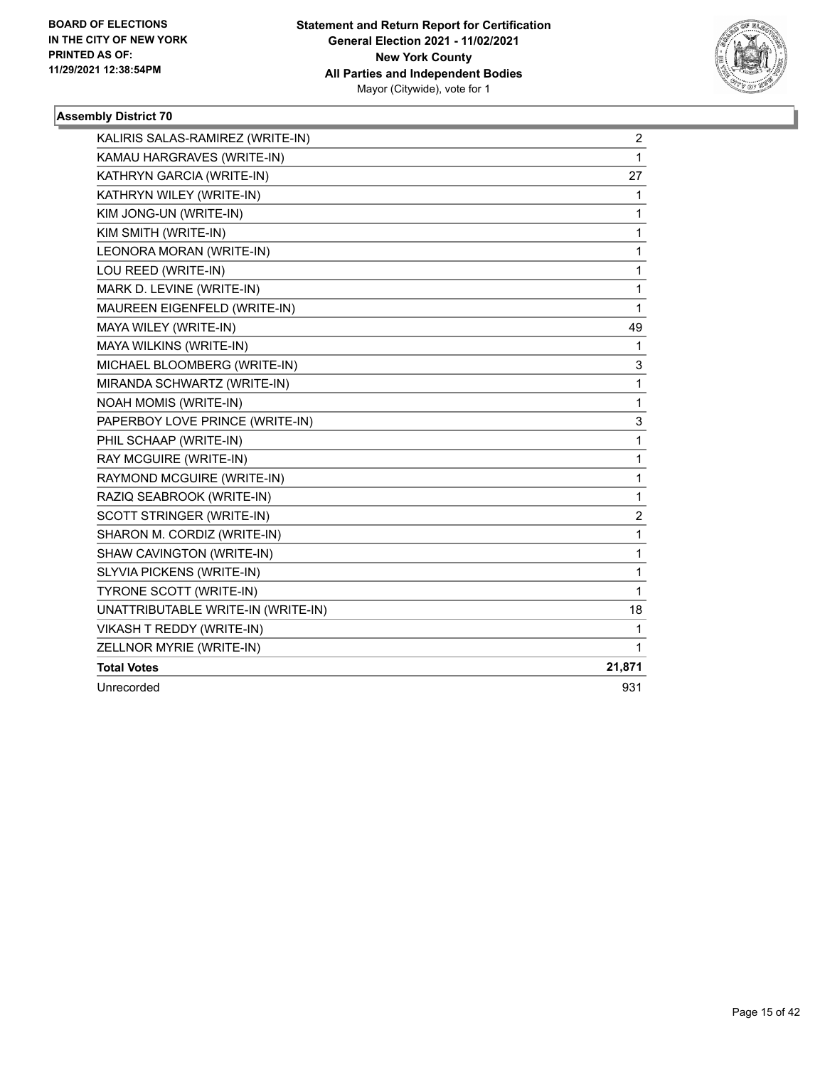BOARD OF ELECTIONS
IN THE CITY OF NEW YORK
PRINTED AS OF:
11/29/2021 12:38:54PM

**Statement and Return Report for Certification**
**General Election 2021 - 11/02/2021**
**New York County**
**All Parties and Independent Bodies**
Mayor (Citywide), vote for 1

### Assembly District 70

| Candidate | Votes |
|---|---|
| KALIRIS SALAS-RAMIREZ (WRITE-IN) | 2 |
| KAMAU HARGRAVES (WRITE-IN) | 1 |
| KATHRYN GARCIA (WRITE-IN) | 27 |
| KATHRYN WILEY (WRITE-IN) | 1 |
| KIM JONG-UN (WRITE-IN) | 1 |
| KIM SMITH (WRITE-IN) | 1 |
| LEONORA MORAN (WRITE-IN) | 1 |
| LOU REED (WRITE-IN) | 1 |
| MARK D. LEVINE (WRITE-IN) | 1 |
| MAUREEN EIGENFELD (WRITE-IN) | 1 |
| MAYA WILEY (WRITE-IN) | 49 |
| MAYA WILKINS (WRITE-IN) | 1 |
| MICHAEL BLOOMBERG (WRITE-IN) | 3 |
| MIRANDA SCHWARTZ (WRITE-IN) | 1 |
| NOAH MOMIS (WRITE-IN) | 1 |
| PAPERBOY LOVE PRINCE (WRITE-IN) | 3 |
| PHIL SCHAAP (WRITE-IN) | 1 |
| RAY MCGUIRE (WRITE-IN) | 1 |
| RAYMOND MCGUIRE (WRITE-IN) | 1 |
| RAZIQ SEABROOK (WRITE-IN) | 1 |
| SCOTT STRINGER (WRITE-IN) | 2 |
| SHARON M. CORDIZ (WRITE-IN) | 1 |
| SHAW CAVINGTON (WRITE-IN) | 1 |
| SLYVIA PICKENS (WRITE-IN) | 1 |
| TYRONE SCOTT (WRITE-IN) | 1 |
| UNATTRIBUTABLE WRITE-IN (WRITE-IN) | 18 |
| VIKASH T REDDY (WRITE-IN) | 1 |
| ZELLNOR MYRIE (WRITE-IN) | 1 |
| **Total Votes** | **21,871** |
| Unrecorded | 931 |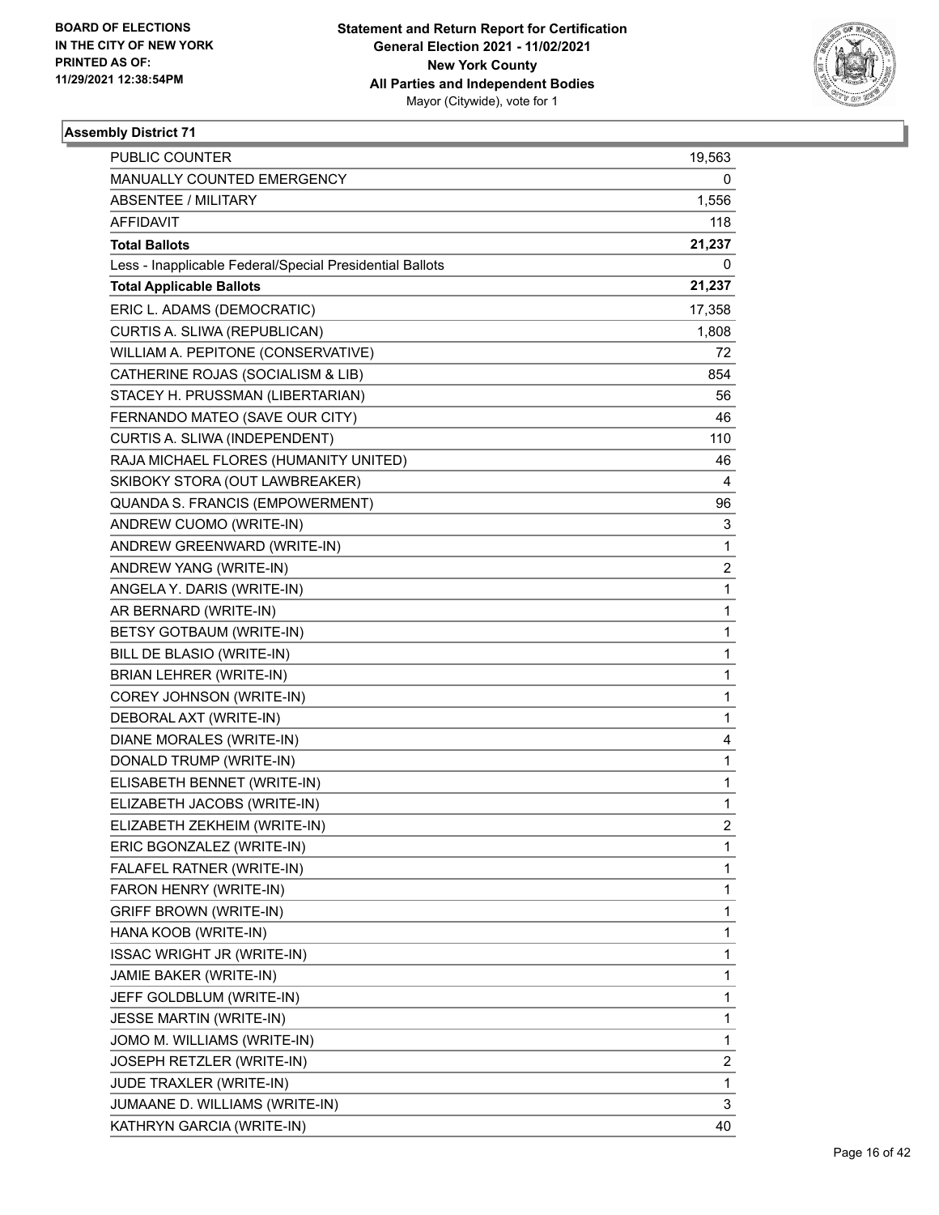BOARD OF ELECTIONS
IN THE CITY OF NEW YORK
PRINTED AS OF:
11/29/2021 12:38:54PM

**Statement and Return Report for Certification**
**General Election 2021 - 11/02/2021**
**New York County**
**All Parties and Independent Bodies**
Mayor (Citywide), vote for 1

### Assembly District 71

| | |
|---|---|
| PUBLIC COUNTER | 19,563 |
| MANUALLY COUNTED EMERGENCY | 0 |
| ABSENTEE / MILITARY | 1,556 |
| AFFIDAVIT | 118 |
| **Total Ballots** | **21,237** |
| Less - Inapplicable Federal/Special Presidential Ballots | 0 |
| **Total Applicable Ballots** | **21,237** |
| ERIC L. ADAMS (DEMOCRATIC) | 17,358 |
| CURTIS A. SLIWA (REPUBLICAN) | 1,808 |
| WILLIAM A. PEPITONE (CONSERVATIVE) | 72 |
| CATHERINE ROJAS (SOCIALISM & LIB) | 854 |
| STACEY H. PRUSSMAN (LIBERTARIAN) | 56 |
| FERNANDO MATEO (SAVE OUR CITY) | 46 |
| CURTIS A. SLIWA (INDEPENDENT) | 110 |
| RAJA MICHAEL FLORES (HUMANITY UNITED) | 46 |
| SKIBOKY STORA (OUT LAWBREAKER) | 4 |
| QUANDA S. FRANCIS (EMPOWERMENT) | 96 |
| ANDREW CUOMO (WRITE-IN) | 3 |
| ANDREW GREENWARD (WRITE-IN) | 1 |
| ANDREW YANG (WRITE-IN) | 2 |
| ANGELA Y. DARIS (WRITE-IN) | 1 |
| AR BERNARD (WRITE-IN) | 1 |
| BETSY GOTBAUM (WRITE-IN) | 1 |
| BILL DE BLASIO (WRITE-IN) | 1 |
| BRIAN LEHRER (WRITE-IN) | 1 |
| COREY JOHNSON (WRITE-IN) | 1 |
| DEBORAL AXT (WRITE-IN) | 1 |
| DIANE MORALES (WRITE-IN) | 4 |
| DONALD TRUMP (WRITE-IN) | 1 |
| ELISABETH BENNET (WRITE-IN) | 1 |
| ELIZABETH JACOBS (WRITE-IN) | 1 |
| ELIZABETH ZEKHEIM (WRITE-IN) | 2 |
| ERIC BGONZALEZ (WRITE-IN) | 1 |
| FALAFEL RATNER (WRITE-IN) | 1 |
| FARON HENRY (WRITE-IN) | 1 |
| GRIFF BROWN (WRITE-IN) | 1 |
| HANA KOOB (WRITE-IN) | 1 |
| ISSAC WRIGHT JR (WRITE-IN) | 1 |
| JAMIE BAKER (WRITE-IN) | 1 |
| JEFF GOLDBLUM (WRITE-IN) | 1 |
| JESSE MARTIN (WRITE-IN) | 1 |
| JOMO M. WILLIAMS (WRITE-IN) | 1 |
| JOSEPH RETZLER (WRITE-IN) | 2 |
| JUDE TRAXLER (WRITE-IN) | 1 |
| JUMAANE D. WILLIAMS (WRITE-IN) | 3 |
| KATHRYN GARCIA (WRITE-IN) | 40 |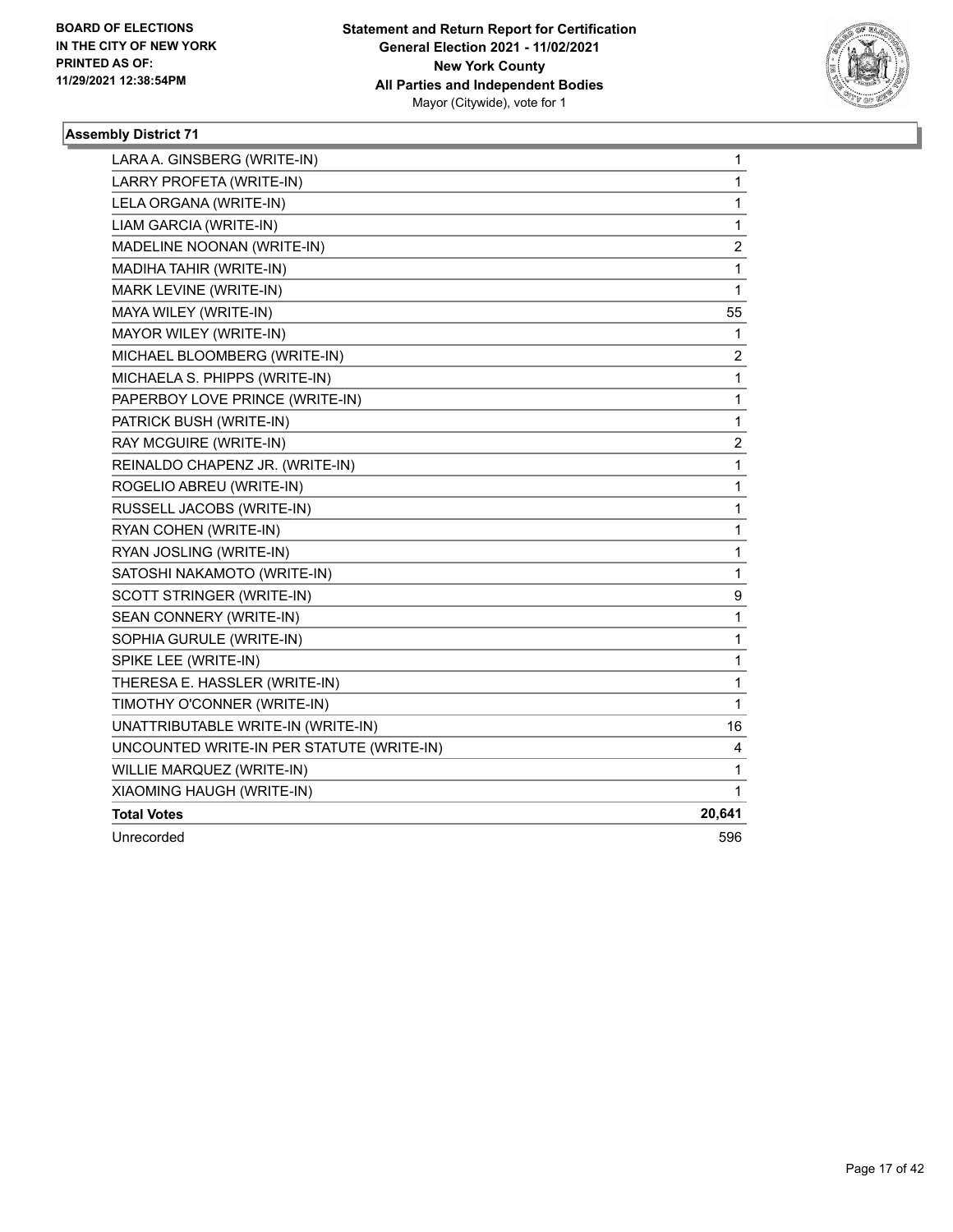**BOARD OF ELECTIONS IN THE CITY OF NEW YORK PRINTED AS OF: 11/29/2021 12:38:54PM**

**Statement and Return Report for Certification General Election 2021 - 11/02/2021 New York County All Parties and Independent Bodies** Mayor (Citywide), vote for 1

### Assembly District 71

| Candidate | Votes |
|---|---|
| LARA A. GINSBERG (WRITE-IN) | 1 |
| LARRY PROFETA (WRITE-IN) | 1 |
| LELA ORGANA (WRITE-IN) | 1 |
| LIAM GARCIA (WRITE-IN) | 1 |
| MADELINE NOONAN (WRITE-IN) | 2 |
| MADIHA TAHIR (WRITE-IN) | 1 |
| MARK LEVINE (WRITE-IN) | 1 |
| MAYA WILEY (WRITE-IN) | 55 |
| MAYOR WILEY (WRITE-IN) | 1 |
| MICHAEL BLOOMBERG (WRITE-IN) | 2 |
| MICHAELA S. PHIPPS (WRITE-IN) | 1 |
| PAPERBOY LOVE PRINCE (WRITE-IN) | 1 |
| PATRICK BUSH (WRITE-IN) | 1 |
| RAY MCGUIRE (WRITE-IN) | 2 |
| REINALDO CHAPENZ JR. (WRITE-IN) | 1 |
| ROGELIO ABREU (WRITE-IN) | 1 |
| RUSSELL JACOBS (WRITE-IN) | 1 |
| RYAN COHEN (WRITE-IN) | 1 |
| RYAN JOSLING (WRITE-IN) | 1 |
| SATOSHI NAKAMOTO (WRITE-IN) | 1 |
| SCOTT STRINGER (WRITE-IN) | 9 |
| SEAN CONNERY (WRITE-IN) | 1 |
| SOPHIA GURULE (WRITE-IN) | 1 |
| SPIKE LEE (WRITE-IN) | 1 |
| THERESA E. HASSLER (WRITE-IN) | 1 |
| TIMOTHY O'CONNER (WRITE-IN) | 1 |
| UNATTRIBUTABLE WRITE-IN (WRITE-IN) | 16 |
| UNCOUNTED WRITE-IN PER STATUTE (WRITE-IN) | 4 |
| WILLIE MARQUEZ (WRITE-IN) | 1 |
| XIAOMING HAUGH (WRITE-IN) | 1 |
| **Total Votes** | **20,641** |
| Unrecorded | 596 |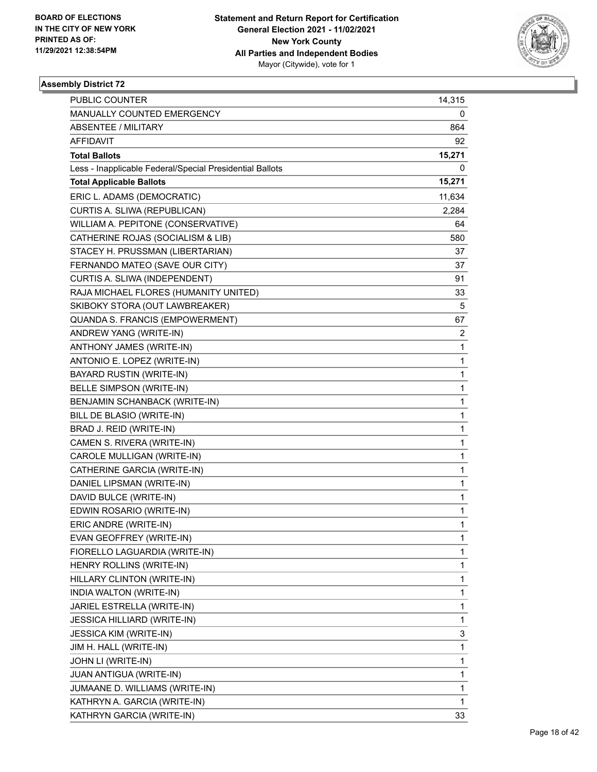**Assembly District 72**

| | |
|---|---|
| PUBLIC COUNTER | 14,315 |
| MANUALLY COUNTED EMERGENCY | 0 |
| ABSENTEE / MILITARY | 864 |
| AFFIDAVIT | 92 |
| **Total Ballots** | **15,271** |
| Less - Inapplicable Federal/Special Presidential Ballots | 0 |
| **Total Applicable Ballots** | **15,271** |
| ERIC L. ADAMS (DEMOCRATIC) | 11,634 |
| CURTIS A. SLIWA (REPUBLICAN) | 2,284 |
| WILLIAM A. PEPITONE (CONSERVATIVE) | 64 |
| CATHERINE ROJAS (SOCIALISM & LIB) | 580 |
| STACEY H. PRUSSMAN (LIBERTARIAN) | 37 |
| FERNANDO MATEO (SAVE OUR CITY) | 37 |
| CURTIS A. SLIWA (INDEPENDENT) | 91 |
| RAJA MICHAEL FLORES (HUMANITY UNITED) | 33 |
| SKIBOKY STORA (OUT LAWBREAKER) | 5 |
| QUANDA S. FRANCIS (EMPOWERMENT) | 67 |
| ANDREW YANG (WRITE-IN) | 2 |
| ANTHONY JAMES (WRITE-IN) | 1 |
| ANTONIO E. LOPEZ (WRITE-IN) | 1 |
| BAYARD RUSTIN (WRITE-IN) | 1 |
| BELLE SIMPSON (WRITE-IN) | 1 |
| BENJAMIN SCHANBACK (WRITE-IN) | 1 |
| BILL DE BLASIO (WRITE-IN) | 1 |
| BRAD J. REID (WRITE-IN) | 1 |
| CAMEN S. RIVERA (WRITE-IN) | 1 |
| CAROLE MULLIGAN (WRITE-IN) | 1 |
| CATHERINE GARCIA (WRITE-IN) | 1 |
| DANIEL LIPSMAN (WRITE-IN) | 1 |
| DAVID BULCE (WRITE-IN) | 1 |
| EDWIN ROSARIO (WRITE-IN) | 1 |
| ERIC ANDRE (WRITE-IN) | 1 |
| EVAN GEOFFREY (WRITE-IN) | 1 |
| FIORELLO LAGUARDIA (WRITE-IN) | 1 |
| HENRY ROLLINS (WRITE-IN) | 1 |
| HILLARY CLINTON (WRITE-IN) | 1 |
| INDIA WALTON (WRITE-IN) | 1 |
| JARIEL ESTRELLA (WRITE-IN) | 1 |
| JESSICA HILLIARD (WRITE-IN) | 1 |
| JESSICA KIM (WRITE-IN) | 3 |
| JIM H. HALL (WRITE-IN) | 1 |
| JOHN LI (WRITE-IN) | 1 |
| JUAN ANTIGUA (WRITE-IN) | 1 |
| JUMAANE D. WILLIAMS (WRITE-IN) | 1 |
| KATHRYN A. GARCIA (WRITE-IN) | 1 |
| KATHRYN GARCIA (WRITE-IN) | 33 |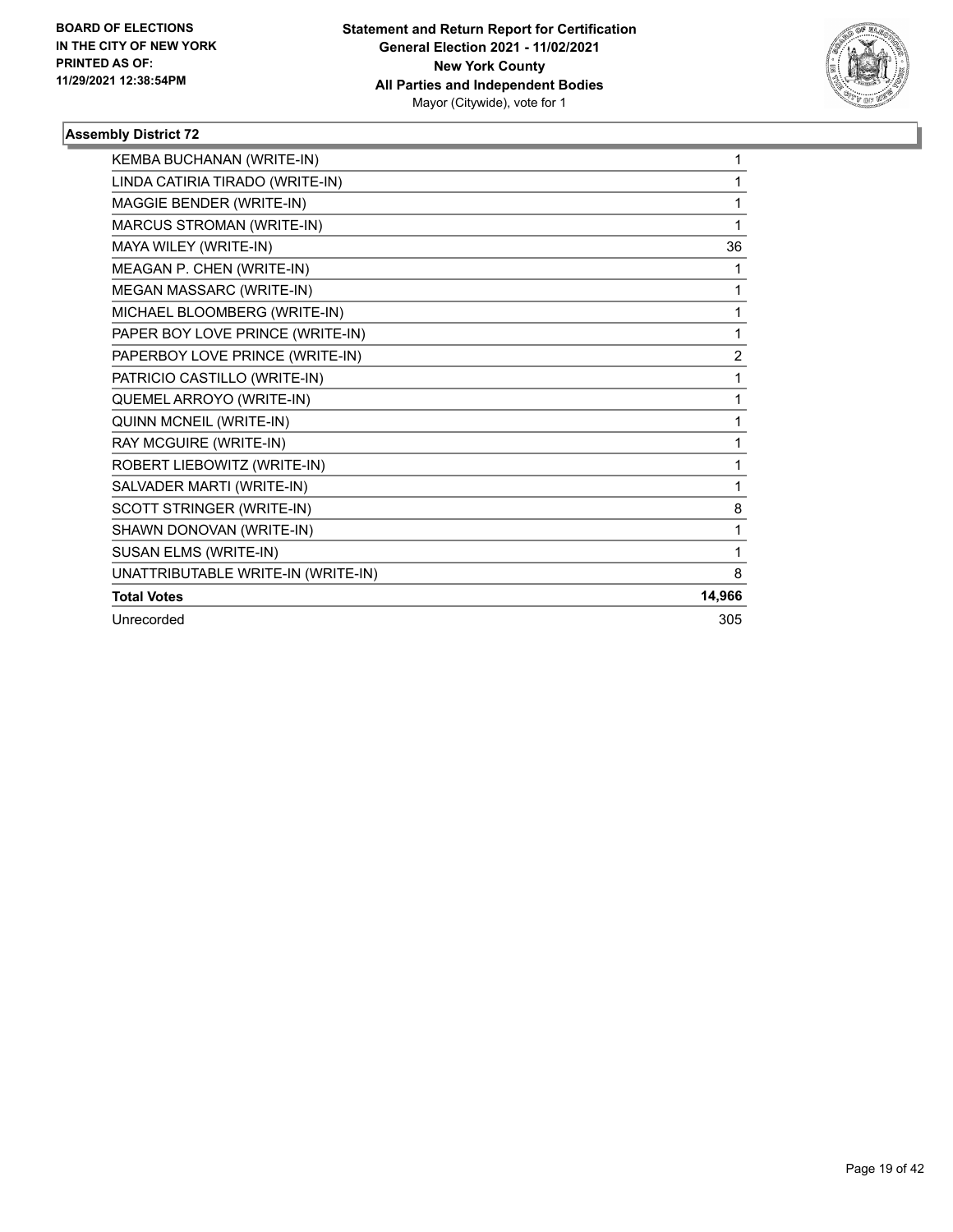**BOARD OF ELECTIONS IN THE CITY OF NEW YORK PRINTED AS OF: 11/29/2021 12:38:54PM**

**Statement and Return Report for Certification General Election 2021 - 11/02/2021 New York County All Parties and Independent Bodies**
Mayor (Citywide), vote for 1

### Assembly District 72

| | |
|---|---|
| KEMBA BUCHANAN (WRITE-IN) | 1 |
| LINDA CATIRIA TIRADO (WRITE-IN) | 1 |
| MAGGIE BENDER (WRITE-IN) | 1 |
| MARCUS STROMAN (WRITE-IN) | 1 |
| MAYA WILEY (WRITE-IN) | 36 |
| MEAGAN P. CHEN (WRITE-IN) | 1 |
| MEGAN MASSARC (WRITE-IN) | 1 |
| MICHAEL BLOOMBERG (WRITE-IN) | 1 |
| PAPER BOY LOVE PRINCE (WRITE-IN) | 1 |
| PAPERBOY LOVE PRINCE (WRITE-IN) | 2 |
| PATRICIO CASTILLO (WRITE-IN) | 1 |
| QUEMEL ARROYO (WRITE-IN) | 1 |
| QUINN MCNEIL (WRITE-IN) | 1 |
| RAY MCGUIRE (WRITE-IN) | 1 |
| ROBERT LIEBOWITZ (WRITE-IN) | 1 |
| SALVADER MARTI (WRITE-IN) | 1 |
| SCOTT STRINGER (WRITE-IN) | 8 |
| SHAWN DONOVAN (WRITE-IN) | 1 |
| SUSAN ELMS (WRITE-IN) | 1 |
| UNATTRIBUTABLE WRITE-IN (WRITE-IN) | 8 |
| **Total Votes** | **14,966** |
| Unrecorded | 305 |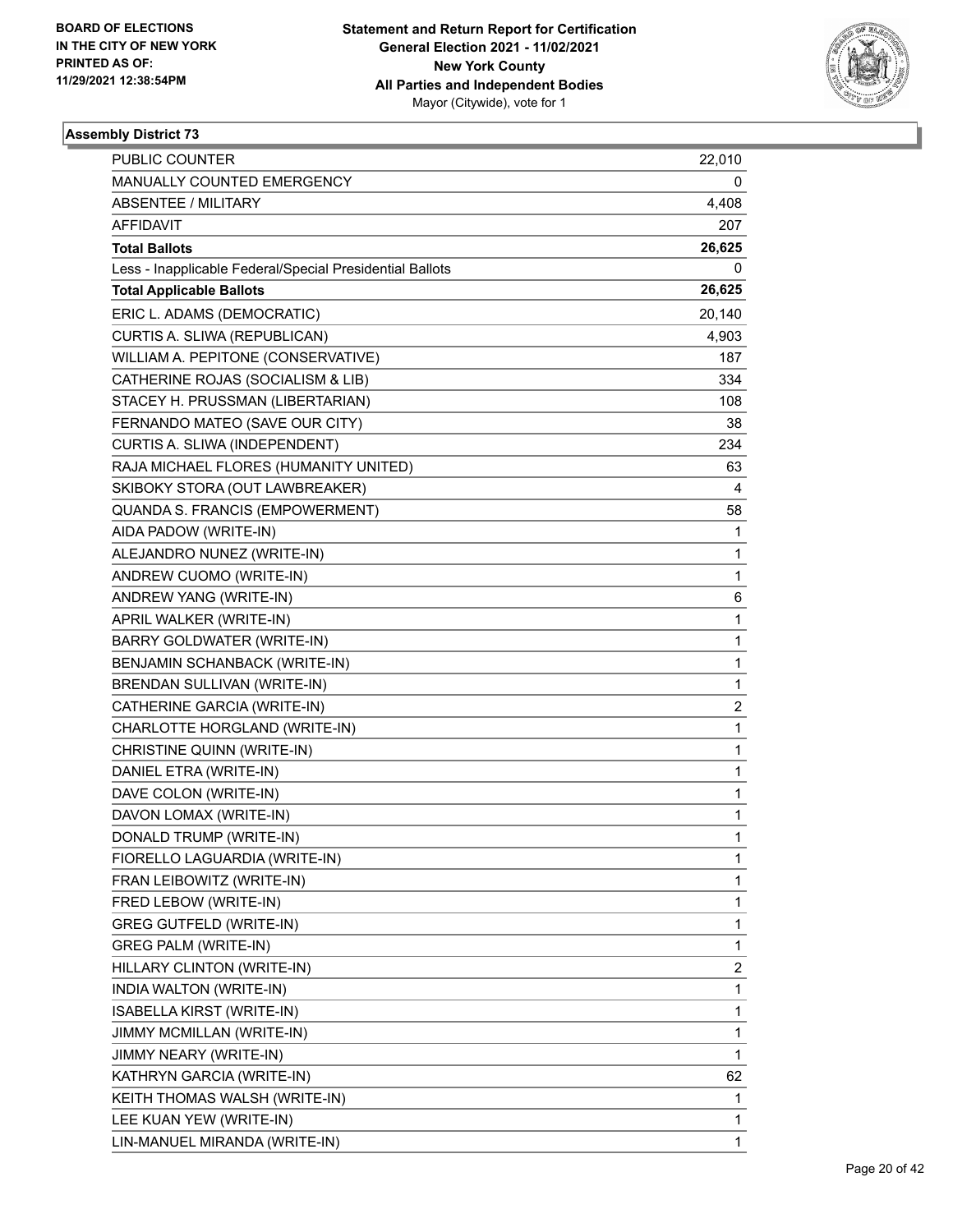BOARD OF ELECTIONS
IN THE CITY OF NEW YORK
PRINTED AS OF:
11/29/2021 12:38:54PM

**Statement and Return Report for Certification**
**General Election 2021 - 11/02/2021**
**New York County**
**All Parties and Independent Bodies**
Mayor (Citywide), vote for 1

### Assembly District 73

| | |
|---|---|
| PUBLIC COUNTER | 22,010 |
| MANUALLY COUNTED EMERGENCY | 0 |
| ABSENTEE / MILITARY | 4,408 |
| AFFIDAVIT | 207 |
| **Total Ballots** | **26,625** |
| Less - Inapplicable Federal/Special Presidential Ballots | 0 |
| **Total Applicable Ballots** | **26,625** |
| ERIC L. ADAMS (DEMOCRATIC) | 20,140 |
| CURTIS A. SLIWA (REPUBLICAN) | 4,903 |
| WILLIAM A. PEPITONE (CONSERVATIVE) | 187 |
| CATHERINE ROJAS (SOCIALISM & LIB) | 334 |
| STACEY H. PRUSSMAN (LIBERTARIAN) | 108 |
| FERNANDO MATEO (SAVE OUR CITY) | 38 |
| CURTIS A. SLIWA (INDEPENDENT) | 234 |
| RAJA MICHAEL FLORES (HUMANITY UNITED) | 63 |
| SKIBOKY STORA (OUT LAWBREAKER) | 4 |
| QUANDA S. FRANCIS (EMPOWERMENT) | 58 |
| AIDA PADOW (WRITE-IN) | 1 |
| ALEJANDRO NUNEZ (WRITE-IN) | 1 |
| ANDREW CUOMO (WRITE-IN) | 1 |
| ANDREW YANG (WRITE-IN) | 6 |
| APRIL WALKER (WRITE-IN) | 1 |
| BARRY GOLDWATER (WRITE-IN) | 1 |
| BENJAMIN SCHANBACK (WRITE-IN) | 1 |
| BRENDAN SULLIVAN (WRITE-IN) | 1 |
| CATHERINE GARCIA (WRITE-IN) | 2 |
| CHARLOTTE HORGLAND (WRITE-IN) | 1 |
| CHRISTINE QUINN (WRITE-IN) | 1 |
| DANIEL ETRA (WRITE-IN) | 1 |
| DAVE COLON (WRITE-IN) | 1 |
| DAVON LOMAX (WRITE-IN) | 1 |
| DONALD TRUMP (WRITE-IN) | 1 |
| FIORELLO LAGUARDIA (WRITE-IN) | 1 |
| FRAN LEIBOWITZ (WRITE-IN) | 1 |
| FRED LEBOW (WRITE-IN) | 1 |
| GREG GUTFELD (WRITE-IN) | 1 |
| GREG PALM (WRITE-IN) | 1 |
| HILLARY CLINTON (WRITE-IN) | 2 |
| INDIA WALTON (WRITE-IN) | 1 |
| ISABELLA KIRST (WRITE-IN) | 1 |
| JIMMY MCMILLAN (WRITE-IN) | 1 |
| JIMMY NEARY (WRITE-IN) | 1 |
| KATHRYN GARCIA (WRITE-IN) | 62 |
| KEITH THOMAS WALSH (WRITE-IN) | 1 |
| LEE KUAN YEW (WRITE-IN) | 1 |
| LIN-MANUEL MIRANDA (WRITE-IN) | 1 |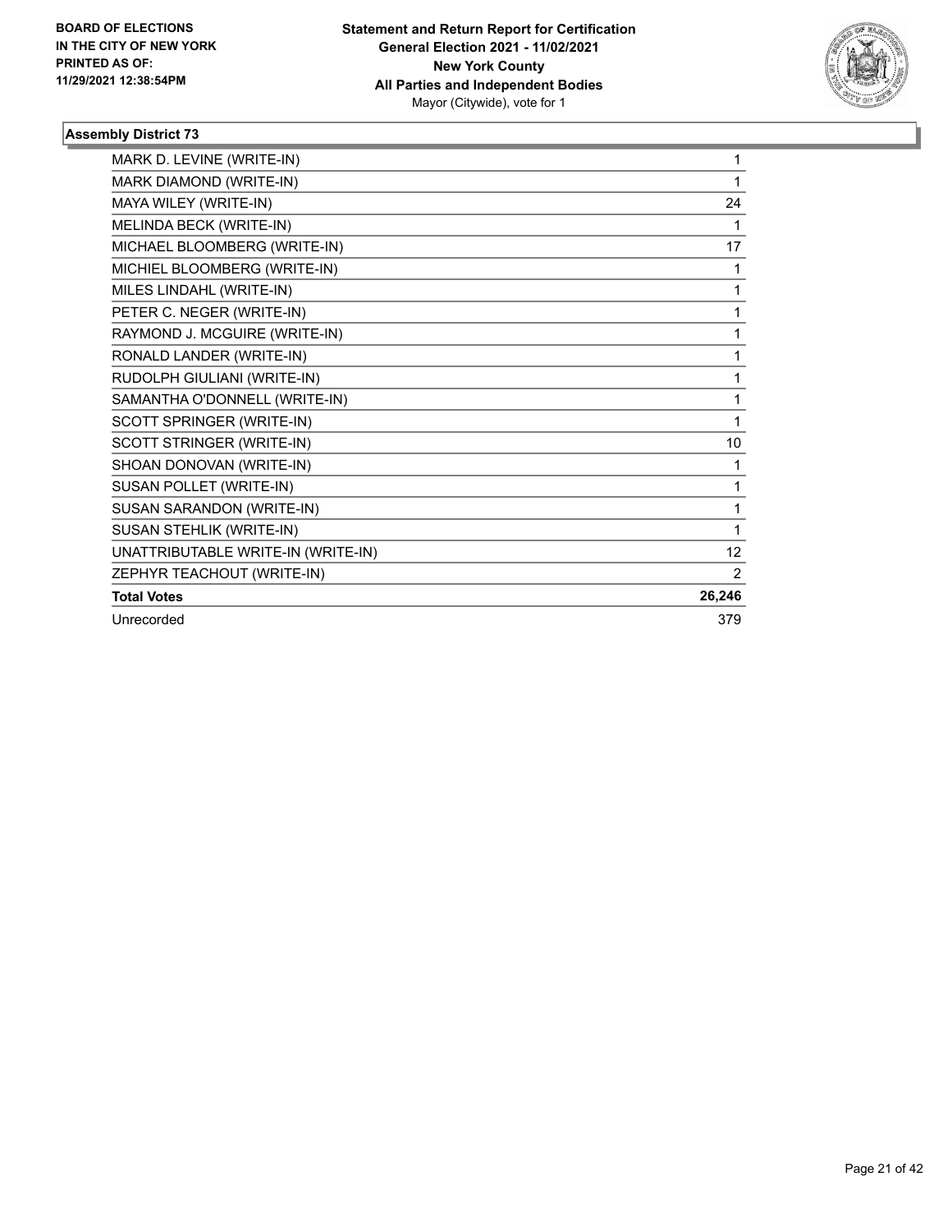## Assembly District 73

| Candidate | Votes |
|---|---|
| MARK D. LEVINE (WRITE-IN) | 1 |
| MARK DIAMOND (WRITE-IN) | 1 |
| MAYA WILEY (WRITE-IN) | 24 |
| MELINDA BECK (WRITE-IN) | 1 |
| MICHAEL BLOOMBERG (WRITE-IN) | 17 |
| MICHIEL BLOOMBERG (WRITE-IN) | 1 |
| MILES LINDAHL (WRITE-IN) | 1 |
| PETER C. NEGER (WRITE-IN) | 1 |
| RAYMOND J. MCGUIRE (WRITE-IN) | 1 |
| RONALD LANDER (WRITE-IN) | 1 |
| RUDOLPH GIULIANI (WRITE-IN) | 1 |
| SAMANTHA O'DONNELL (WRITE-IN) | 1 |
| SCOTT SPRINGER (WRITE-IN) | 1 |
| SCOTT STRINGER (WRITE-IN) | 10 |
| SHOAN DONOVAN (WRITE-IN) | 1 |
| SUSAN POLLET (WRITE-IN) | 1 |
| SUSAN SARANDON (WRITE-IN) | 1 |
| SUSAN STEHLIK (WRITE-IN) | 1 |
| UNATTRIBUTABLE WRITE-IN (WRITE-IN) | 12 |
| ZEPHYR TEACHOUT (WRITE-IN) | 2 |
| **Total Votes** | **26,246** |
| Unrecorded | 379 |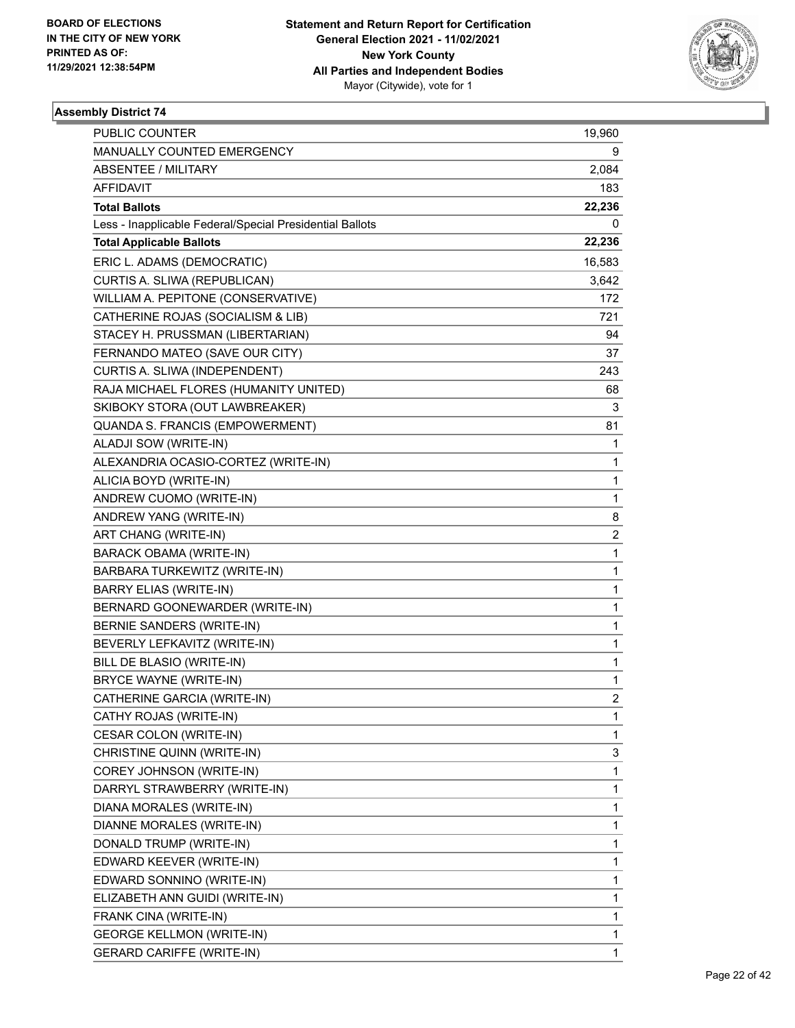BOARD OF ELECTIONS
IN THE CITY OF NEW YORK
PRINTED AS OF:
11/29/2021 12:38:54PM

**Statement and Return Report for Certification**
**General Election 2021 - 11/02/2021**
**New York County**
**All Parties and Independent Bodies**
Mayor (Citywide), vote for 1

## Assembly District 74

| | |
|---|---|
| PUBLIC COUNTER | 19,960 |
| MANUALLY COUNTED EMERGENCY | 9 |
| ABSENTEE / MILITARY | 2,084 |
| AFFIDAVIT | 183 |
| **Total Ballots** | **22,236** |
| Less - Inapplicable Federal/Special Presidential Ballots | 0 |
| **Total Applicable Ballots** | **22,236** |
| ERIC L. ADAMS (DEMOCRATIC) | 16,583 |
| CURTIS A. SLIWA (REPUBLICAN) | 3,642 |
| WILLIAM A. PEPITONE (CONSERVATIVE) | 172 |
| CATHERINE ROJAS (SOCIALISM & LIB) | 721 |
| STACEY H. PRUSSMAN (LIBERTARIAN) | 94 |
| FERNANDO MATEO (SAVE OUR CITY) | 37 |
| CURTIS A. SLIWA (INDEPENDENT) | 243 |
| RAJA MICHAEL FLORES (HUMANITY UNITED) | 68 |
| SKIBOKY STORA (OUT LAWBREAKER) | 3 |
| QUANDA S. FRANCIS (EMPOWERMENT) | 81 |
| ALADJI SOW (WRITE-IN) | 1 |
| ALEXANDRIA OCASIO-CORTEZ (WRITE-IN) | 1 |
| ALICIA BOYD (WRITE-IN) | 1 |
| ANDREW CUOMO (WRITE-IN) | 1 |
| ANDREW YANG (WRITE-IN) | 8 |
| ART CHANG (WRITE-IN) | 2 |
| BARACK OBAMA (WRITE-IN) | 1 |
| BARBARA TURKEWITZ (WRITE-IN) | 1 |
| BARRY ELIAS (WRITE-IN) | 1 |
| BERNARD GOONEWARDER (WRITE-IN) | 1 |
| BERNIE SANDERS (WRITE-IN) | 1 |
| BEVERLY LEFKAVITZ (WRITE-IN) | 1 |
| BILL DE BLASIO (WRITE-IN) | 1 |
| BRYCE WAYNE (WRITE-IN) | 1 |
| CATHERINE GARCIA (WRITE-IN) | 2 |
| CATHY ROJAS (WRITE-IN) | 1 |
| CESAR COLON (WRITE-IN) | 1 |
| CHRISTINE QUINN (WRITE-IN) | 3 |
| COREY JOHNSON (WRITE-IN) | 1 |
| DARRYL STRAWBERRY (WRITE-IN) | 1 |
| DIANA MORALES (WRITE-IN) | 1 |
| DIANNE MORALES (WRITE-IN) | 1 |
| DONALD TRUMP (WRITE-IN) | 1 |
| EDWARD KEEVER (WRITE-IN) | 1 |
| EDWARD SONNINO (WRITE-IN) | 1 |
| ELIZABETH ANN GUIDI (WRITE-IN) | 1 |
| FRANK CINA (WRITE-IN) | 1 |
| GEORGE KELLMON (WRITE-IN) | 1 |
| GERARD CARIFFE (WRITE-IN) | 1 |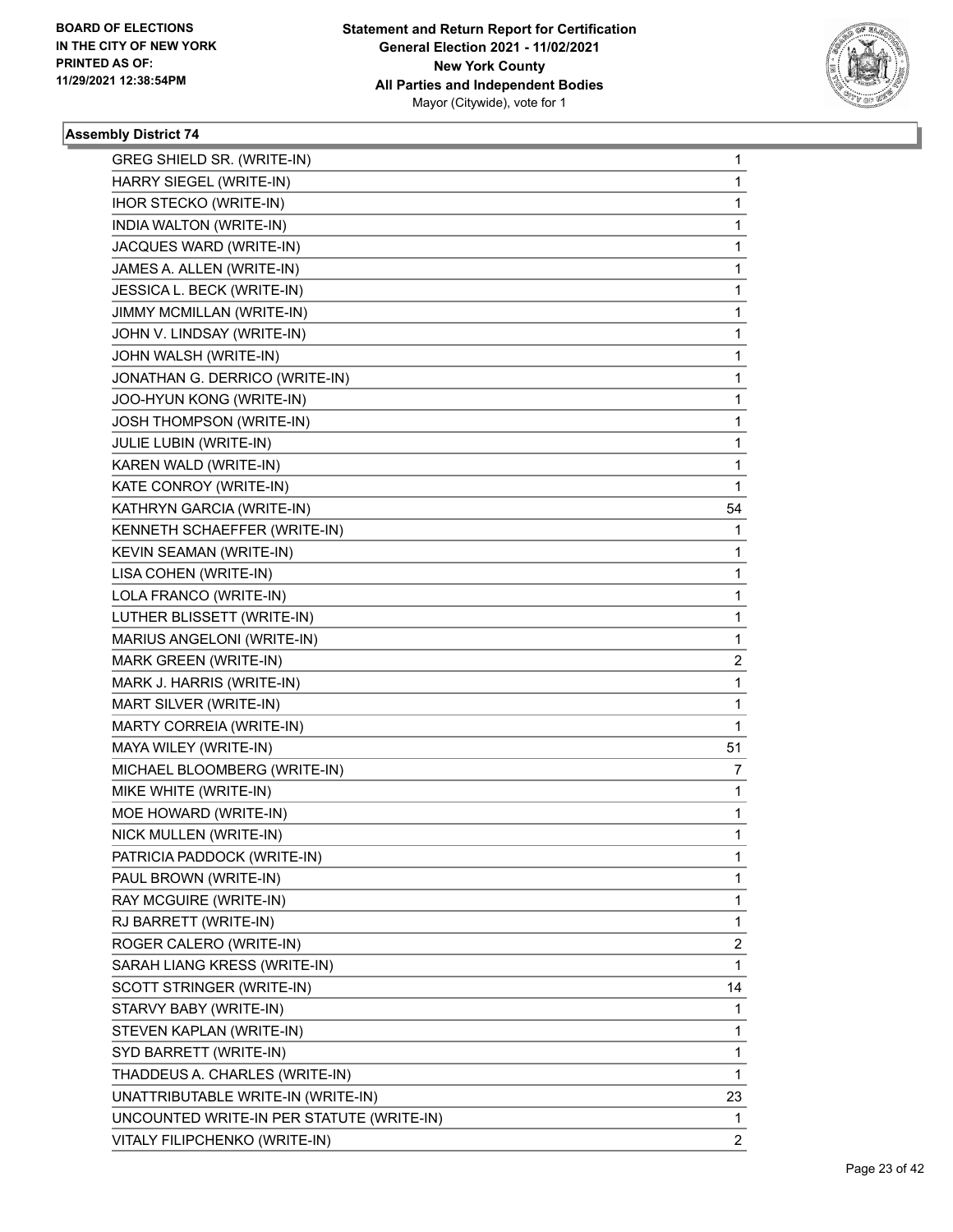**BOARD OF ELECTIONS IN THE CITY OF NEW YORK PRINTED AS OF: 11/29/2021 12:38:54PM**

**Statement and Return Report for Certification General Election 2021 - 11/02/2021 New York County All Parties and Independent Bodies** Mayor (Citywide), vote for 1

### Assembly District 74

| | |
|---|---|
| GREG SHIELD SR. (WRITE-IN) | 1 |
| HARRY SIEGEL (WRITE-IN) | 1 |
| IHOR STECKO (WRITE-IN) | 1 |
| INDIA WALTON (WRITE-IN) | 1 |
| JACQUES WARD (WRITE-IN) | 1 |
| JAMES A. ALLEN (WRITE-IN) | 1 |
| JESSICA L. BECK (WRITE-IN) | 1 |
| JIMMY MCMILLAN (WRITE-IN) | 1 |
| JOHN V. LINDSAY (WRITE-IN) | 1 |
| JOHN WALSH (WRITE-IN) | 1 |
| JONATHAN G. DERRICO (WRITE-IN) | 1 |
| JOO-HYUN KONG (WRITE-IN) | 1 |
| JOSH THOMPSON (WRITE-IN) | 1 |
| JULIE LUBIN (WRITE-IN) | 1 |
| KAREN WALD (WRITE-IN) | 1 |
| KATE CONROY (WRITE-IN) | 1 |
| KATHRYN GARCIA (WRITE-IN) | 54 |
| KENNETH SCHAEFFER (WRITE-IN) | 1 |
| KEVIN SEAMAN (WRITE-IN) | 1 |
| LISA COHEN (WRITE-IN) | 1 |
| LOLA FRANCO (WRITE-IN) | 1 |
| LUTHER BLISSETT (WRITE-IN) | 1 |
| MARIUS ANGELONI (WRITE-IN) | 1 |
| MARK GREEN (WRITE-IN) | 2 |
| MARK J. HARRIS (WRITE-IN) | 1 |
| MART SILVER (WRITE-IN) | 1 |
| MARTY CORREIA (WRITE-IN) | 1 |
| MAYA WILEY (WRITE-IN) | 51 |
| MICHAEL BLOOMBERG (WRITE-IN) | 7 |
| MIKE WHITE (WRITE-IN) | 1 |
| MOE HOWARD (WRITE-IN) | 1 |
| NICK MULLEN (WRITE-IN) | 1 |
| PATRICIA PADDOCK (WRITE-IN) | 1 |
| PAUL BROWN (WRITE-IN) | 1 |
| RAY MCGUIRE (WRITE-IN) | 1 |
| RJ BARRETT (WRITE-IN) | 1 |
| ROGER CALERO (WRITE-IN) | 2 |
| SARAH LIANG KRESS (WRITE-IN) | 1 |
| SCOTT STRINGER (WRITE-IN) | 14 |
| STARVY BABY (WRITE-IN) | 1 |
| STEVEN KAPLAN (WRITE-IN) | 1 |
| SYD BARRETT (WRITE-IN) | 1 |
| THADDEUS A. CHARLES (WRITE-IN) | 1 |
| UNATTRIBUTABLE WRITE-IN (WRITE-IN) | 23 |
| UNCOUNTED WRITE-IN PER STATUTE (WRITE-IN) | 1 |
| VITALY FILIPCHENKO (WRITE-IN) | 2 |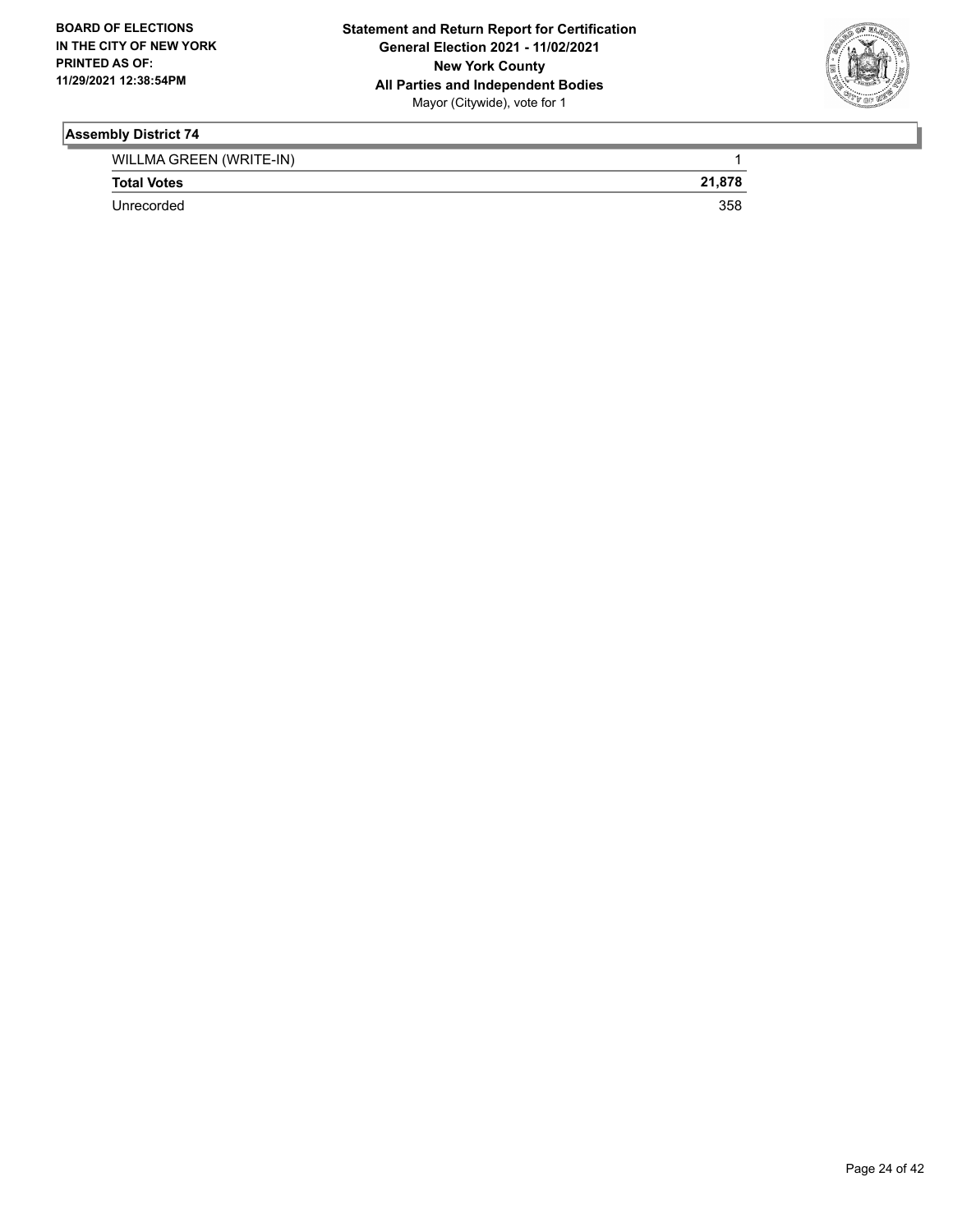## Assembly District 74

| | |
|---|---|
| WILLMA GREEN (WRITE-IN) | 1 |
| **Total Votes** | **21,878** |
| Unrecorded | 358 |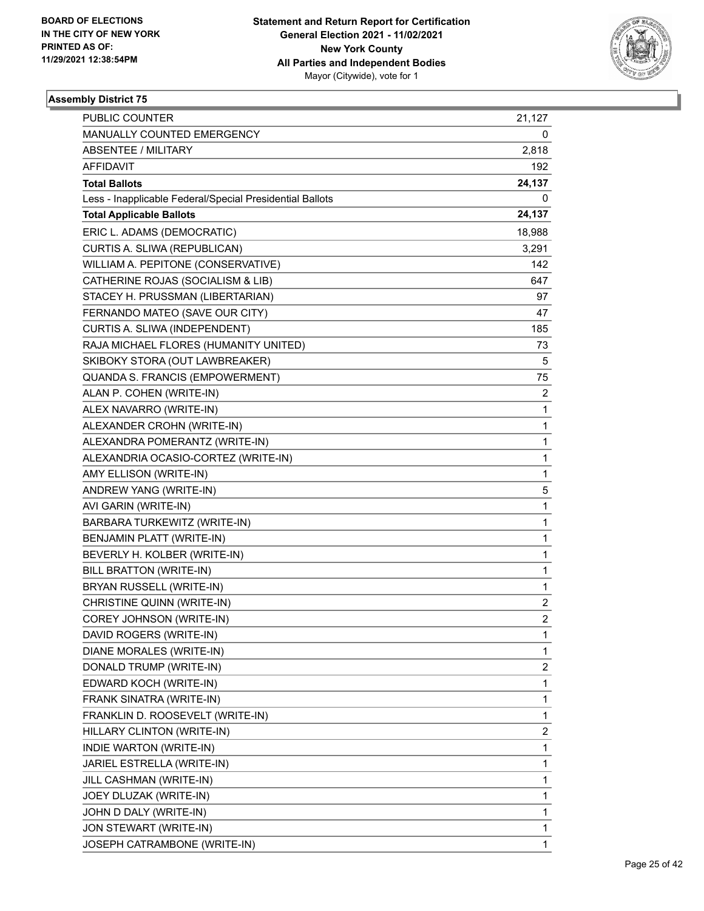**BOARD OF ELECTIONS IN THE CITY OF NEW YORK PRINTED AS OF: 11/29/2021 12:38:54PM**

**Statement and Return Report for Certification General Election 2021 - 11/02/2021 New York County All Parties and Independent Bodies**
Mayor (Citywide), vote for 1

### Assembly District 75

| | |
|---|---|
| PUBLIC COUNTER | 21,127 |
| MANUALLY COUNTED EMERGENCY | 0 |
| ABSENTEE / MILITARY | 2,818 |
| AFFIDAVIT | 192 |
| **Total Ballots** | **24,137** |
| Less - Inapplicable Federal/Special Presidential Ballots | 0 |
| **Total Applicable Ballots** | **24,137** |
| ERIC L. ADAMS (DEMOCRATIC) | 18,988 |
| CURTIS A. SLIWA (REPUBLICAN) | 3,291 |
| WILLIAM A. PEPITONE (CONSERVATIVE) | 142 |
| CATHERINE ROJAS (SOCIALISM & LIB) | 647 |
| STACEY H. PRUSSMAN (LIBERTARIAN) | 97 |
| FERNANDO MATEO (SAVE OUR CITY) | 47 |
| CURTIS A. SLIWA (INDEPENDENT) | 185 |
| RAJA MICHAEL FLORES (HUMANITY UNITED) | 73 |
| SKIBOKY STORA (OUT LAWBREAKER) | 5 |
| QUANDA S. FRANCIS (EMPOWERMENT) | 75 |
| ALAN P. COHEN (WRITE-IN) | 2 |
| ALEX NAVARRO (WRITE-IN) | 1 |
| ALEXANDER CROHN (WRITE-IN) | 1 |
| ALEXANDRA POMERANTZ (WRITE-IN) | 1 |
| ALEXANDRIA OCASIO-CORTEZ (WRITE-IN) | 1 |
| AMY ELLISON (WRITE-IN) | 1 |
| ANDREW YANG (WRITE-IN) | 5 |
| AVI GARIN (WRITE-IN) | 1 |
| BARBARA TURKEWITZ (WRITE-IN) | 1 |
| BENJAMIN PLATT (WRITE-IN) | 1 |
| BEVERLY H. KOLBER (WRITE-IN) | 1 |
| BILL BRATTON (WRITE-IN) | 1 |
| BRYAN RUSSELL (WRITE-IN) | 1 |
| CHRISTINE QUINN (WRITE-IN) | 2 |
| COREY JOHNSON (WRITE-IN) | 2 |
| DAVID ROGERS (WRITE-IN) | 1 |
| DIANE MORALES (WRITE-IN) | 1 |
| DONALD TRUMP (WRITE-IN) | 2 |
| EDWARD KOCH (WRITE-IN) | 1 |
| FRANK SINATRA (WRITE-IN) | 1 |
| FRANKLIN D. ROOSEVELT (WRITE-IN) | 1 |
| HILLARY CLINTON (WRITE-IN) | 2 |
| INDIE WARTON (WRITE-IN) | 1 |
| JARIEL ESTRELLA (WRITE-IN) | 1 |
| JILL CASHMAN (WRITE-IN) | 1 |
| JOEY DLUZAK (WRITE-IN) | 1 |
| JOHN D DALY (WRITE-IN) | 1 |
| JON STEWART (WRITE-IN) | 1 |
| JOSEPH CATRAMBONE (WRITE-IN) | 1 |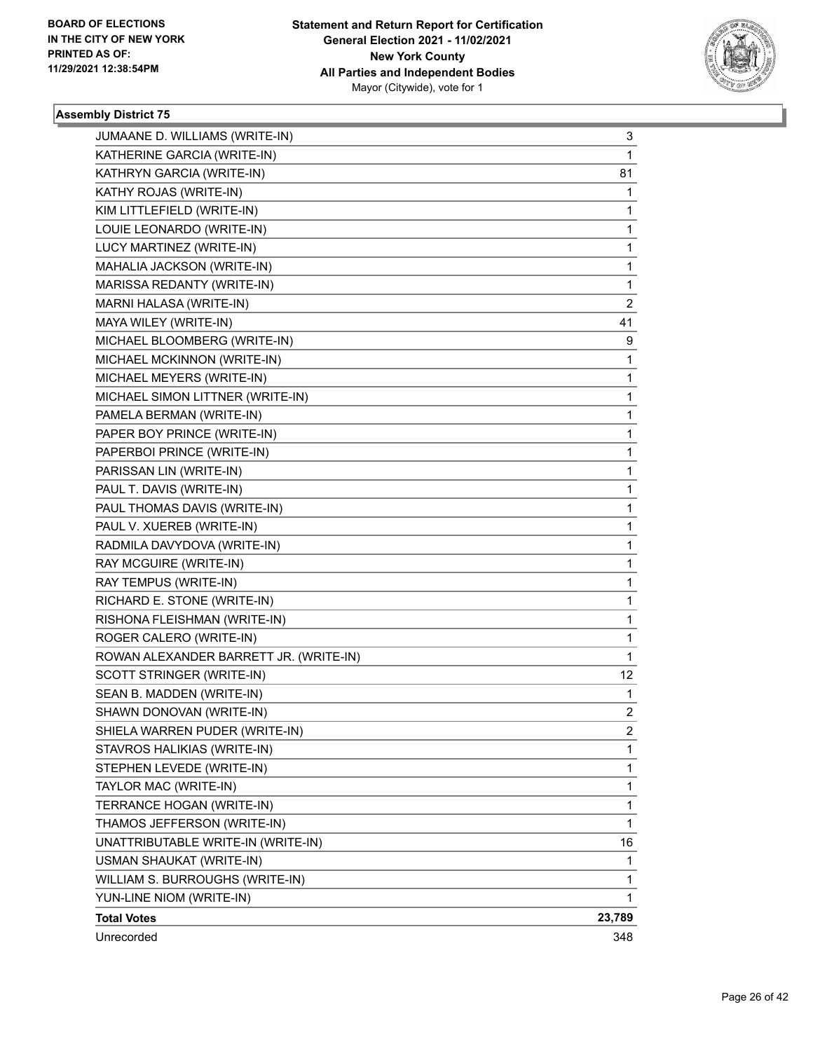**Assembly District 75**

| | |
|---|---|
| JUMAANE D. WILLIAMS (WRITE-IN) | 3 |
| KATHERINE GARCIA (WRITE-IN) | 1 |
| KATHRYN GARCIA (WRITE-IN) | 81 |
| KATHY ROJAS (WRITE-IN) | 1 |
| KIM LITTLEFIELD (WRITE-IN) | 1 |
| LOUIE LEONARDO (WRITE-IN) | 1 |
| LUCY MARTINEZ (WRITE-IN) | 1 |
| MAHALIA JACKSON (WRITE-IN) | 1 |
| MARISSA REDANTY (WRITE-IN) | 1 |
| MARNI HALASA (WRITE-IN) | 2 |
| MAYA WILEY (WRITE-IN) | 41 |
| MICHAEL BLOOMBERG (WRITE-IN) | 9 |
| MICHAEL MCKINNON (WRITE-IN) | 1 |
| MICHAEL MEYERS (WRITE-IN) | 1 |
| MICHAEL SIMON LITTNER (WRITE-IN) | 1 |
| PAMELA BERMAN (WRITE-IN) | 1 |
| PAPER BOY PRINCE (WRITE-IN) | 1 |
| PAPERBOI PRINCE (WRITE-IN) | 1 |
| PARISSAN LIN (WRITE-IN) | 1 |
| PAUL T. DAVIS (WRITE-IN) | 1 |
| PAUL THOMAS DAVIS (WRITE-IN) | 1 |
| PAUL V. XUEREB (WRITE-IN) | 1 |
| RADMILA DAVYDOVA (WRITE-IN) | 1 |
| RAY MCGUIRE (WRITE-IN) | 1 |
| RAY TEMPUS (WRITE-IN) | 1 |
| RICHARD E. STONE (WRITE-IN) | 1 |
| RISHONA FLEISHMAN (WRITE-IN) | 1 |
| ROGER CALERO (WRITE-IN) | 1 |
| ROWAN ALEXANDER BARRETT JR. (WRITE-IN) | 1 |
| SCOTT STRINGER (WRITE-IN) | 12 |
| SEAN B. MADDEN (WRITE-IN) | 1 |
| SHAWN DONOVAN (WRITE-IN) | 2 |
| SHIELA WARREN PUDER (WRITE-IN) | 2 |
| STAVROS HALIKIAS (WRITE-IN) | 1 |
| STEPHEN LEVEDE (WRITE-IN) | 1 |
| TAYLOR MAC (WRITE-IN) | 1 |
| TERRANCE HOGAN (WRITE-IN) | 1 |
| THAMOS JEFFERSON (WRITE-IN) | 1 |
| UNATTRIBUTABLE WRITE-IN (WRITE-IN) | 16 |
| USMAN SHAUKAT (WRITE-IN) | 1 |
| WILLIAM S. BURROUGHS (WRITE-IN) | 1 |
| YUN-LINE NIOM (WRITE-IN) | 1 |
| **Total Votes** | **23,789** |
| Unrecorded | 348 |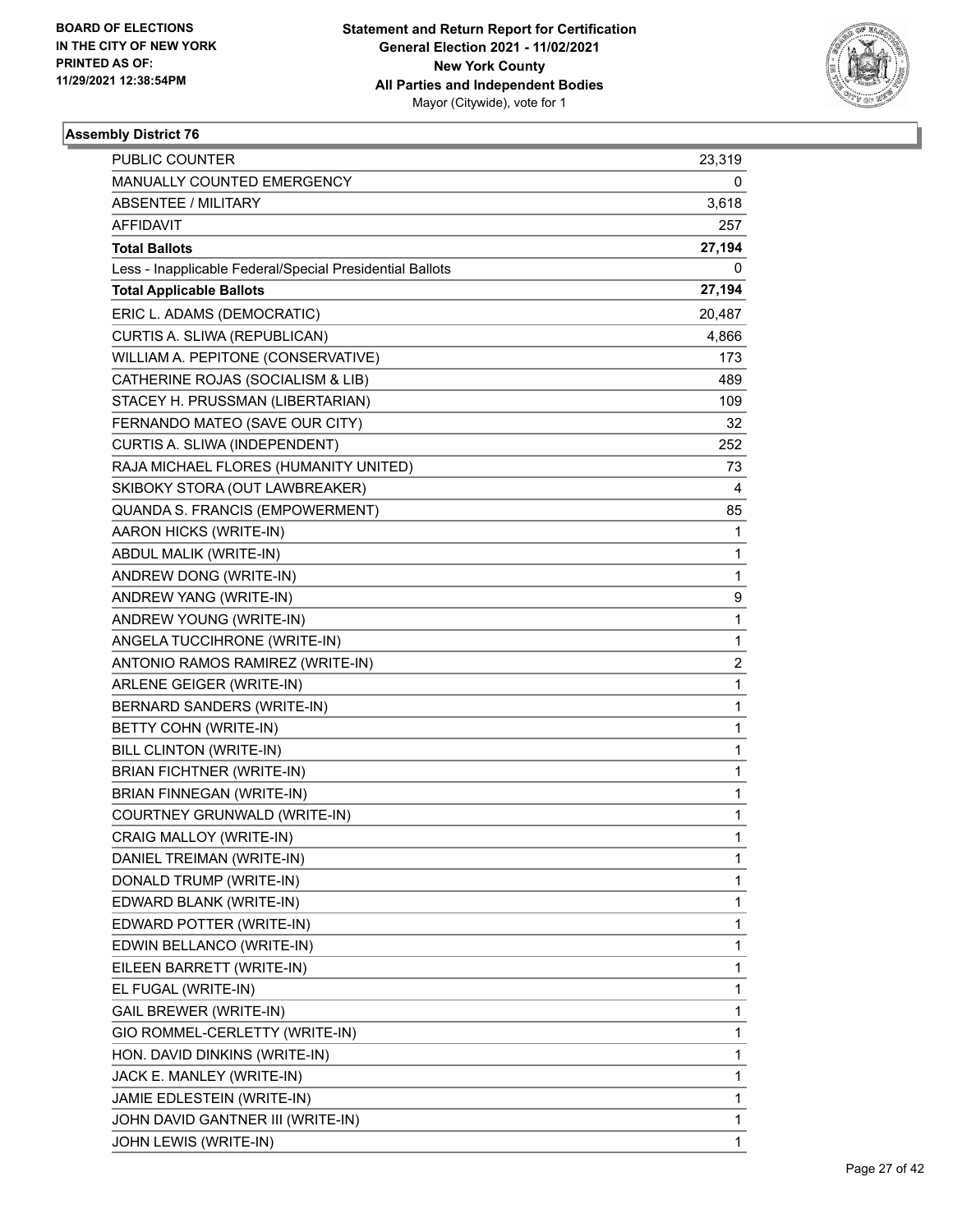BOARD OF ELECTIONS
IN THE CITY OF NEW YORK
PRINTED AS OF:
11/29/2021 12:38:54PM

**Statement and Return Report for Certification**
**General Election 2021 - 11/02/2021**
**New York County**
**All Parties and Independent Bodies**
Mayor (Citywide), vote for 1

### Assembly District 76

| | |
|---|---|
| PUBLIC COUNTER | 23,319 |
| MANUALLY COUNTED EMERGENCY | 0 |
| ABSENTEE / MILITARY | 3,618 |
| AFFIDAVIT | 257 |
| **Total Ballots** | **27,194** |
| Less - Inapplicable Federal/Special Presidential Ballots | 0 |
| **Total Applicable Ballots** | **27,194** |
| ERIC L. ADAMS (DEMOCRATIC) | 20,487 |
| CURTIS A. SLIWA (REPUBLICAN) | 4,866 |
| WILLIAM A. PEPITONE (CONSERVATIVE) | 173 |
| CATHERINE ROJAS (SOCIALISM & LIB) | 489 |
| STACEY H. PRUSSMAN (LIBERTARIAN) | 109 |
| FERNANDO MATEO (SAVE OUR CITY) | 32 |
| CURTIS A. SLIWA (INDEPENDENT) | 252 |
| RAJA MICHAEL FLORES (HUMANITY UNITED) | 73 |
| SKIBOKY STORA (OUT LAWBREAKER) | 4 |
| QUANDA S. FRANCIS (EMPOWERMENT) | 85 |
| AARON HICKS (WRITE-IN) | 1 |
| ABDUL MALIK (WRITE-IN) | 1 |
| ANDREW DONG (WRITE-IN) | 1 |
| ANDREW YANG (WRITE-IN) | 9 |
| ANDREW YOUNG (WRITE-IN) | 1 |
| ANGELA TUCCIHRONE (WRITE-IN) | 1 |
| ANTONIO RAMOS RAMIREZ (WRITE-IN) | 2 |
| ARLENE GEIGER (WRITE-IN) | 1 |
| BERNARD SANDERS (WRITE-IN) | 1 |
| BETTY COHN (WRITE-IN) | 1 |
| BILL CLINTON (WRITE-IN) | 1 |
| BRIAN FICHTNER (WRITE-IN) | 1 |
| BRIAN FINNEGAN (WRITE-IN) | 1 |
| COURTNEY GRUNWALD (WRITE-IN) | 1 |
| CRAIG MALLOY (WRITE-IN) | 1 |
| DANIEL TREIMAN (WRITE-IN) | 1 |
| DONALD TRUMP (WRITE-IN) | 1 |
| EDWARD BLANK (WRITE-IN) | 1 |
| EDWARD POTTER (WRITE-IN) | 1 |
| EDWIN BELLANCO (WRITE-IN) | 1 |
| EILEEN BARRETT (WRITE-IN) | 1 |
| EL FUGAL (WRITE-IN) | 1 |
| GAIL BREWER (WRITE-IN) | 1 |
| GIO ROMMEL-CERLETTY (WRITE-IN) | 1 |
| HON. DAVID DINKINS (WRITE-IN) | 1 |
| JACK E. MANLEY (WRITE-IN) | 1 |
| JAMIE EDLESTEIN (WRITE-IN) | 1 |
| JOHN DAVID GANTNER III (WRITE-IN) | 1 |
| JOHN LEWIS (WRITE-IN) | 1 |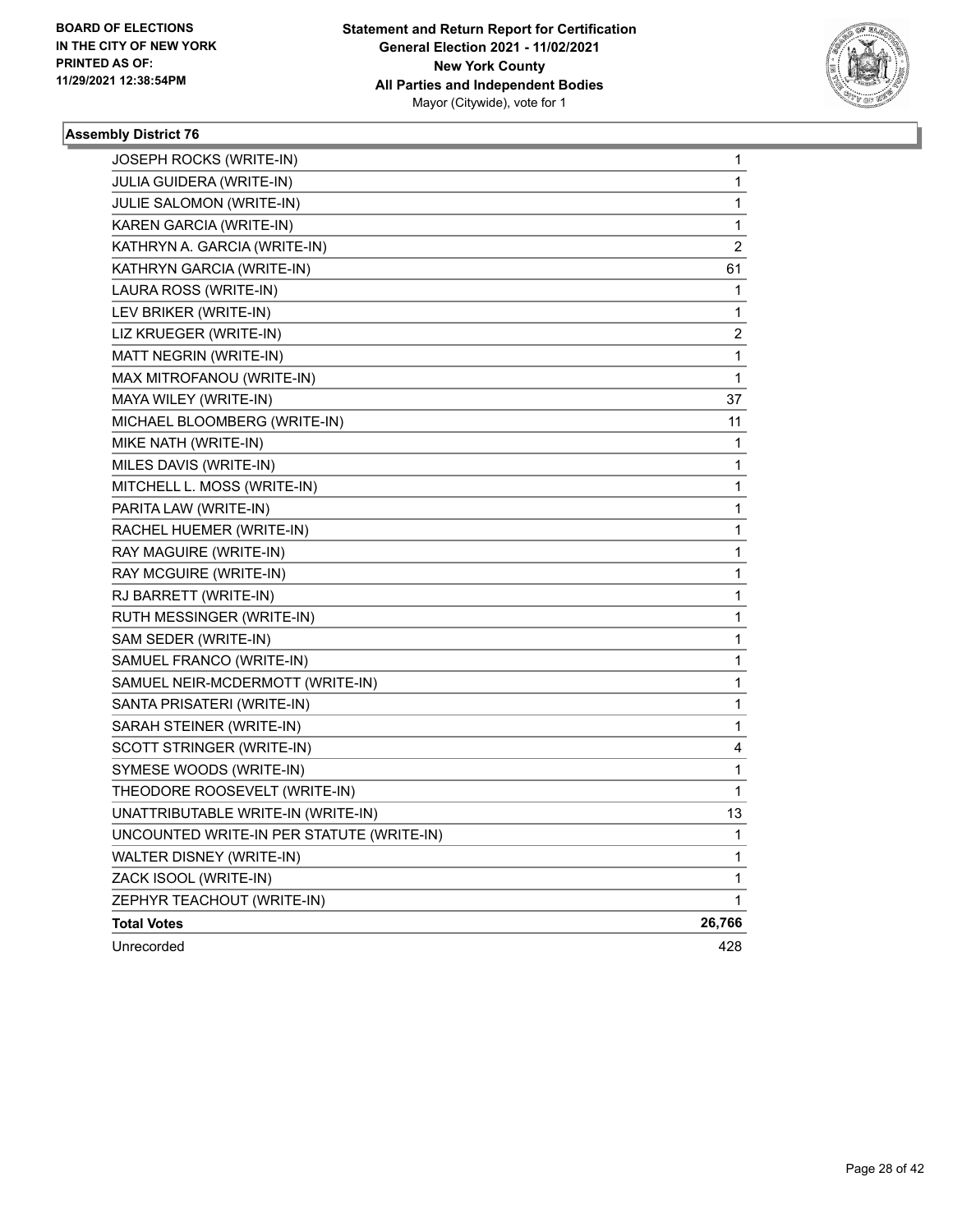**BOARD OF ELECTIONS IN THE CITY OF NEW YORK PRINTED AS OF: 11/29/2021 12:38:54PM**

**Statement and Return Report for Certification General Election 2021 - 11/02/2021 New York County All Parties and Independent Bodies**
Mayor (Citywide), vote for 1

### Assembly District 76

| | |
|---|---|
| JOSEPH ROCKS (WRITE-IN) | 1 |
| JULIA GUIDERA (WRITE-IN) | 1 |
| JULIE SALOMON (WRITE-IN) | 1 |
| KAREN GARCIA (WRITE-IN) | 1 |
| KATHRYN A. GARCIA (WRITE-IN) | 2 |
| KATHRYN GARCIA (WRITE-IN) | 61 |
| LAURA ROSS (WRITE-IN) | 1 |
| LEV BRIKER (WRITE-IN) | 1 |
| LIZ KRUEGER (WRITE-IN) | 2 |
| MATT NEGRIN (WRITE-IN) | 1 |
| MAX MITROFANOU (WRITE-IN) | 1 |
| MAYA WILEY (WRITE-IN) | 37 |
| MICHAEL BLOOMBERG (WRITE-IN) | 11 |
| MIKE NATH (WRITE-IN) | 1 |
| MILES DAVIS (WRITE-IN) | 1 |
| MITCHELL L. MOSS (WRITE-IN) | 1 |
| PARITA LAW (WRITE-IN) | 1 |
| RACHEL HUEMER (WRITE-IN) | 1 |
| RAY MAGUIRE (WRITE-IN) | 1 |
| RAY MCGUIRE (WRITE-IN) | 1 |
| RJ BARRETT (WRITE-IN) | 1 |
| RUTH MESSINGER (WRITE-IN) | 1 |
| SAM SEDER (WRITE-IN) | 1 |
| SAMUEL FRANCO (WRITE-IN) | 1 |
| SAMUEL NEIR-MCDERMOTT (WRITE-IN) | 1 |
| SANTA PRISATERI (WRITE-IN) | 1 |
| SARAH STEINER (WRITE-IN) | 1 |
| SCOTT STRINGER (WRITE-IN) | 4 |
| SYMESE WOODS (WRITE-IN) | 1 |
| THEODORE ROOSEVELT (WRITE-IN) | 1 |
| UNATTRIBUTABLE WRITE-IN (WRITE-IN) | 13 |
| UNCOUNTED WRITE-IN PER STATUTE (WRITE-IN) | 1 |
| WALTER DISNEY (WRITE-IN) | 1 |
| ZACK ISOOL (WRITE-IN) | 1 |
| ZEPHYR TEACHOUT (WRITE-IN) | 1 |
| **Total Votes** | **26,766** |
| Unrecorded | 428 |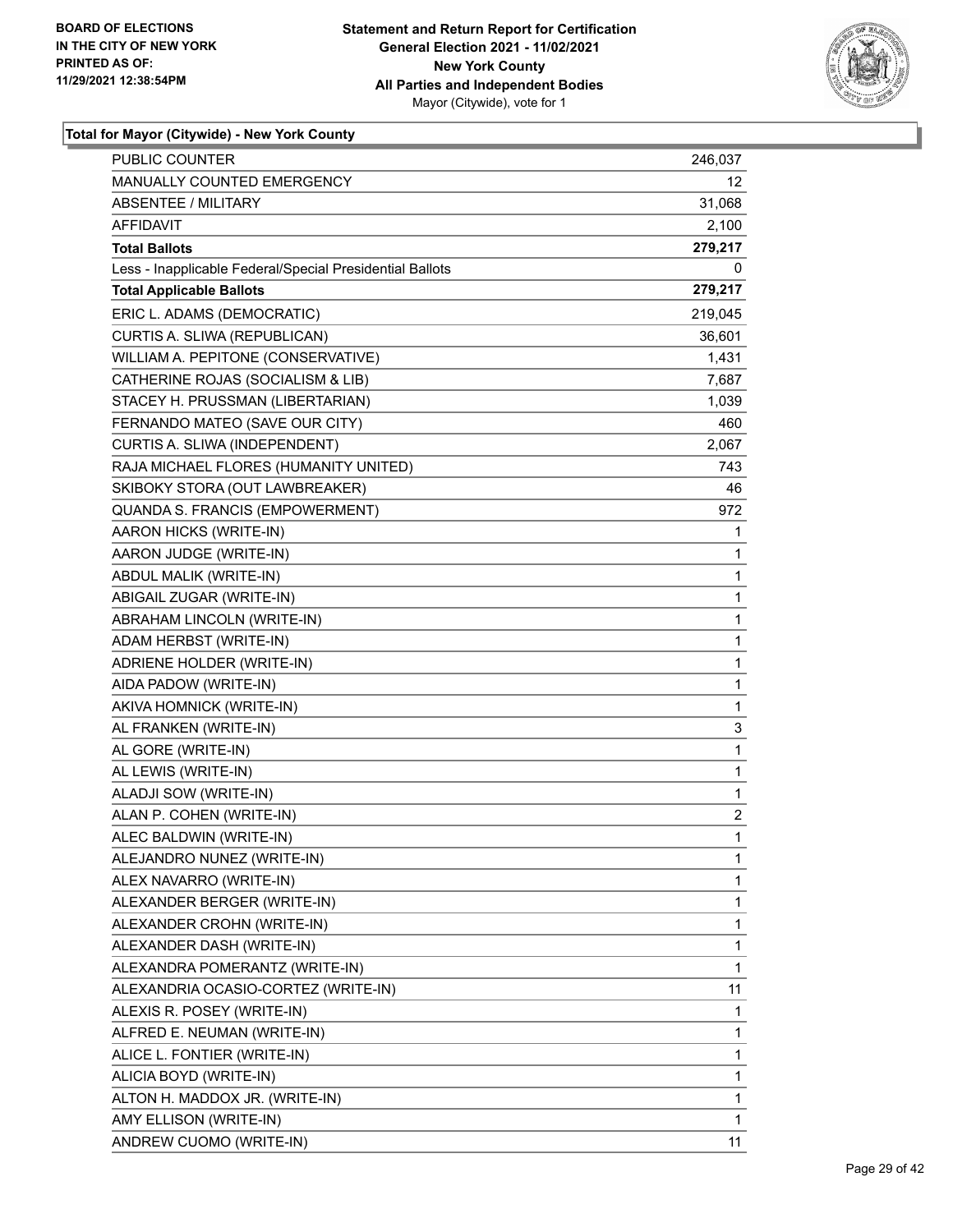**Total for Mayor (Citywide) - New York County**

| | |
|---|---|
| PUBLIC COUNTER | 246,037 |
| MANUALLY COUNTED EMERGENCY | 12 |
| ABSENTEE / MILITARY | 31,068 |
| AFFIDAVIT | 2,100 |
| **Total Ballots** | **279,217** |
| Less - Inapplicable Federal/Special Presidential Ballots | 0 |
| **Total Applicable Ballots** | **279,217** |
| ERIC L. ADAMS (DEMOCRATIC) | 219,045 |
| CURTIS A. SLIWA (REPUBLICAN) | 36,601 |
| WILLIAM A. PEPITONE (CONSERVATIVE) | 1,431 |
| CATHERINE ROJAS (SOCIALISM & LIB) | 7,687 |
| STACEY H. PRUSSMAN (LIBERTARIAN) | 1,039 |
| FERNANDO MATEO (SAVE OUR CITY) | 460 |
| CURTIS A. SLIWA (INDEPENDENT) | 2,067 |
| RAJA MICHAEL FLORES (HUMANITY UNITED) | 743 |
| SKIBOKY STORA (OUT LAWBREAKER) | 46 |
| QUANDA S. FRANCIS (EMPOWERMENT) | 972 |
| AARON HICKS (WRITE-IN) | 1 |
| AARON JUDGE (WRITE-IN) | 1 |
| ABDUL MALIK (WRITE-IN) | 1 |
| ABIGAIL ZUGAR (WRITE-IN) | 1 |
| ABRAHAM LINCOLN (WRITE-IN) | 1 |
| ADAM HERBST (WRITE-IN) | 1 |
| ADRIENE HOLDER (WRITE-IN) | 1 |
| AIDA PADOW (WRITE-IN) | 1 |
| AKIVA HOMNICK (WRITE-IN) | 1 |
| AL FRANKEN (WRITE-IN) | 3 |
| AL GORE (WRITE-IN) | 1 |
| AL LEWIS (WRITE-IN) | 1 |
| ALADJI SOW (WRITE-IN) | 1 |
| ALAN P. COHEN (WRITE-IN) | 2 |
| ALEC BALDWIN (WRITE-IN) | 1 |
| ALEJANDRO NUNEZ (WRITE-IN) | 1 |
| ALEX NAVARRO (WRITE-IN) | 1 |
| ALEXANDER BERGER (WRITE-IN) | 1 |
| ALEXANDER CROHN (WRITE-IN) | 1 |
| ALEXANDER DASH (WRITE-IN) | 1 |
| ALEXANDRA POMERANTZ (WRITE-IN) | 1 |
| ALEXANDRIA OCASIO-CORTEZ (WRITE-IN) | 11 |
| ALEXIS R. POSEY (WRITE-IN) | 1 |
| ALFRED E. NEUMAN (WRITE-IN) | 1 |
| ALICE L. FONTIER (WRITE-IN) | 1 |
| ALICIA BOYD (WRITE-IN) | 1 |
| ALTON H. MADDOX JR. (WRITE-IN) | 1 |
| AMY ELLISON (WRITE-IN) | 1 |
| ANDREW CUOMO (WRITE-IN) | 11 |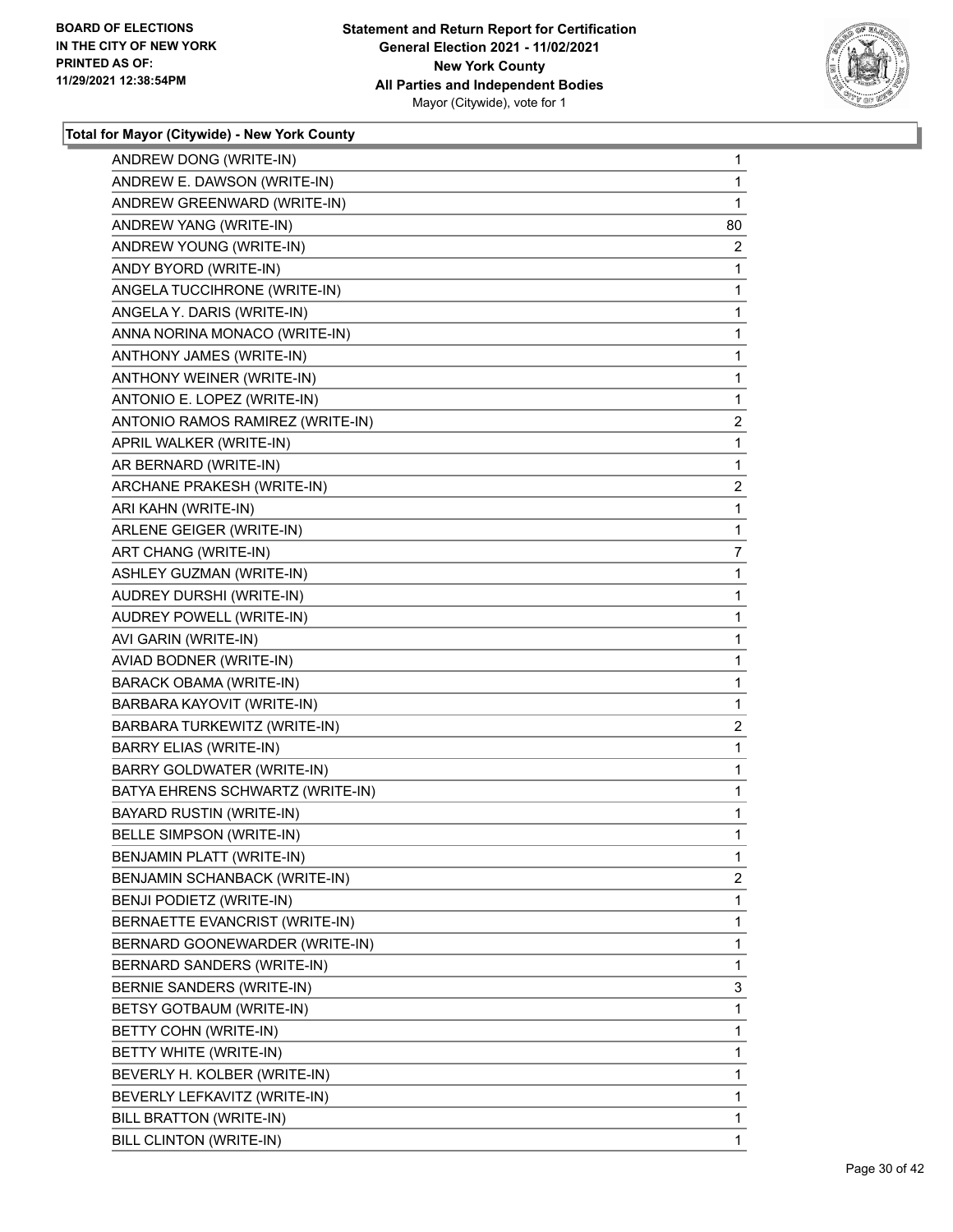**Total for Mayor (Citywide) - New York County**

| Candidate | Votes |
|---|---|
| ANDREW DONG (WRITE-IN) | 1 |
| ANDREW E. DAWSON (WRITE-IN) | 1 |
| ANDREW GREENWARD (WRITE-IN) | 1 |
| ANDREW YANG (WRITE-IN) | 80 |
| ANDREW YOUNG (WRITE-IN) | 2 |
| ANDY BYORD (WRITE-IN) | 1 |
| ANGELA TUCCIHRONE (WRITE-IN) | 1 |
| ANGELA Y. DARIS (WRITE-IN) | 1 |
| ANNA NORINA MONACO (WRITE-IN) | 1 |
| ANTHONY JAMES (WRITE-IN) | 1 |
| ANTHONY WEINER (WRITE-IN) | 1 |
| ANTONIO E. LOPEZ (WRITE-IN) | 1 |
| ANTONIO RAMOS RAMIREZ (WRITE-IN) | 2 |
| APRIL WALKER (WRITE-IN) | 1 |
| AR BERNARD (WRITE-IN) | 1 |
| ARCHANE PRAKESH (WRITE-IN) | 2 |
| ARI KAHN (WRITE-IN) | 1 |
| ARLENE GEIGER (WRITE-IN) | 1 |
| ART CHANG (WRITE-IN) | 7 |
| ASHLEY GUZMAN (WRITE-IN) | 1 |
| AUDREY DURSHI (WRITE-IN) | 1 |
| AUDREY POWELL (WRITE-IN) | 1 |
| AVI GARIN (WRITE-IN) | 1 |
| AVIAD BODNER (WRITE-IN) | 1 |
| BARACK OBAMA (WRITE-IN) | 1 |
| BARBARA KAYOVIT (WRITE-IN) | 1 |
| BARBARA TURKEWITZ (WRITE-IN) | 2 |
| BARRY ELIAS (WRITE-IN) | 1 |
| BARRY GOLDWATER (WRITE-IN) | 1 |
| BATYA EHRENS SCHWARTZ (WRITE-IN) | 1 |
| BAYARD RUSTIN (WRITE-IN) | 1 |
| BELLE SIMPSON (WRITE-IN) | 1 |
| BENJAMIN PLATT (WRITE-IN) | 1 |
| BENJAMIN SCHANBACK (WRITE-IN) | 2 |
| BENJI PODIETZ (WRITE-IN) | 1 |
| BERNAETTE EVANCRIST (WRITE-IN) | 1 |
| BERNARD GOONEWARDER (WRITE-IN) | 1 |
| BERNARD SANDERS (WRITE-IN) | 1 |
| BERNIE SANDERS (WRITE-IN) | 3 |
| BETSY GOTBAUM (WRITE-IN) | 1 |
| BETTY COHN (WRITE-IN) | 1 |
| BETTY WHITE (WRITE-IN) | 1 |
| BEVERLY H. KOLBER (WRITE-IN) | 1 |
| BEVERLY LEFKAVITZ (WRITE-IN) | 1 |
| BILL BRATTON (WRITE-IN) | 1 |
| BILL CLINTON (WRITE-IN) | 1 |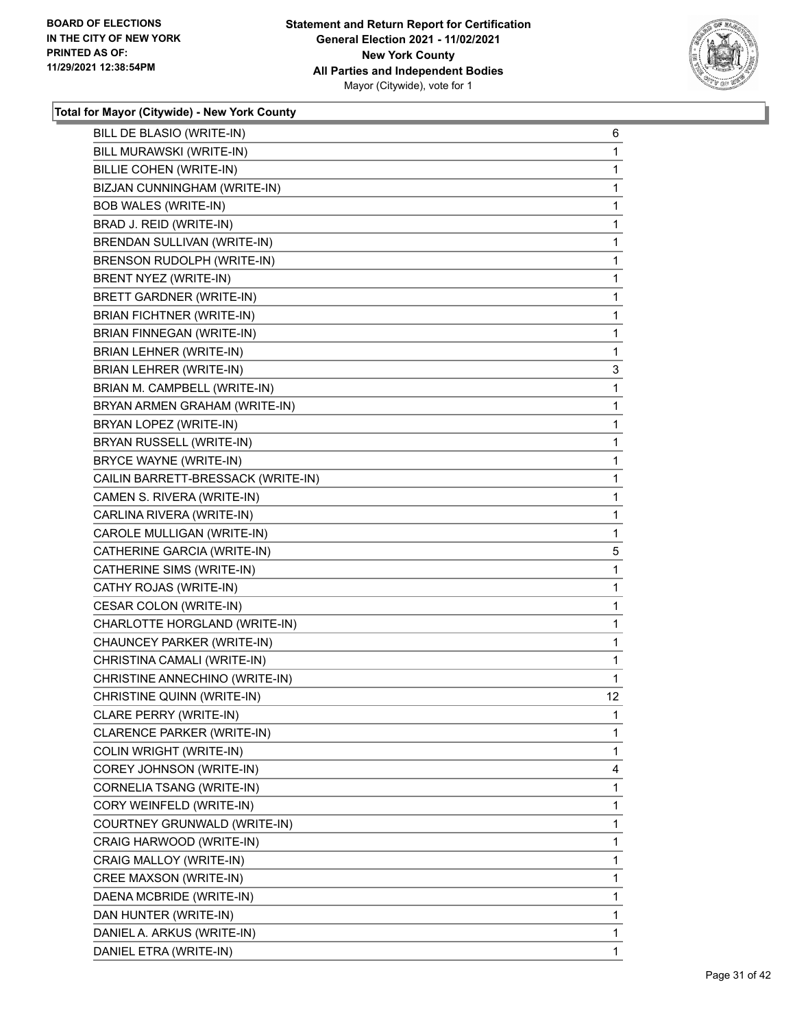**Total for Mayor (Citywide) - New York County**

| | |
|---|---|
| BILL DE BLASIO (WRITE-IN) | 6 |
| BILL MURAWSKI (WRITE-IN) | 1 |
| BILLIE COHEN (WRITE-IN) | 1 |
| BIZJAN CUNNINGHAM (WRITE-IN) | 1 |
| BOB WALES (WRITE-IN) | 1 |
| BRAD J. REID (WRITE-IN) | 1 |
| BRENDAN SULLIVAN (WRITE-IN) | 1 |
| BRENSON RUDOLPH (WRITE-IN) | 1 |
| BRENT NYEZ (WRITE-IN) | 1 |
| BRETT GARDNER (WRITE-IN) | 1 |
| BRIAN FICHTNER (WRITE-IN) | 1 |
| BRIAN FINNEGAN (WRITE-IN) | 1 |
| BRIAN LEHNER (WRITE-IN) | 1 |
| BRIAN LEHRER (WRITE-IN) | 3 |
| BRIAN M. CAMPBELL (WRITE-IN) | 1 |
| BRYAN ARMEN GRAHAM (WRITE-IN) | 1 |
| BRYAN LOPEZ (WRITE-IN) | 1 |
| BRYAN RUSSELL (WRITE-IN) | 1 |
| BRYCE WAYNE (WRITE-IN) | 1 |
| CAILIN BARRETT-BRESSACK (WRITE-IN) | 1 |
| CAMEN S. RIVERA (WRITE-IN) | 1 |
| CARLINA RIVERA (WRITE-IN) | 1 |
| CAROLE MULLIGAN (WRITE-IN) | 1 |
| CATHERINE GARCIA (WRITE-IN) | 5 |
| CATHERINE SIMS (WRITE-IN) | 1 |
| CATHY ROJAS (WRITE-IN) | 1 |
| CESAR COLON (WRITE-IN) | 1 |
| CHARLOTTE HORGLAND (WRITE-IN) | 1 |
| CHAUNCEY PARKER (WRITE-IN) | 1 |
| CHRISTINA CAMALI (WRITE-IN) | 1 |
| CHRISTINE ANNECHINO (WRITE-IN) | 1 |
| CHRISTINE QUINN (WRITE-IN) | 12 |
| CLARE PERRY (WRITE-IN) | 1 |
| CLARENCE PARKER (WRITE-IN) | 1 |
| COLIN WRIGHT (WRITE-IN) | 1 |
| COREY JOHNSON (WRITE-IN) | 4 |
| CORNELIA TSANG (WRITE-IN) | 1 |
| CORY WEINFELD (WRITE-IN) | 1 |
| COURTNEY GRUNWALD (WRITE-IN) | 1 |
| CRAIG HARWOOD (WRITE-IN) | 1 |
| CRAIG MALLOY (WRITE-IN) | 1 |
| CREE MAXSON (WRITE-IN) | 1 |
| DAENA MCBRIDE (WRITE-IN) | 1 |
| DAN HUNTER (WRITE-IN) | 1 |
| DANIEL A. ARKUS (WRITE-IN) | 1 |
| DANIEL ETRA (WRITE-IN) | 1 |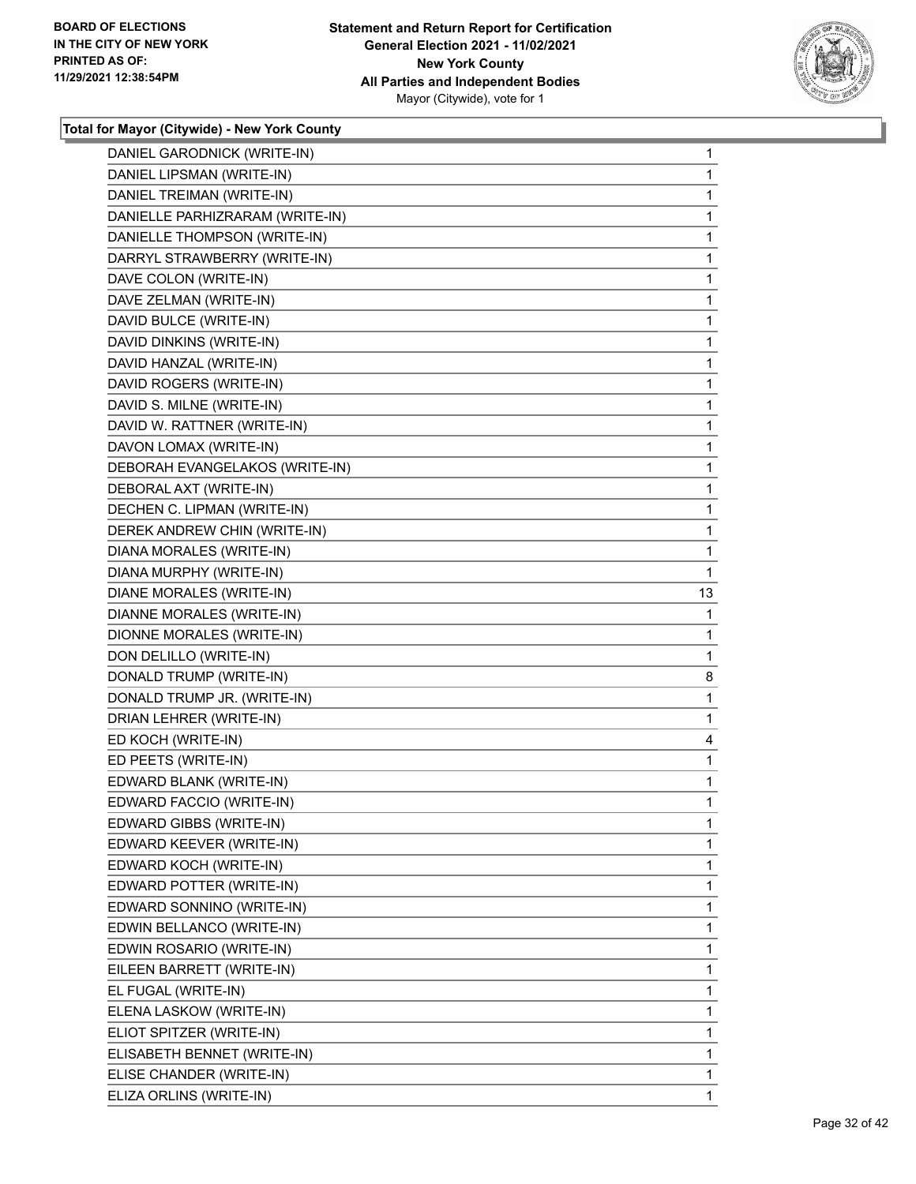**Total for Mayor (Citywide) - New York County**

| | |
|---|---|
| DANIEL GARODNICK (WRITE-IN) | 1 |
| DANIEL LIPSMAN (WRITE-IN) | 1 |
| DANIEL TREIMAN (WRITE-IN) | 1 |
| DANIELLE PARHIZRARAM (WRITE-IN) | 1 |
| DANIELLE THOMPSON (WRITE-IN) | 1 |
| DARRYL STRAWBERRY (WRITE-IN) | 1 |
| DAVE COLON (WRITE-IN) | 1 |
| DAVE ZELMAN (WRITE-IN) | 1 |
| DAVID BULCE (WRITE-IN) | 1 |
| DAVID DINKINS (WRITE-IN) | 1 |
| DAVID HANZAL (WRITE-IN) | 1 |
| DAVID ROGERS (WRITE-IN) | 1 |
| DAVID S. MILNE (WRITE-IN) | 1 |
| DAVID W. RATTNER (WRITE-IN) | 1 |
| DAVON LOMAX (WRITE-IN) | 1 |
| DEBORAH EVANGELAKOS (WRITE-IN) | 1 |
| DEBORAL AXT (WRITE-IN) | 1 |
| DECHEN C. LIPMAN (WRITE-IN) | 1 |
| DEREK ANDREW CHIN (WRITE-IN) | 1 |
| DIANA MORALES (WRITE-IN) | 1 |
| DIANA MURPHY (WRITE-IN) | 1 |
| DIANE MORALES (WRITE-IN) | 13 |
| DIANNE MORALES (WRITE-IN) | 1 |
| DIONNE MORALES (WRITE-IN) | 1 |
| DON DELILLO (WRITE-IN) | 1 |
| DONALD TRUMP (WRITE-IN) | 8 |
| DONALD TRUMP JR. (WRITE-IN) | 1 |
| DRIAN LEHRER (WRITE-IN) | 1 |
| ED KOCH (WRITE-IN) | 4 |
| ED PEETS (WRITE-IN) | 1 |
| EDWARD BLANK (WRITE-IN) | 1 |
| EDWARD FACCIO (WRITE-IN) | 1 |
| EDWARD GIBBS (WRITE-IN) | 1 |
| EDWARD KEEVER (WRITE-IN) | 1 |
| EDWARD KOCH (WRITE-IN) | 1 |
| EDWARD POTTER (WRITE-IN) | 1 |
| EDWARD SONNINO (WRITE-IN) | 1 |
| EDWIN BELLANCO (WRITE-IN) | 1 |
| EDWIN ROSARIO (WRITE-IN) | 1 |
| EILEEN BARRETT (WRITE-IN) | 1 |
| EL FUGAL (WRITE-IN) | 1 |
| ELENA LASKOW (WRITE-IN) | 1 |
| ELIOT SPITZER (WRITE-IN) | 1 |
| ELISABETH BENNET (WRITE-IN) | 1 |
| ELISE CHANDER (WRITE-IN) | 1 |
| ELIZA ORLINS (WRITE-IN) | 1 |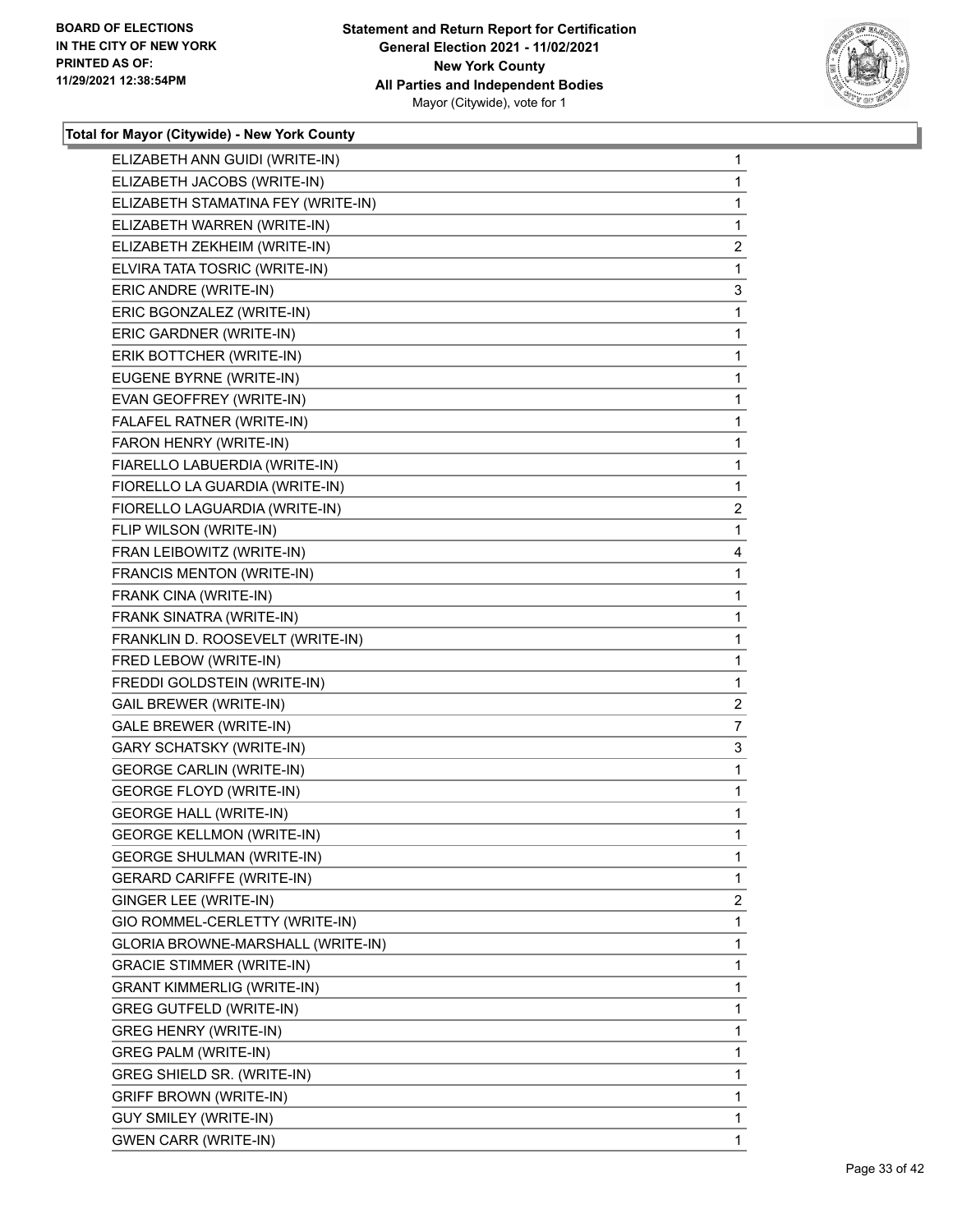**BOARD OF ELECTIONS IN THE CITY OF NEW YORK PRINTED AS OF: 11/29/2021 12:38:54PM**

**Statement and Return Report for Certification General Election 2021 - 11/02/2021 New York County All Parties and Independent Bodies**
Mayor (Citywide), vote for 1

### Total for Mayor (Citywide) - New York County

| Candidate | Votes |
|---|---|
| ELIZABETH ANN GUIDI (WRITE-IN) | 1 |
| ELIZABETH JACOBS (WRITE-IN) | 1 |
| ELIZABETH STAMATINA FEY (WRITE-IN) | 1 |
| ELIZABETH WARREN (WRITE-IN) | 1 |
| ELIZABETH ZEKHEIM (WRITE-IN) | 2 |
| ELVIRA TATA TOSRIC (WRITE-IN) | 1 |
| ERIC ANDRE (WRITE-IN) | 3 |
| ERIC BGONZALEZ (WRITE-IN) | 1 |
| ERIC GARDNER (WRITE-IN) | 1 |
| ERIK BOTTCHER (WRITE-IN) | 1 |
| EUGENE BYRNE (WRITE-IN) | 1 |
| EVAN GEOFFREY (WRITE-IN) | 1 |
| FALAFEL RATNER (WRITE-IN) | 1 |
| FARON HENRY (WRITE-IN) | 1 |
| FIARELLO LABUERDIA (WRITE-IN) | 1 |
| FIORELLO LA GUARDIA (WRITE-IN) | 1 |
| FIORELLO LAGUARDIA (WRITE-IN) | 2 |
| FLIP WILSON (WRITE-IN) | 1 |
| FRAN LEIBOWITZ (WRITE-IN) | 4 |
| FRANCIS MENTON (WRITE-IN) | 1 |
| FRANK CINA (WRITE-IN) | 1 |
| FRANK SINATRA (WRITE-IN) | 1 |
| FRANKLIN D. ROOSEVELT (WRITE-IN) | 1 |
| FRED LEBOW (WRITE-IN) | 1 |
| FREDDI GOLDSTEIN (WRITE-IN) | 1 |
| GAIL BREWER (WRITE-IN) | 2 |
| GALE BREWER (WRITE-IN) | 7 |
| GARY SCHATSKY (WRITE-IN) | 3 |
| GEORGE CARLIN (WRITE-IN) | 1 |
| GEORGE FLOYD (WRITE-IN) | 1 |
| GEORGE HALL (WRITE-IN) | 1 |
| GEORGE KELLMON (WRITE-IN) | 1 |
| GEORGE SHULMAN (WRITE-IN) | 1 |
| GERARD CARIFFE (WRITE-IN) | 1 |
| GINGER LEE (WRITE-IN) | 2 |
| GIO ROMMEL-CERLETTY (WRITE-IN) | 1 |
| GLORIA BROWNE-MARSHALL (WRITE-IN) | 1 |
| GRACIE STIMMER (WRITE-IN) | 1 |
| GRANT KIMMERLIG (WRITE-IN) | 1 |
| GREG GUTFELD (WRITE-IN) | 1 |
| GREG HENRY (WRITE-IN) | 1 |
| GREG PALM (WRITE-IN) | 1 |
| GREG SHIELD SR. (WRITE-IN) | 1 |
| GRIFF BROWN (WRITE-IN) | 1 |
| GUY SMILEY (WRITE-IN) | 1 |
| GWEN CARR (WRITE-IN) | 1 |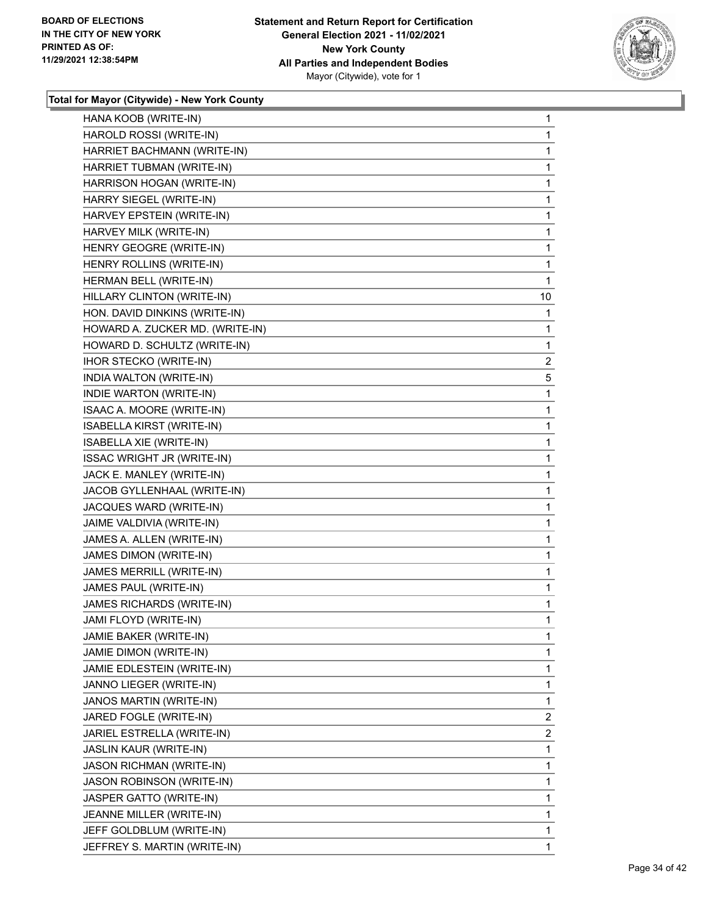**Total for Mayor (Citywide) - New York County**

| | |
|---|---|
| HANA KOOB (WRITE-IN) | 1 |
| HAROLD ROSSI (WRITE-IN) | 1 |
| HARRIET BACHMANN (WRITE-IN) | 1 |
| HARRIET TUBMAN (WRITE-IN) | 1 |
| HARRISON HOGAN (WRITE-IN) | 1 |
| HARRY SIEGEL (WRITE-IN) | 1 |
| HARVEY EPSTEIN (WRITE-IN) | 1 |
| HARVEY MILK (WRITE-IN) | 1 |
| HENRY GEOGRE (WRITE-IN) | 1 |
| HENRY ROLLINS (WRITE-IN) | 1 |
| HERMAN BELL (WRITE-IN) | 1 |
| HILLARY CLINTON (WRITE-IN) | 10 |
| HON. DAVID DINKINS (WRITE-IN) | 1 |
| HOWARD A. ZUCKER MD. (WRITE-IN) | 1 |
| HOWARD D. SCHULTZ (WRITE-IN) | 1 |
| IHOR STECKO (WRITE-IN) | 2 |
| INDIA WALTON (WRITE-IN) | 5 |
| INDIE WARTON (WRITE-IN) | 1 |
| ISAAC A. MOORE (WRITE-IN) | 1 |
| ISABELLA KIRST (WRITE-IN) | 1 |
| ISABELLA XIE (WRITE-IN) | 1 |
| ISSAC WRIGHT JR (WRITE-IN) | 1 |
| JACK E. MANLEY (WRITE-IN) | 1 |
| JACOB GYLLENHAAL (WRITE-IN) | 1 |
| JACQUES WARD (WRITE-IN) | 1 |
| JAIME VALDIVIA (WRITE-IN) | 1 |
| JAMES A. ALLEN (WRITE-IN) | 1 |
| JAMES DIMON (WRITE-IN) | 1 |
| JAMES MERRILL (WRITE-IN) | 1 |
| JAMES PAUL (WRITE-IN) | 1 |
| JAMES RICHARDS (WRITE-IN) | 1 |
| JAMI FLOYD (WRITE-IN) | 1 |
| JAMIE BAKER (WRITE-IN) | 1 |
| JAMIE DIMON (WRITE-IN) | 1 |
| JAMIE EDLESTEIN (WRITE-IN) | 1 |
| JANNO LIEGER (WRITE-IN) | 1 |
| JANOS MARTIN (WRITE-IN) | 1 |
| JARED FOGLE (WRITE-IN) | 2 |
| JARIEL ESTRELLA (WRITE-IN) | 2 |
| JASLIN KAUR (WRITE-IN) | 1 |
| JASON RICHMAN (WRITE-IN) | 1 |
| JASON ROBINSON (WRITE-IN) | 1 |
| JASPER GATTO (WRITE-IN) | 1 |
| JEANNE MILLER (WRITE-IN) | 1 |
| JEFF GOLDBLUM (WRITE-IN) | 1 |
| JEFFREY S. MARTIN (WRITE-IN) | 1 |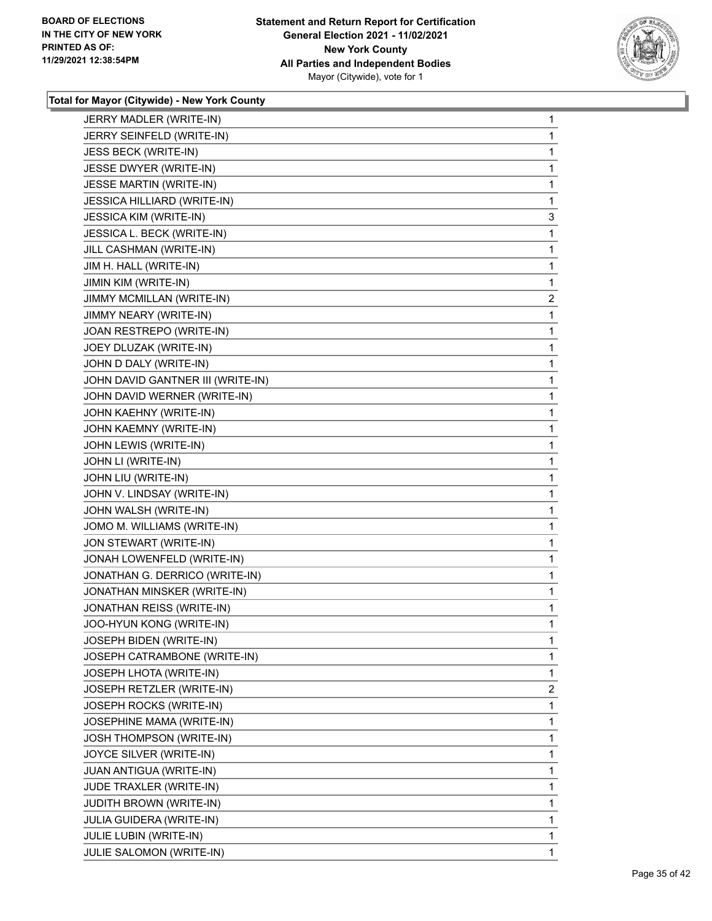## Total for Mayor (Citywide) - New York County

| | |
|---|---|
| JERRY MADLER (WRITE-IN) | 1 |
| JERRY SEINFELD (WRITE-IN) | 1 |
| JESS BECK (WRITE-IN) | 1 |
| JESSE DWYER (WRITE-IN) | 1 |
| JESSE MARTIN (WRITE-IN) | 1 |
| JESSICA HILLIARD (WRITE-IN) | 1 |
| JESSICA KIM (WRITE-IN) | 3 |
| JESSICA L. BECK (WRITE-IN) | 1 |
| JILL CASHMAN (WRITE-IN) | 1 |
| JIM H. HALL (WRITE-IN) | 1 |
| JIMIN KIM (WRITE-IN) | 1 |
| JIMMY MCMILLAN (WRITE-IN) | 2 |
| JIMMY NEARY (WRITE-IN) | 1 |
| JOAN RESTREPO (WRITE-IN) | 1 |
| JOEY DLUZAK (WRITE-IN) | 1 |
| JOHN D DALY (WRITE-IN) | 1 |
| JOHN DAVID GANTNER III (WRITE-IN) | 1 |
| JOHN DAVID WERNER (WRITE-IN) | 1 |
| JOHN KAEHNY (WRITE-IN) | 1 |
| JOHN KAEMNY (WRITE-IN) | 1 |
| JOHN LEWIS (WRITE-IN) | 1 |
| JOHN LI (WRITE-IN) | 1 |
| JOHN LIU (WRITE-IN) | 1 |
| JOHN V. LINDSAY (WRITE-IN) | 1 |
| JOHN WALSH (WRITE-IN) | 1 |
| JOMO M. WILLIAMS (WRITE-IN) | 1 |
| JON STEWART (WRITE-IN) | 1 |
| JONAH LOWENFELD (WRITE-IN) | 1 |
| JONATHAN G. DERRICO (WRITE-IN) | 1 |
| JONATHAN MINSKER (WRITE-IN) | 1 |
| JONATHAN REISS (WRITE-IN) | 1 |
| JOO-HYUN KONG (WRITE-IN) | 1 |
| JOSEPH BIDEN (WRITE-IN) | 1 |
| JOSEPH CATRAMBONE (WRITE-IN) | 1 |
| JOSEPH LHOTA (WRITE-IN) | 1 |
| JOSEPH RETZLER (WRITE-IN) | 2 |
| JOSEPH ROCKS (WRITE-IN) | 1 |
| JOSEPHINE MAMA (WRITE-IN) | 1 |
| JOSH THOMPSON (WRITE-IN) | 1 |
| JOYCE SILVER (WRITE-IN) | 1 |
| JUAN ANTIGUA (WRITE-IN) | 1 |
| JUDE TRAXLER (WRITE-IN) | 1 |
| JUDITH BROWN (WRITE-IN) | 1 |
| JULIA GUIDERA (WRITE-IN) | 1 |
| JULIE LUBIN (WRITE-IN) | 1 |
| JULIE SALOMON (WRITE-IN) | 1 |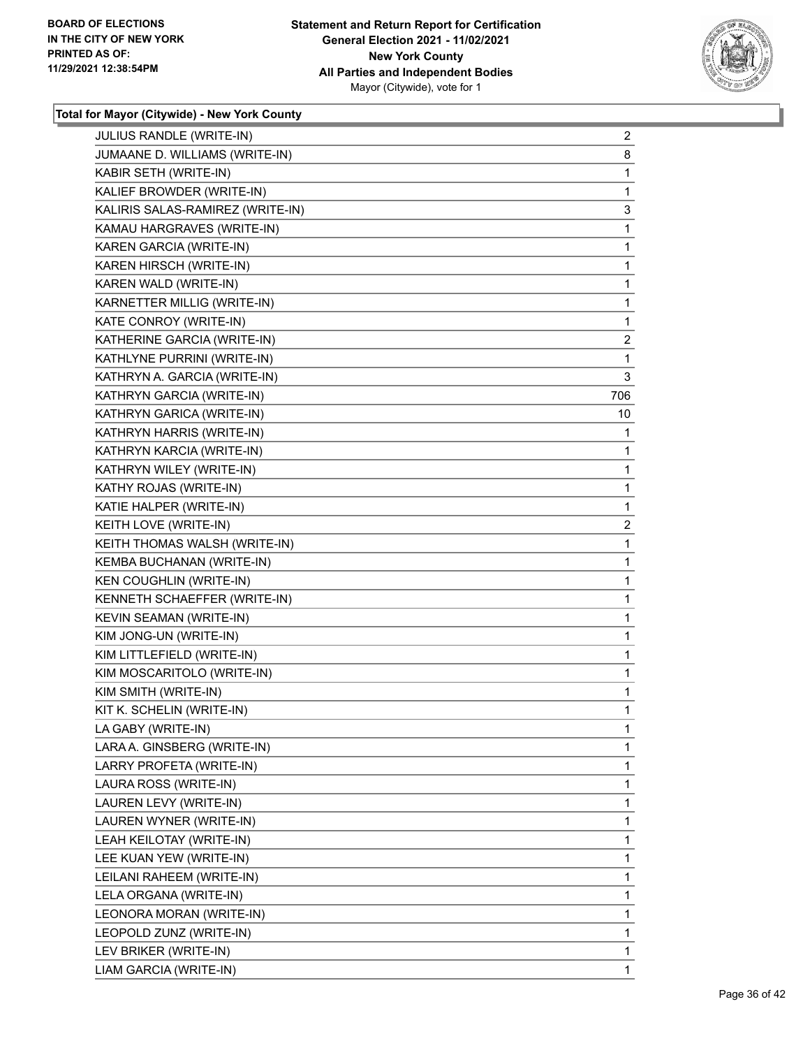**Total for Mayor (Citywide) - New York County**

| | |
|---|---|
| JULIUS RANDLE (WRITE-IN) | 2 |
| JUMAANE D. WILLIAMS (WRITE-IN) | 8 |
| KABIR SETH (WRITE-IN) | 1 |
| KALIEF BROWDER (WRITE-IN) | 1 |
| KALIRIS SALAS-RAMIREZ (WRITE-IN) | 3 |
| KAMAU HARGRAVES (WRITE-IN) | 1 |
| KAREN GARCIA (WRITE-IN) | 1 |
| KAREN HIRSCH (WRITE-IN) | 1 |
| KAREN WALD (WRITE-IN) | 1 |
| KARNETTER MILLIG (WRITE-IN) | 1 |
| KATE CONROY (WRITE-IN) | 1 |
| KATHERINE GARCIA (WRITE-IN) | 2 |
| KATHLYNE PURRINI (WRITE-IN) | 1 |
| KATHRYN A. GARCIA (WRITE-IN) | 3 |
| KATHRYN GARCIA (WRITE-IN) | 706 |
| KATHRYN GARICA (WRITE-IN) | 10 |
| KATHRYN HARRIS (WRITE-IN) | 1 |
| KATHRYN KARCIA (WRITE-IN) | 1 |
| KATHRYN WILEY (WRITE-IN) | 1 |
| KATHY ROJAS (WRITE-IN) | 1 |
| KATIE HALPER (WRITE-IN) | 1 |
| KEITH LOVE (WRITE-IN) | 2 |
| KEITH THOMAS WALSH (WRITE-IN) | 1 |
| KEMBA BUCHANAN (WRITE-IN) | 1 |
| KEN COUGHLIN (WRITE-IN) | 1 |
| KENNETH SCHAEFFER (WRITE-IN) | 1 |
| KEVIN SEAMAN (WRITE-IN) | 1 |
| KIM JONG-UN (WRITE-IN) | 1 |
| KIM LITTLEFIELD (WRITE-IN) | 1 |
| KIM MOSCARITOLO (WRITE-IN) | 1 |
| KIM SMITH (WRITE-IN) | 1 |
| KIT K. SCHELIN (WRITE-IN) | 1 |
| LA GABY (WRITE-IN) | 1 |
| LARA A. GINSBERG (WRITE-IN) | 1 |
| LARRY PROFETA (WRITE-IN) | 1 |
| LAURA ROSS (WRITE-IN) | 1 |
| LAUREN LEVY (WRITE-IN) | 1 |
| LAUREN WYNER (WRITE-IN) | 1 |
| LEAH KEILOTAY (WRITE-IN) | 1 |
| LEE KUAN YEW (WRITE-IN) | 1 |
| LEILANI RAHEEM (WRITE-IN) | 1 |
| LELA ORGANA (WRITE-IN) | 1 |
| LEONORA MORAN (WRITE-IN) | 1 |
| LEOPOLD ZUNZ (WRITE-IN) | 1 |
| LEV BRIKER (WRITE-IN) | 1 |
| LIAM GARCIA (WRITE-IN) | 1 |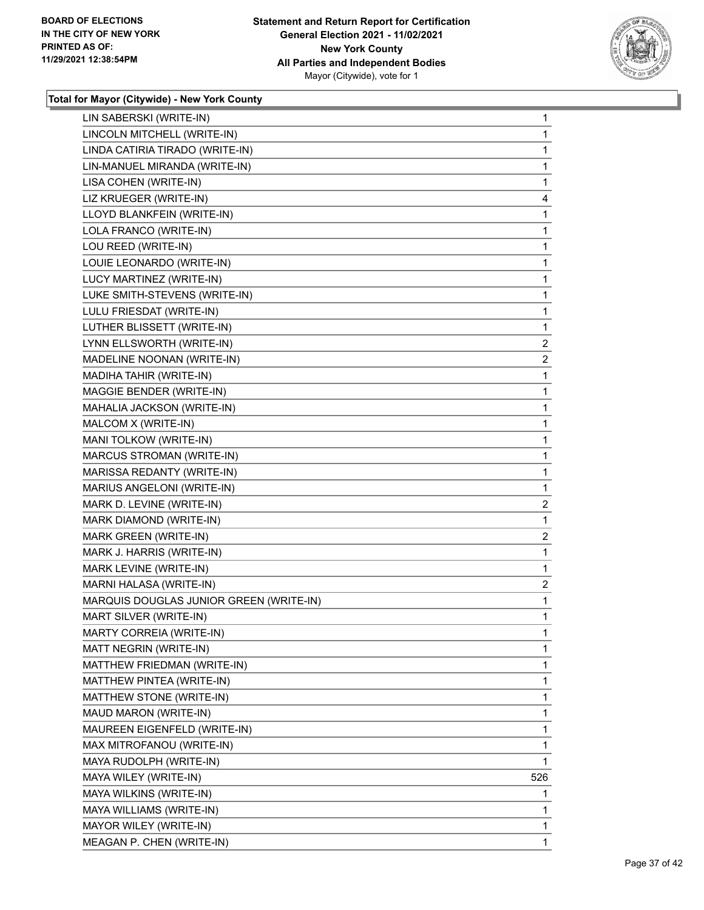**BOARD OF ELECTIONS IN THE CITY OF NEW YORK PRINTED AS OF: 11/29/2021 12:38:54PM**

**Statement and Return Report for Certification General Election 2021 - 11/02/2021 New York County All Parties and Independent Bodies** Mayor (Citywide), vote for 1

### Total for Mayor (Citywide) - New York County

| | |
|---|---|
| LIN SABERSKI (WRITE-IN) | 1 |
| LINCOLN MITCHELL (WRITE-IN) | 1 |
| LINDA CATIRIA TIRADO (WRITE-IN) | 1 |
| LIN-MANUEL MIRANDA (WRITE-IN) | 1 |
| LISA COHEN (WRITE-IN) | 1 |
| LIZ KRUEGER (WRITE-IN) | 4 |
| LLOYD BLANKFEIN (WRITE-IN) | 1 |
| LOLA FRANCO (WRITE-IN) | 1 |
| LOU REED (WRITE-IN) | 1 |
| LOUIE LEONARDO (WRITE-IN) | 1 |
| LUCY MARTINEZ (WRITE-IN) | 1 |
| LUKE SMITH-STEVENS (WRITE-IN) | 1 |
| LULU FRIESDAT (WRITE-IN) | 1 |
| LUTHER BLISSETT (WRITE-IN) | 1 |
| LYNN ELLSWORTH (WRITE-IN) | 2 |
| MADELINE NOONAN (WRITE-IN) | 2 |
| MADIHA TAHIR (WRITE-IN) | 1 |
| MAGGIE BENDER (WRITE-IN) | 1 |
| MAHALIA JACKSON (WRITE-IN) | 1 |
| MALCOM X (WRITE-IN) | 1 |
| MANI TOLKOW (WRITE-IN) | 1 |
| MARCUS STROMAN (WRITE-IN) | 1 |
| MARISSA REDANTY (WRITE-IN) | 1 |
| MARIUS ANGELONI (WRITE-IN) | 1 |
| MARK D. LEVINE (WRITE-IN) | 2 |
| MARK DIAMOND (WRITE-IN) | 1 |
| MARK GREEN (WRITE-IN) | 2 |
| MARK J. HARRIS (WRITE-IN) | 1 |
| MARK LEVINE (WRITE-IN) | 1 |
| MARNI HALASA (WRITE-IN) | 2 |
| MARQUIS DOUGLAS JUNIOR GREEN (WRITE-IN) | 1 |
| MART SILVER (WRITE-IN) | 1 |
| MARTY CORREIA (WRITE-IN) | 1 |
| MATT NEGRIN (WRITE-IN) | 1 |
| MATTHEW FRIEDMAN (WRITE-IN) | 1 |
| MATTHEW PINTEA (WRITE-IN) | 1 |
| MATTHEW STONE (WRITE-IN) | 1 |
| MAUD MARON (WRITE-IN) | 1 |
| MAUREEN EIGENFELD (WRITE-IN) | 1 |
| MAX MITROFANOU (WRITE-IN) | 1 |
| MAYA RUDOLPH (WRITE-IN) | 1 |
| MAYA WILEY (WRITE-IN) | 526 |
| MAYA WILKINS (WRITE-IN) | 1 |
| MAYA WILLIAMS (WRITE-IN) | 1 |
| MAYOR WILEY (WRITE-IN) | 1 |
| MEAGAN P. CHEN (WRITE-IN) | 1 |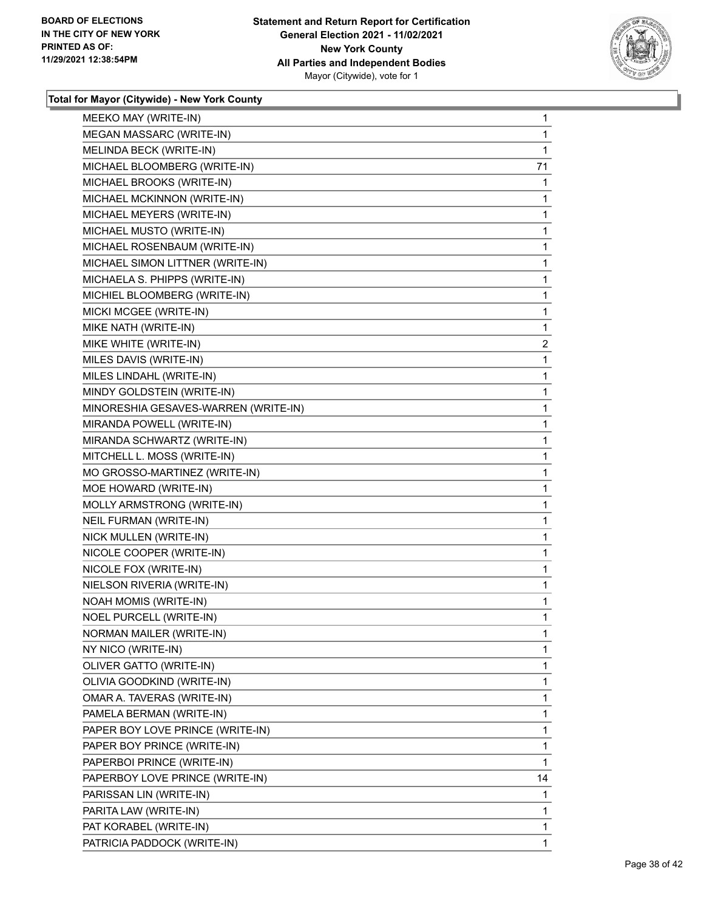**Total for Mayor (Citywide) - New York County**

| | |
|---|---|
| MEEKO MAY (WRITE-IN) | 1 |
| MEGAN MASSARC (WRITE-IN) | 1 |
| MELINDA BECK (WRITE-IN) | 1 |
| MICHAEL BLOOMBERG (WRITE-IN) | 71 |
| MICHAEL BROOKS (WRITE-IN) | 1 |
| MICHAEL MCKINNON (WRITE-IN) | 1 |
| MICHAEL MEYERS (WRITE-IN) | 1 |
| MICHAEL MUSTO (WRITE-IN) | 1 |
| MICHAEL ROSENBAUM (WRITE-IN) | 1 |
| MICHAEL SIMON LITTNER (WRITE-IN) | 1 |
| MICHAELA S. PHIPPS (WRITE-IN) | 1 |
| MICHIEL BLOOMBERG (WRITE-IN) | 1 |
| MICKI MCGEE (WRITE-IN) | 1 |
| MIKE NATH (WRITE-IN) | 1 |
| MIKE WHITE (WRITE-IN) | 2 |
| MILES DAVIS (WRITE-IN) | 1 |
| MILES LINDAHL (WRITE-IN) | 1 |
| MINDY GOLDSTEIN (WRITE-IN) | 1 |
| MINORESHIA GESAVES-WARREN (WRITE-IN) | 1 |
| MIRANDA POWELL (WRITE-IN) | 1 |
| MIRANDA SCHWARTZ (WRITE-IN) | 1 |
| MITCHELL L. MOSS (WRITE-IN) | 1 |
| MO GROSSO-MARTINEZ (WRITE-IN) | 1 |
| MOE HOWARD (WRITE-IN) | 1 |
| MOLLY ARMSTRONG (WRITE-IN) | 1 |
| NEIL FURMAN (WRITE-IN) | 1 |
| NICK MULLEN (WRITE-IN) | 1 |
| NICOLE COOPER (WRITE-IN) | 1 |
| NICOLE FOX (WRITE-IN) | 1 |
| NIELSON RIVERIA (WRITE-IN) | 1 |
| NOAH MOMIS (WRITE-IN) | 1 |
| NOEL PURCELL (WRITE-IN) | 1 |
| NORMAN MAILER (WRITE-IN) | 1 |
| NY NICO (WRITE-IN) | 1 |
| OLIVER GATTO (WRITE-IN) | 1 |
| OLIVIA GOODKIND (WRITE-IN) | 1 |
| OMAR A. TAVERAS (WRITE-IN) | 1 |
| PAMELA BERMAN (WRITE-IN) | 1 |
| PAPER BOY LOVE PRINCE (WRITE-IN) | 1 |
| PAPER BOY PRINCE (WRITE-IN) | 1 |
| PAPERBOI PRINCE (WRITE-IN) | 1 |
| PAPERBOY LOVE PRINCE (WRITE-IN) | 14 |
| PARISSAN LIN (WRITE-IN) | 1 |
| PARITA LAW (WRITE-IN) | 1 |
| PAT KORABEL (WRITE-IN) | 1 |
| PATRICIA PADDOCK (WRITE-IN) | 1 |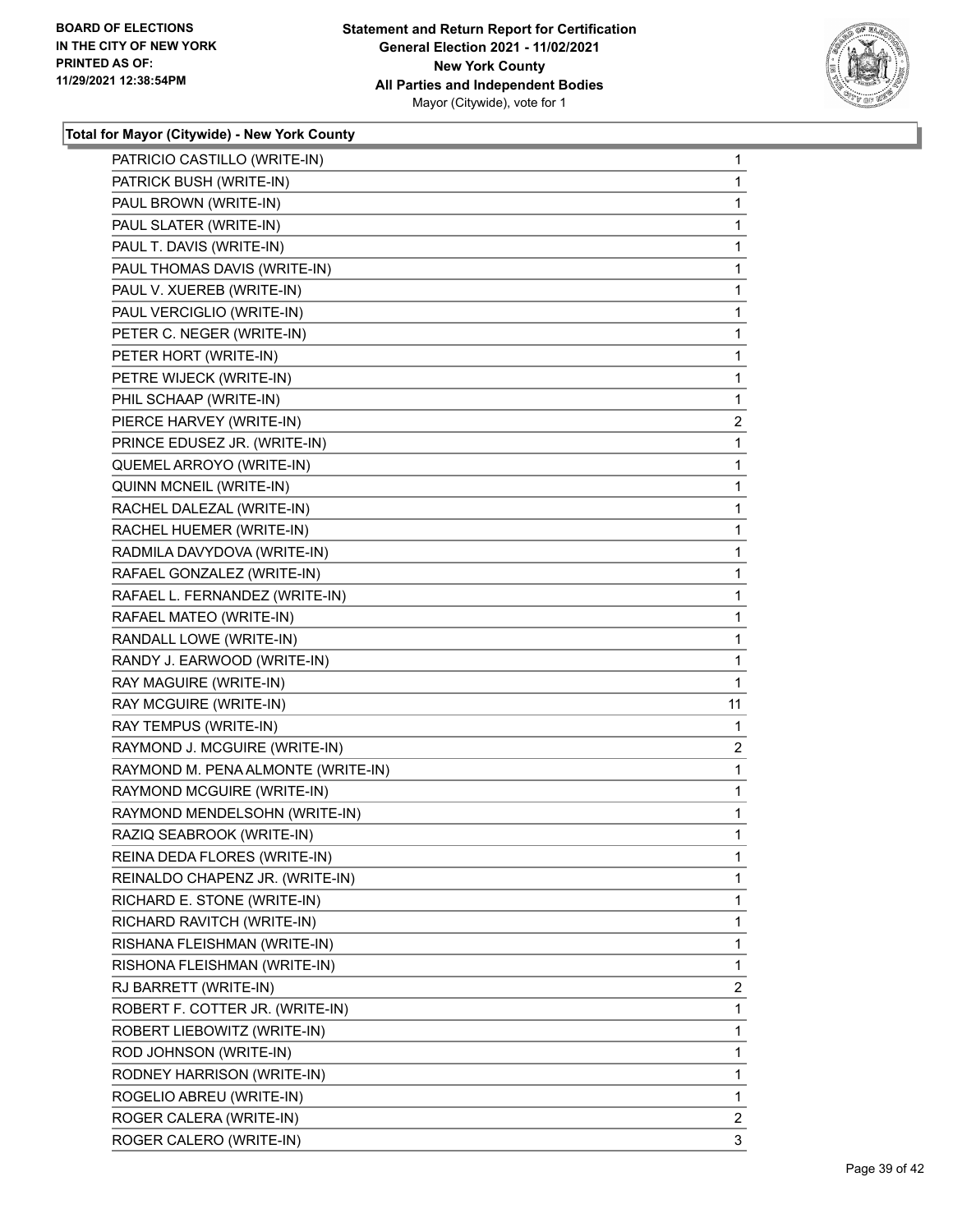**BOARD OF ELECTIONS IN THE CITY OF NEW YORK PRINTED AS OF: 11/29/2021 12:38:54PM**

**Statement and Return Report for Certification General Election 2021 - 11/02/2021 New York County All Parties and Independent Bodies**
Mayor (Citywide), vote for 1

### Total for Mayor (Citywide) - New York County

| | |
|---|---|
| PATRICIO CASTILLO (WRITE-IN) | 1 |
| PATRICK BUSH (WRITE-IN) | 1 |
| PAUL BROWN (WRITE-IN) | 1 |
| PAUL SLATER (WRITE-IN) | 1 |
| PAUL T. DAVIS (WRITE-IN) | 1 |
| PAUL THOMAS DAVIS (WRITE-IN) | 1 |
| PAUL V. XUEREB (WRITE-IN) | 1 |
| PAUL VERCIGLIO (WRITE-IN) | 1 |
| PETER C. NEGER (WRITE-IN) | 1 |
| PETER HORT (WRITE-IN) | 1 |
| PETRE WIJECK (WRITE-IN) | 1 |
| PHIL SCHAAP (WRITE-IN) | 1 |
| PIERCE HARVEY (WRITE-IN) | 2 |
| PRINCE EDUSEZ JR. (WRITE-IN) | 1 |
| QUEMEL ARROYO (WRITE-IN) | 1 |
| QUINN MCNEIL (WRITE-IN) | 1 |
| RACHEL DALEZAL (WRITE-IN) | 1 |
| RACHEL HUEMER (WRITE-IN) | 1 |
| RADMILA DAVYDOVA (WRITE-IN) | 1 |
| RAFAEL GONZALEZ (WRITE-IN) | 1 |
| RAFAEL L. FERNANDEZ (WRITE-IN) | 1 |
| RAFAEL MATEO (WRITE-IN) | 1 |
| RANDALL LOWE (WRITE-IN) | 1 |
| RANDY J. EARWOOD (WRITE-IN) | 1 |
| RAY MAGUIRE (WRITE-IN) | 1 |
| RAY MCGUIRE (WRITE-IN) | 11 |
| RAY TEMPUS (WRITE-IN) | 1 |
| RAYMOND J. MCGUIRE (WRITE-IN) | 2 |
| RAYMOND M. PENA ALMONTE (WRITE-IN) | 1 |
| RAYMOND MCGUIRE (WRITE-IN) | 1 |
| RAYMOND MENDELSOHN (WRITE-IN) | 1 |
| RAZIQ SEABROOK (WRITE-IN) | 1 |
| REINA DEDA FLORES (WRITE-IN) | 1 |
| REINALDO CHAPENZ JR. (WRITE-IN) | 1 |
| RICHARD E. STONE (WRITE-IN) | 1 |
| RICHARD RAVITCH (WRITE-IN) | 1 |
| RISHANA FLEISHMAN (WRITE-IN) | 1 |
| RISHONA FLEISHMAN (WRITE-IN) | 1 |
| RJ BARRETT (WRITE-IN) | 2 |
| ROBERT F. COTTER JR. (WRITE-IN) | 1 |
| ROBERT LIEBOWITZ (WRITE-IN) | 1 |
| ROD JOHNSON (WRITE-IN) | 1 |
| RODNEY HARRISON (WRITE-IN) | 1 |
| ROGELIO ABREU (WRITE-IN) | 1 |
| ROGER CALERA (WRITE-IN) | 2 |
| ROGER CALERO (WRITE-IN) | 3 |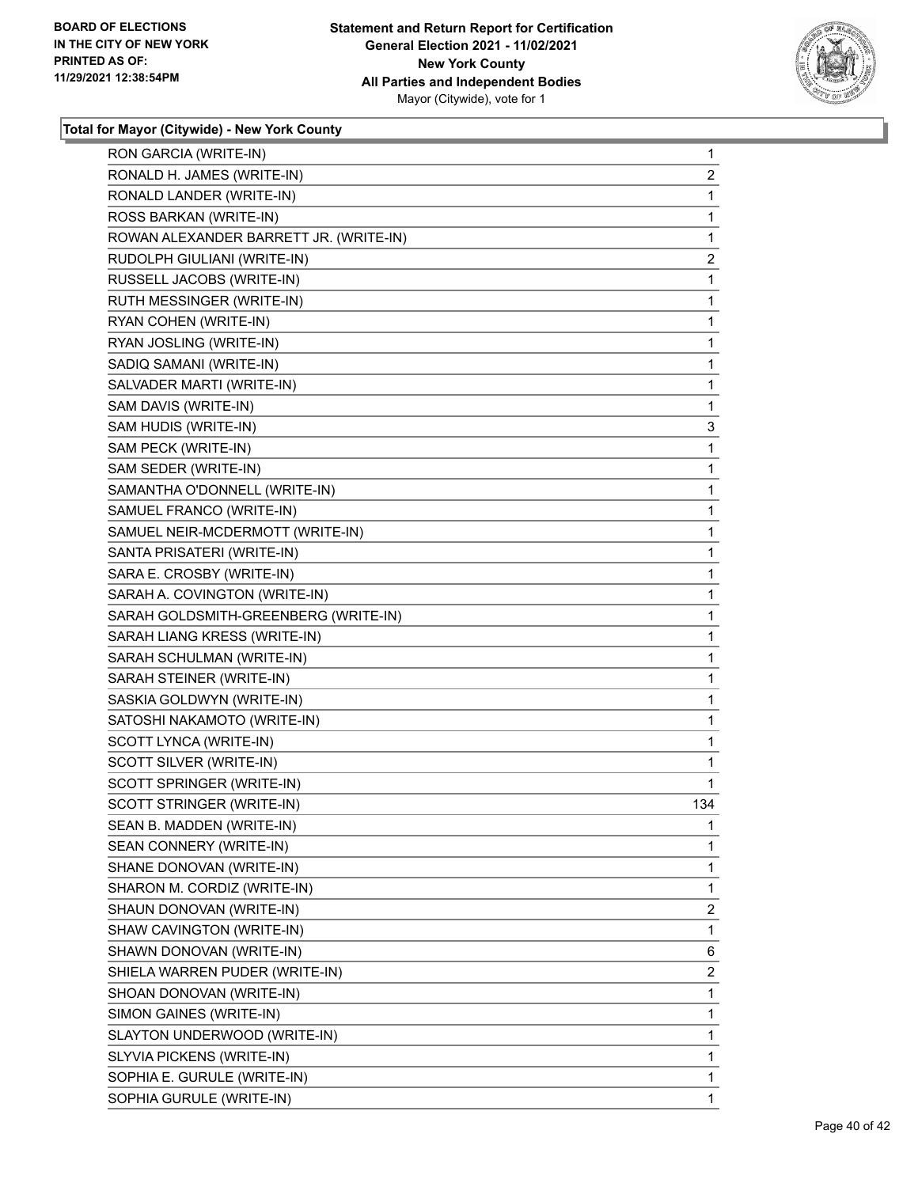**BOARD OF ELECTIONS IN THE CITY OF NEW YORK PRINTED AS OF: 11/29/2021 12:38:54PM**

**Statement and Return Report for Certification General Election 2021 - 11/02/2021 New York County All Parties and Independent Bodies** Mayor (Citywide), vote for 1

### Total for Mayor (Citywide) - New York County

| | |
|---|---|
| RON GARCIA (WRITE-IN) | 1 |
| RONALD H. JAMES (WRITE-IN) | 2 |
| RONALD LANDER (WRITE-IN) | 1 |
| ROSS BARKAN (WRITE-IN) | 1 |
| ROWAN ALEXANDER BARRETT JR. (WRITE-IN) | 1 |
| RUDOLPH GIULIANI (WRITE-IN) | 2 |
| RUSSELL JACOBS (WRITE-IN) | 1 |
| RUTH MESSINGER (WRITE-IN) | 1 |
| RYAN COHEN (WRITE-IN) | 1 |
| RYAN JOSLING (WRITE-IN) | 1 |
| SADIQ SAMANI (WRITE-IN) | 1 |
| SALVADER MARTI (WRITE-IN) | 1 |
| SAM DAVIS (WRITE-IN) | 1 |
| SAM HUDIS (WRITE-IN) | 3 |
| SAM PECK (WRITE-IN) | 1 |
| SAM SEDER (WRITE-IN) | 1 |
| SAMANTHA O'DONNELL (WRITE-IN) | 1 |
| SAMUEL FRANCO (WRITE-IN) | 1 |
| SAMUEL NEIR-MCDERMOTT (WRITE-IN) | 1 |
| SANTA PRISATERI (WRITE-IN) | 1 |
| SARA E. CROSBY (WRITE-IN) | 1 |
| SARAH A. COVINGTON (WRITE-IN) | 1 |
| SARAH GOLDSMITH-GREENBERG (WRITE-IN) | 1 |
| SARAH LIANG KRESS (WRITE-IN) | 1 |
| SARAH SCHULMAN (WRITE-IN) | 1 |
| SARAH STEINER (WRITE-IN) | 1 |
| SASKIA GOLDWYN (WRITE-IN) | 1 |
| SATOSHI NAKAMOTO (WRITE-IN) | 1 |
| SCOTT LYNCA (WRITE-IN) | 1 |
| SCOTT SILVER (WRITE-IN) | 1 |
| SCOTT SPRINGER (WRITE-IN) | 1 |
| SCOTT STRINGER (WRITE-IN) | 134 |
| SEAN B. MADDEN (WRITE-IN) | 1 |
| SEAN CONNERY (WRITE-IN) | 1 |
| SHANE DONOVAN (WRITE-IN) | 1 |
| SHARON M. CORDIZ (WRITE-IN) | 1 |
| SHAUN DONOVAN (WRITE-IN) | 2 |
| SHAW CAVINGTON (WRITE-IN) | 1 |
| SHAWN DONOVAN (WRITE-IN) | 6 |
| SHIELA WARREN PUDER (WRITE-IN) | 2 |
| SHOAN DONOVAN (WRITE-IN) | 1 |
| SIMON GAINES (WRITE-IN) | 1 |
| SLAYTON UNDERWOOD (WRITE-IN) | 1 |
| SLYVIA PICKENS (WRITE-IN) | 1 |
| SOPHIA E. GURULE (WRITE-IN) | 1 |
| SOPHIA GURULE (WRITE-IN) | 1 |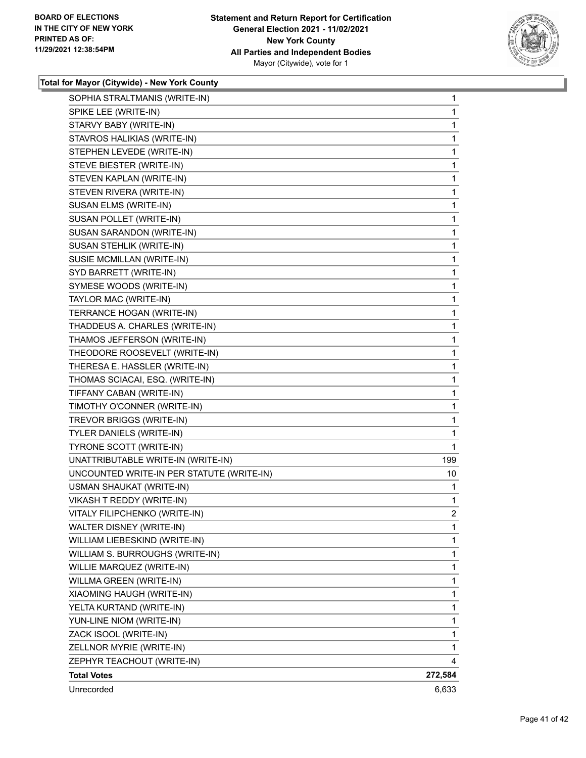BOARD OF ELECTIONS
IN THE CITY OF NEW YORK
PRINTED AS OF:
11/29/2021 12:38:54PM

**Statement and Return Report for Certification**
**General Election 2021 - 11/02/2021**
**New York County**
**All Parties and Independent Bodies**
Mayor (Citywide), vote for 1

### Total for Mayor (Citywide) - New York County

| Candidate | Votes |
|---|---|
| SOPHIA STRALTMANIS (WRITE-IN) | 1 |
| SPIKE LEE (WRITE-IN) | 1 |
| STARVY BABY (WRITE-IN) | 1 |
| STAVROS HALIKIAS (WRITE-IN) | 1 |
| STEPHEN LEVEDE (WRITE-IN) | 1 |
| STEVE BIESTER (WRITE-IN) | 1 |
| STEVEN KAPLAN (WRITE-IN) | 1 |
| STEVEN RIVERA (WRITE-IN) | 1 |
| SUSAN ELMS (WRITE-IN) | 1 |
| SUSAN POLLET (WRITE-IN) | 1 |
| SUSAN SARANDON (WRITE-IN) | 1 |
| SUSAN STEHLIK (WRITE-IN) | 1 |
| SUSIE MCMILLAN (WRITE-IN) | 1 |
| SYD BARRETT (WRITE-IN) | 1 |
| SYMESE WOODS (WRITE-IN) | 1 |
| TAYLOR MAC (WRITE-IN) | 1 |
| TERRANCE HOGAN (WRITE-IN) | 1 |
| THADDEUS A. CHARLES (WRITE-IN) | 1 |
| THAMOS JEFFERSON (WRITE-IN) | 1 |
| THEODORE ROOSEVELT (WRITE-IN) | 1 |
| THERESA E. HASSLER (WRITE-IN) | 1 |
| THOMAS SCIACAI, ESQ. (WRITE-IN) | 1 |
| TIFFANY CABAN (WRITE-IN) | 1 |
| TIMOTHY O'CONNER (WRITE-IN) | 1 |
| TREVOR BRIGGS (WRITE-IN) | 1 |
| TYLER DANIELS (WRITE-IN) | 1 |
| TYRONE SCOTT (WRITE-IN) | 1 |
| UNATTRIBUTABLE WRITE-IN (WRITE-IN) | 199 |
| UNCOUNTED WRITE-IN PER STATUTE (WRITE-IN) | 10 |
| USMAN SHAUKAT (WRITE-IN) | 1 |
| VIKASH T REDDY (WRITE-IN) | 1 |
| VITALY FILIPCHENKO (WRITE-IN) | 2 |
| WALTER DISNEY (WRITE-IN) | 1 |
| WILLIAM LIEBESKIND (WRITE-IN) | 1 |
| WILLIAM S. BURROUGHS (WRITE-IN) | 1 |
| WILLIE MARQUEZ (WRITE-IN) | 1 |
| WILLMA GREEN (WRITE-IN) | 1 |
| XIAOMING HAUGH (WRITE-IN) | 1 |
| YELTA KURTAND (WRITE-IN) | 1 |
| YUN-LINE NIOM (WRITE-IN) | 1 |
| ZACK ISOOL (WRITE-IN) | 1 |
| ZELLNOR MYRIE (WRITE-IN) | 1 |
| ZEPHYR TEACHOUT (WRITE-IN) | 4 |
| **Total Votes** | **272,584** |
| Unrecorded | 6,633 |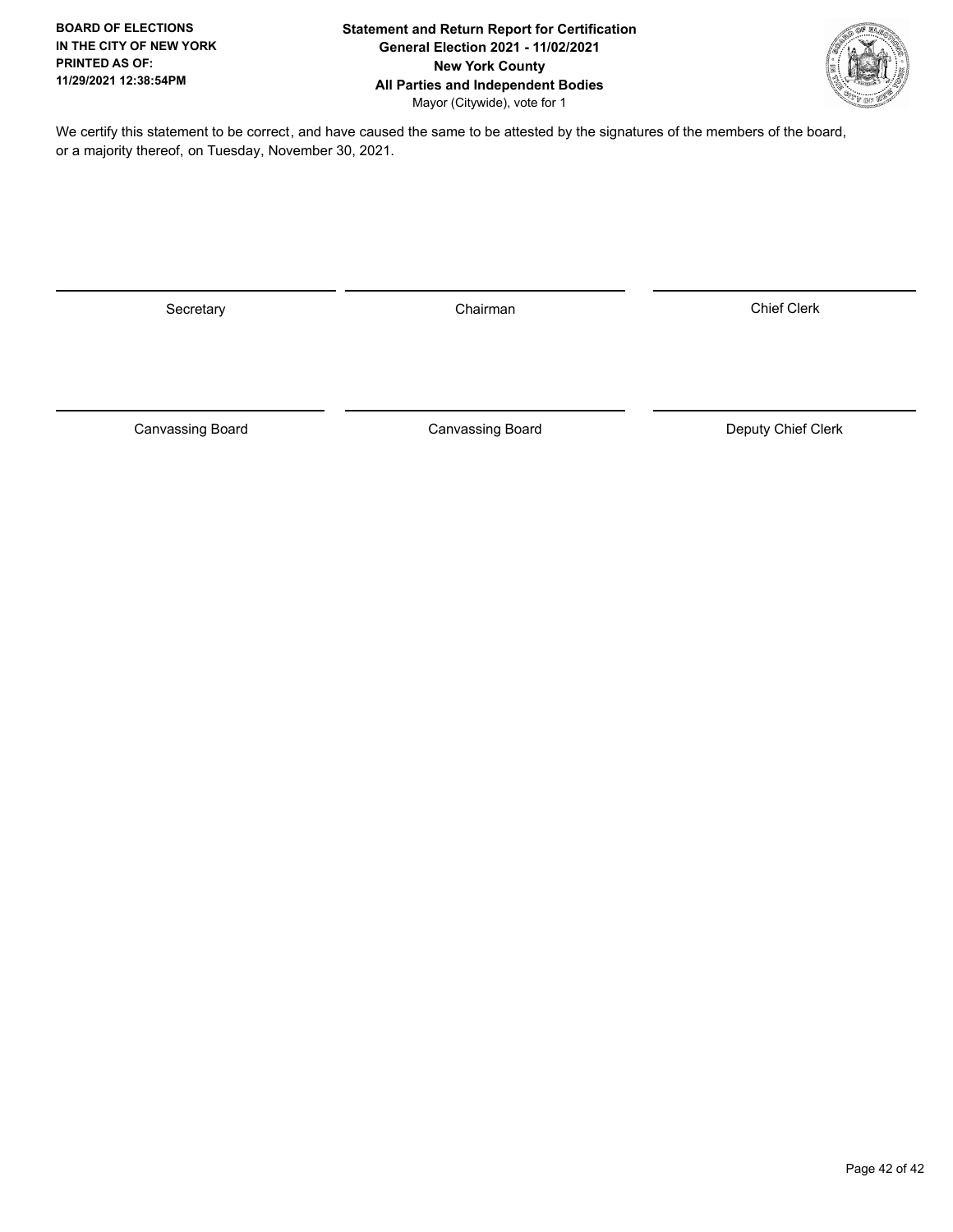**BOARD OF ELECTIONS IN THE CITY OF NEW YORK PRINTED AS OF: 11/29/2021 12:38:54PM**

**Statement and Return Report for Certification**
**General Election 2021 - 11/02/2021**
**New York County**
**All Parties and Independent Bodies**
Mayor (Citywide), vote for 1

We certify this statement to be correct, and have caused the same to be attested by the signatures of the members of the board, or a majority thereof, on Tuesday, November 30, 2021.

| | | |
|---|---|---|
| Secretary | Chairman | Chief Clerk |
| Canvassing Board | Canvassing Board | Deputy Chief Clerk |